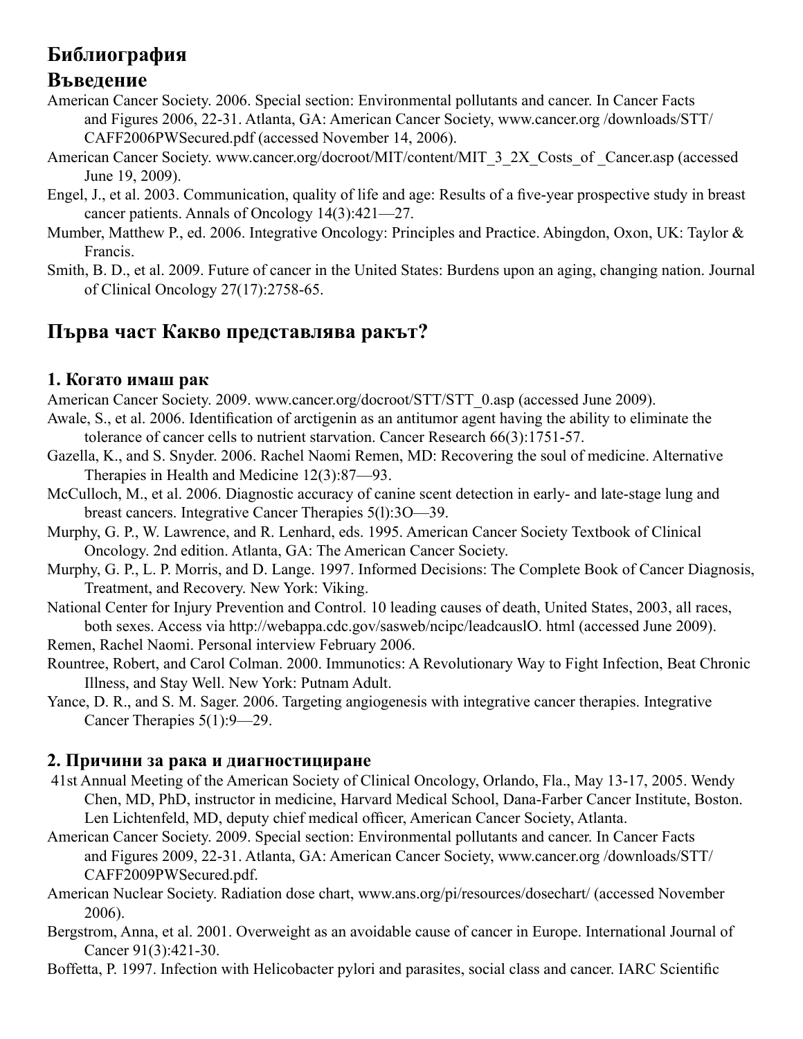# Библиография

## Въведение

American Cancer Society. 2006. Special section: Environmental pollutants and cancer. In Cancer Facts and Figures 2006, 22-31. Atlanta, GA: American Cancer Society, www.cancer.org /downloads/STT/CAFF2006PWSecured.pdf (accessed November 14, 2006).

American Cancer Society. www.cancer.org/docroot/MIT/content/MIT_3_2X_Costs_of _Cancer.asp (accessed June 19, 2009).

Engel, J., et al. 2003. Communication, quality of life and age: Results of a five-year prospective study in breast cancer patients. Annals of Oncology 14(3):421—27.

Mumber, Matthew P., ed. 2006. Integrative Oncology: Principles and Practice. Abingdon, Oxon, UK: Taylor & Francis.

Smith, B. D., et al. 2009. Future of cancer in the United States: Burdens upon an aging, changing nation. Journal of Clinical Oncology 27(17):2758-65.

## Първа част Какво представлява ракът?

### 1. Когато имаш рак

American Cancer Society. 2009. www.cancer.org/docroot/STT/STT_0.asp (accessed June 2009).

Awale, S., et al. 2006. Identification of arctigenin as an antitumor agent having the ability to eliminate the tolerance of cancer cells to nutrient starvation. Cancer Research 66(3):1751-57.

Gazella, K., and S. Snyder. 2006. Rachel Naomi Remen, MD: Recovering the soul of medicine. Alternative Therapies in Health and Medicine 12(3):87—93.

McCulloch, M., et al. 2006. Diagnostic accuracy of canine scent detection in early- and late-stage lung and breast cancers. Integrative Cancer Therapies 5(l):3O—39.

Murphy, G. P., W. Lawrence, and R. Lenhard, eds. 1995. American Cancer Society Textbook of Clinical Oncology. 2nd edition. Atlanta, GA: The American Cancer Society.

Murphy, G. P., L. P. Morris, and D. Lange. 1997. Informed Decisions: The Complete Book of Cancer Diagnosis, Treatment, and Recovery. New York: Viking.

National Center for Injury Prevention and Control. 10 leading causes of death, United States, 2003, all races, both sexes. Access via http://webappa.cdc.gov/sasweb/ncipc/leadcauslO. html (accessed June 2009).

Remen, Rachel Naomi. Personal interview February 2006.

Rountree, Robert, and Carol Colman. 2000. Immunotics: A Revolutionary Way to Fight Infection, Beat Chronic Illness, and Stay Well. New York: Putnam Adult.

Yance, D. R., and S. M. Sager. 2006. Targeting angiogenesis with integrative cancer therapies. Integrative Cancer Therapies 5(1):9—29.

### 2. Причини за рака и диагностициране

41st Annual Meeting of the American Society of Clinical Oncology, Orlando, Fla., May 13-17, 2005. Wendy Chen, MD, PhD, instructor in medicine, Harvard Medical School, Dana-Farber Cancer Institute, Boston. Len Lichtenfeld, MD, deputy chief medical officer, American Cancer Society, Atlanta.

American Cancer Society. 2009. Special section: Environmental pollutants and cancer. In Cancer Facts and Figures 2009, 22-31. Atlanta, GA: American Cancer Society, www.cancer.org /downloads/STT/CAFF2009PWSecured.pdf.

American Nuclear Society. Radiation dose chart, www.ans.org/pi/resources/dosechart/ (accessed November 2006).

Bergstrom, Anna, et al. 2001. Overweight as an avoidable cause of cancer in Europe. International Journal of Cancer 91(3):421-30.

Boffetta, P. 1997. Infection with Helicobacter pylori and parasites, social class and cancer. IARC Scientific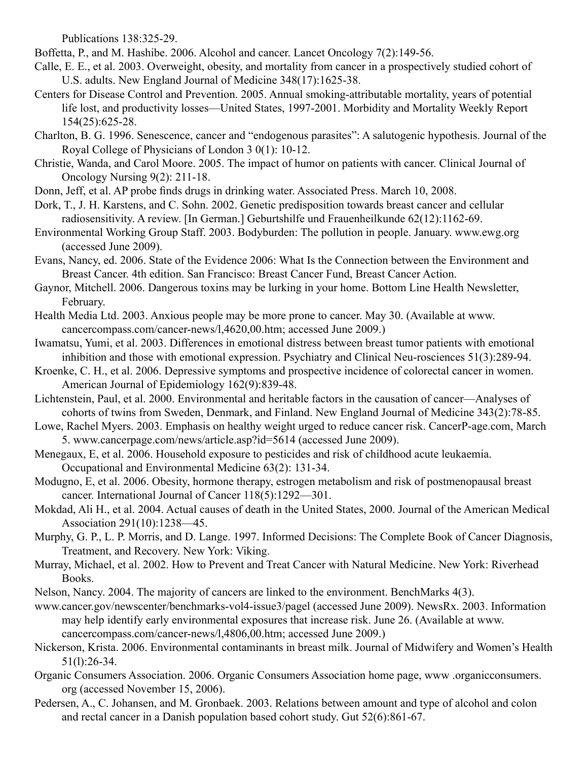Publications 138:325-29.

Boffetta, P., and M. Hashibe. 2006. Alcohol and cancer. Lancet Oncology 7(2):149-56.

Calle, E. E., et al. 2003. Overweight, obesity, and mortality from cancer in a prospectively studied cohort of U.S. adults. New England Journal of Medicine 348(17):1625-38.

Centers for Disease Control and Prevention. 2005. Annual smoking-attributable mortality, years of potential life lost, and productivity losses—United States, 1997-2001. Morbidity and Mortality Weekly Report 154(25):625-28.

Charlton, B. G. 1996. Senescence, cancer and "endogenous parasites": A salutogenic hypothesis. Journal of the Royal College of Physicians of London 3 0(1): 10-12.

Christie, Wanda, and Carol Moore. 2005. The impact of humor on patients with cancer. Clinical Journal of Oncology Nursing 9(2): 211-18.

Donn, Jeff, et al. AP probe finds drugs in drinking water. Associated Press. March 10, 2008.

Dork, T., J. H. Karstens, and C. Sohn. 2002. Genetic predisposition towards breast cancer and cellular radiosensitivity. A review. [In German.] Geburtshilfe und Frauenheilkunde 62(12):1162-69.

Environmental Working Group Staff. 2003. Bodyburden: The pollution in people. January. www.ewg.org (accessed June 2009).

Evans, Nancy, ed. 2006. State of the Evidence 2006: What Is the Connection between the Environment and Breast Cancer. 4th edition. San Francisco: Breast Cancer Fund, Breast Cancer Action.

Gaynor, Mitchell. 2006. Dangerous toxins may be lurking in your home. Bottom Line Health Newsletter, February.

Health Media Ltd. 2003. Anxious people may be more prone to cancer. May 30. (Available at www. cancercompass.com/cancer-news/l,4620,00.htm; accessed June 2009.)

Iwamatsu, Yumi, et al. 2003. Differences in emotional distress between breast tumor patients with emotional inhibition and those with emotional expression. Psychiatry and Clinical Neu-rosciences 51(3):289-94.

Kroenke, C. H., et al. 2006. Depressive symptoms and prospective incidence of colorectal cancer in women. American Journal of Epidemiology 162(9):839-48.

Lichtenstein, Paul, et al. 2000. Environmental and heritable factors in the causation of cancer—Analyses of cohorts of twins from Sweden, Denmark, and Finland. New England Journal of Medicine 343(2):78-85.

Lowe, Rachel Myers. 2003. Emphasis on healthy weight urged to reduce cancer risk. CancerP-age.com, March 5. www.cancerpage.com/news/article.asp?id=5614 (accessed June 2009).

Menegaux, E, et al. 2006. Household exposure to pesticides and risk of childhood acute leukaemia. Occupational and Environmental Medicine 63(2): 131-34.

Modugno, E, et al. 2006. Obesity, hormone therapy, estrogen metabolism and risk of postmenopausal breast cancer. International Journal of Cancer 118(5):1292—301.

Mokdad, Ali H., et al. 2004. Actual causes of death in the United States, 2000. Journal of the American Medical Association 291(10):1238—45.

Murphy, G. P., L. P. Morris, and D. Lange. 1997. Informed Decisions: The Complete Book of Cancer Diagnosis, Treatment, and Recovery. New York: Viking.

Murray, Michael, et al. 2002. How to Prevent and Treat Cancer with Natural Medicine. New York: Riverhead Books.

Nelson, Nancy. 2004. The majority of cancers are linked to the environment. BenchMarks 4(3).

www.cancer.gov/newscenter/benchmarks-vol4-issue3/pagel (accessed June 2009). NewsRx. 2003. Information may help identify early environmental exposures that increase risk. June 26. (Available at www. cancercompass.com/cancer-news/l,4806,00.htm; accessed June 2009.)

Nickerson, Krista. 2006. Environmental contaminants in breast milk. Journal of Midwifery and Women's Health 51(l):26-34.

Organic Consumers Association. 2006. Organic Consumers Association home page, www .organicconsumers. org (accessed November 15, 2006).

Pedersen, A., C. Johansen, and M. Gronbaek. 2003. Relations between amount and type of alcohol and colon and rectal cancer in a Danish population based cohort study. Gut 52(6):861-67.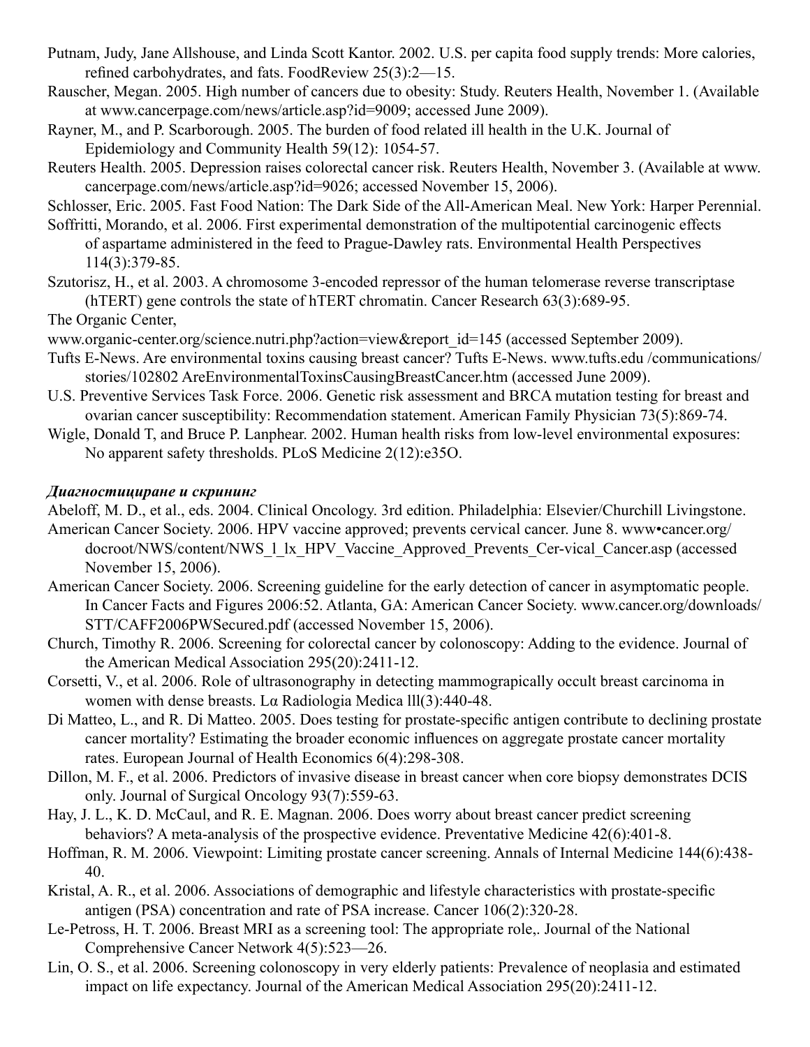Putnam, Judy, Jane Allshouse, and Linda Scott Kantor. 2002. U.S. per capita food supply trends: More calories, refined carbohydrates, and fats. FoodReview 25(3):2—15.

Rauscher, Megan. 2005. High number of cancers due to obesity: Study. Reuters Health, November 1. (Available at www.cancerpage.com/news/article.asp?id=9009; accessed June 2009).

Rayner, M., and P. Scarborough. 2005. The burden of food related ill health in the U.K. Journal of Epidemiology and Community Health 59(12): 1054-57.

Reuters Health. 2005. Depression raises colorectal cancer risk. Reuters Health, November 3. (Available at www.cancerpage.com/news/article.asp?id=9026; accessed November 15, 2006).

Schlosser, Eric. 2005. Fast Food Nation: The Dark Side of the All-American Meal. New York: Harper Perennial.

Soffritti, Morando, et al. 2006. First experimental demonstration of the multipotential carcinogenic effects of aspartame administered in the feed to Prague-Dawley rats. Environmental Health Perspectives 114(3):379-85.

Szutorisz, H., et al. 2003. A chromosome 3-encoded repressor of the human telomerase reverse transcriptase (hTERT) gene controls the state of hTERT chromatin. Cancer Research 63(3):689-95.

The Organic Center,
www.organic-center.org/science.nutri.php?action=view&report_id=145 (accessed September 2009).

Tufts E-News. Are environmental toxins causing breast cancer? Tufts E-News. www.tufts.edu /communications/stories/102802 AreEnvironmentalToxinsCausingBreastCancer.htm (accessed June 2009).

U.S. Preventive Services Task Force. 2006. Genetic risk assessment and BRCA mutation testing for breast and ovarian cancer susceptibility: Recommendation statement. American Family Physician 73(5):869-74.

Wigle, Donald T, and Bruce P. Lanphear. 2002. Human health risks from low-level environmental exposures: No apparent safety thresholds. PLoS Medicine 2(12):e35O.

***Диагностициране и скрининг***

Abeloff, M. D., et al., eds. 2004. Clinical Oncology. 3rd edition. Philadelphia: Elsevier/Churchill Livingstone.

American Cancer Society. 2006. HPV vaccine approved; prevents cervical cancer. June 8. www•cancer.org/docroot/NWS/content/NWS_1_lx_HPV_Vaccine_Approved_Prevents_Cer-vical_Cancer.asp (accessed November 15, 2006).

American Cancer Society. 2006. Screening guideline for the early detection of cancer in asymptomatic people. In Cancer Facts and Figures 2006:52. Atlanta, GA: American Cancer Society. www.cancer.org/downloads/STT/CAFF2006PWSecured.pdf (accessed November 15, 2006).

Church, Timothy R. 2006. Screening for colorectal cancer by colonoscopy: Adding to the evidence. Journal of the American Medical Association 295(20):2411-12.

Corsetti, V., et al. 2006. Role of ultrasonography in detecting mammograpically occult breast carcinoma in women with dense breasts. Lα Radiologia Medica lll(3):440-48.

Di Matteo, L., and R. Di Matteo. 2005. Does testing for prostate-specific antigen contribute to declining prostate cancer mortality? Estimating the broader economic influences on aggregate prostate cancer mortality rates. European Journal of Health Economics 6(4):298-308.

Dillon, M. F., et al. 2006. Predictors of invasive disease in breast cancer when core biopsy demonstrates DCIS only. Journal of Surgical Oncology 93(7):559-63.

Hay, J. L., K. D. McCaul, and R. E. Magnan. 2006. Does worry about breast cancer predict screening behaviors? A meta-analysis of the prospective evidence. Preventative Medicine 42(6):401-8.

Hoffman, R. M. 2006. Viewpoint: Limiting prostate cancer screening. Annals of Internal Medicine 144(6):438-40.

Kristal, A. R., et al. 2006. Associations of demographic and lifestyle characteristics with prostate-specific antigen (PSA) concentration and rate of PSA increase. Cancer 106(2):320-28.

Le-Petross, H. T. 2006. Breast MRI as a screening tool: The appropriate role,. Journal of the National Comprehensive Cancer Network 4(5):523—26.

Lin, O. S., et al. 2006. Screening colonoscopy in very elderly patients: Prevalence of neoplasia and estimated impact on life expectancy. Journal of the American Medical Association 295(20):2411-12.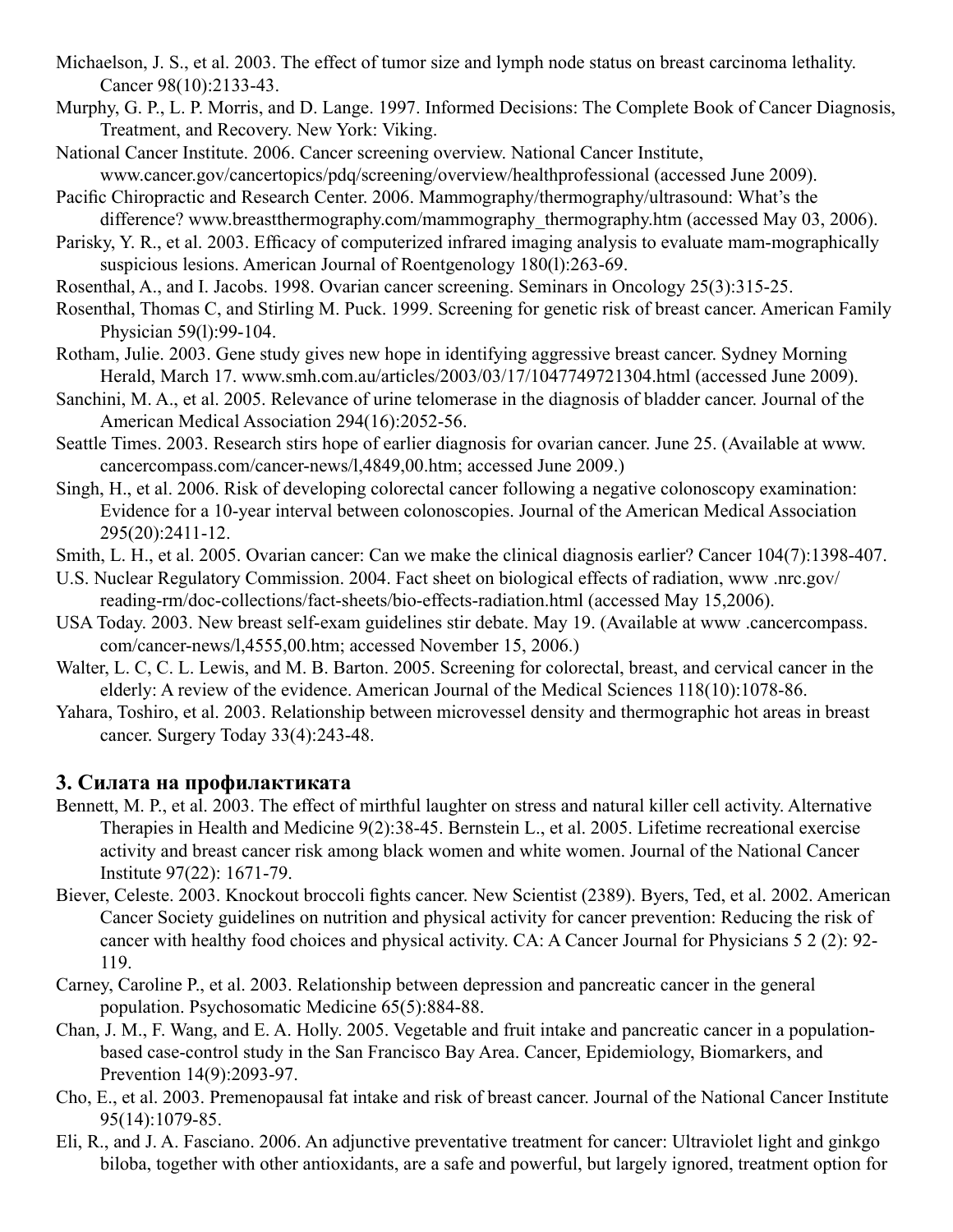Michaelson, J. S., et al. 2003. The effect of tumor size and lymph node status on breast carcinoma lethality. Cancer 98(10):2133-43.

Murphy, G. P., L. P. Morris, and D. Lange. 1997. Informed Decisions: The Complete Book of Cancer Diagnosis, Treatment, and Recovery. New York: Viking.

National Cancer Institute. 2006. Cancer screening overview. National Cancer Institute, www.cancer.gov/cancertopics/pdq/screening/overview/healthprofessional (accessed June 2009).

Pacific Chiropractic and Research Center. 2006. Mammography/thermography/ultrasound: What's the difference? www.breastthermography.com/mammography_thermography.htm (accessed May 03, 2006).

Parisky, Y. R., et al. 2003. Efficacy of computerized infrared imaging analysis to evaluate mam-mographically suspicious lesions. American Journal of Roentgenology 180(l):263-69.

Rosenthal, A., and I. Jacobs. 1998. Ovarian cancer screening. Seminars in Oncology 25(3):315-25.

Rosenthal, Thomas C, and Stirling M. Puck. 1999. Screening for genetic risk of breast cancer. American Family Physician 59(l):99-104.

Rotham, Julie. 2003. Gene study gives new hope in identifying aggressive breast cancer. Sydney Morning Herald, March 17. www.smh.com.au/articles/2003/03/17/1047749721304.html (accessed June 2009).

Sanchini, M. A., et al. 2005. Relevance of urine telomerase in the diagnosis of bladder cancer. Journal of the American Medical Association 294(16):2052-56.

Seattle Times. 2003. Research stirs hope of earlier diagnosis for ovarian cancer. June 25. (Available at www. cancercompass.com/cancer-news/l,4849,00.htm; accessed June 2009.)

Singh, H., et al. 2006. Risk of developing colorectal cancer following a negative colonoscopy examination: Evidence for a 10-year interval between colonoscopies. Journal of the American Medical Association 295(20):2411-12.

Smith, L. H., et al. 2005. Ovarian cancer: Can we make the clinical diagnosis earlier? Cancer 104(7):1398-407.

U.S. Nuclear Regulatory Commission. 2004. Fact sheet on biological effects of radiation, www .nrc.gov/ reading-rm/doc-collections/fact-sheets/bio-effects-radiation.html (accessed May 15,2006).

USA Today. 2003. New breast self-exam guidelines stir debate. May 19. (Available at www .cancercompass. com/cancer-news/l,4555,00.htm; accessed November 15, 2006.)

Walter, L. C, C. L. Lewis, and M. B. Barton. 2005. Screening for colorectal, breast, and cervical cancer in the elderly: A review of the evidence. American Journal of the Medical Sciences 118(10):1078-86.

Yahara, Toshiro, et al. 2003. Relationship between microvessel density and thermographic hot areas in breast cancer. Surgery Today 33(4):243-48.

## 3. Силата на профилактиката

Bennett, M. P., et al. 2003. The effect of mirthful laughter on stress and natural killer cell activity. Alternative Therapies in Health and Medicine 9(2):38-45. Bernstein L., et al. 2005. Lifetime recreational exercise activity and breast cancer risk among black women and white women. Journal of the National Cancer Institute 97(22): 1671-79.

Biever, Celeste. 2003. Knockout broccoli fights cancer. New Scientist (2389). Byers, Ted, et al. 2002. American Cancer Society guidelines on nutrition and physical activity for cancer prevention: Reducing the risk of cancer with healthy food choices and physical activity. CA: A Cancer Journal for Physicians 5 2 (2): 92-119.

Carney, Caroline P., et al. 2003. Relationship between depression and pancreatic cancer in the general population. Psychosomatic Medicine 65(5):884-88.

Chan, J. M., F. Wang, and E. A. Holly. 2005. Vegetable and fruit intake and pancreatic cancer in a population-based case-control study in the San Francisco Bay Area. Cancer, Epidemiology, Biomarkers, and Prevention 14(9):2093-97.

Cho, E., et al. 2003. Premenopausal fat intake and risk of breast cancer. Journal of the National Cancer Institute 95(14):1079-85.

Eli, R., and J. A. Fasciano. 2006. An adjunctive preventative treatment for cancer: Ultraviolet light and ginkgo biloba, together with other antioxidants, are a safe and powerful, but largely ignored, treatment option for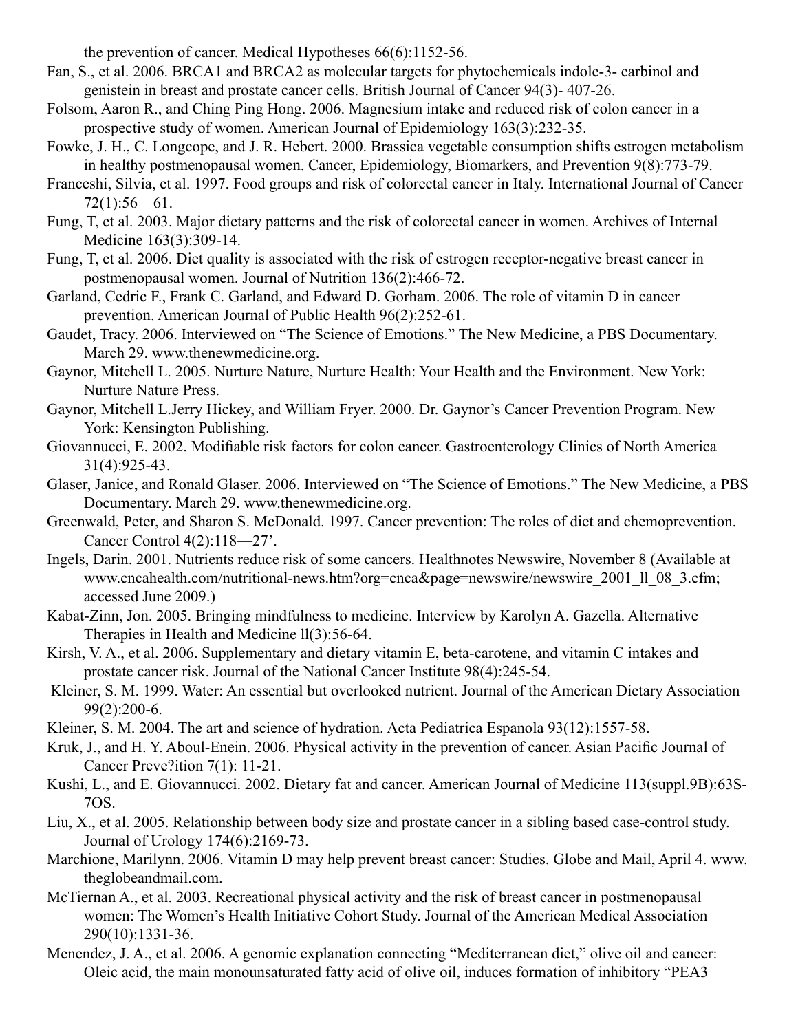the prevention of cancer. Medical Hypotheses 66(6):1152-56.

Fan, S., et al. 2006. BRCA1 and BRCA2 as molecular targets for phytochemicals indole-3- carbinol and genistein in breast and prostate cancer cells. British Journal of Cancer 94(3)- 407-26.

Folsom, Aaron R., and Ching Ping Hong. 2006. Magnesium intake and reduced risk of colon cancer in a prospective study of women. American Journal of Epidemiology 163(3):232-35.

Fowke, J. H., C. Longcope, and J. R. Hebert. 2000. Brassica vegetable consumption shifts estrogen metabolism in healthy postmenopausal women. Cancer, Epidemiology, Biomarkers, and Prevention 9(8):773-79.

Franceshi, Silvia, et al. 1997. Food groups and risk of colorectal cancer in Italy. International Journal of Cancer 72(1):56—61.

Fung, T, et al. 2003. Major dietary patterns and the risk of colorectal cancer in women. Archives of Internal Medicine 163(3):309-14.

Fung, T, et al. 2006. Diet quality is associated with the risk of estrogen receptor-negative breast cancer in postmenopausal women. Journal of Nutrition 136(2):466-72.

Garland, Cedric F., Frank C. Garland, and Edward D. Gorham. 2006. The role of vitamin D in cancer prevention. American Journal of Public Health 96(2):252-61.

Gaudet, Tracy. 2006. Interviewed on "The Science of Emotions." The New Medicine, a PBS Documentary. March 29. www.thenewmedicine.org.

Gaynor, Mitchell L. 2005. Nurture Nature, Nurture Health: Your Health and the Environment. New York: Nurture Nature Press.

Gaynor, Mitchell L.Jerry Hickey, and William Fryer. 2000. Dr. Gaynor's Cancer Prevention Program. New York: Kensington Publishing.

Giovannucci, E. 2002. Modifiable risk factors for colon cancer. Gastroenterology Clinics of North America 31(4):925-43.

Glaser, Janice, and Ronald Glaser. 2006. Interviewed on "The Science of Emotions." The New Medicine, a PBS Documentary. March 29. www.thenewmedicine.org.

Greenwald, Peter, and Sharon S. McDonald. 1997. Cancer prevention: The roles of diet and chemoprevention. Cancer Control 4(2):118—27'.

Ingels, Darin. 2001. Nutrients reduce risk of some cancers. Healthnotes Newswire, November 8 (Available at www.cncahealth.com/nutritional-news.htm?org=cnca&page=newswire/newswire_2001_ll_08_3.cfm; accessed June 2009.)

Kabat-Zinn, Jon. 2005. Bringing mindfulness to medicine. Interview by Karolyn A. Gazella. Alternative Therapies in Health and Medicine ll(3):56-64.

Kirsh, V. A., et al. 2006. Supplementary and dietary vitamin E, beta-carotene, and vitamin C intakes and prostate cancer risk. Journal of the National Cancer Institute 98(4):245-54.

Kleiner, S. M. 1999. Water: An essential but overlooked nutrient. Journal of the American Dietary Association 99(2):200-6.

Kleiner, S. M. 2004. The art and science of hydration. Acta Pediatrica Espanola 93(12):1557-58.

Kruk, J., and H. Y. Aboul-Enein. 2006. Physical activity in the prevention of cancer. Asian Pacific Journal of Cancer Preve?ition 7(1): 11-21.

Kushi, L., and E. Giovannucci. 2002. Dietary fat and cancer. American Journal of Medicine 113(suppl.9B):63S-7OS.

Liu, X., et al. 2005. Relationship between body size and prostate cancer in a sibling based case-control study. Journal of Urology 174(6):2169-73.

Marchione, Marilynn. 2006. Vitamin D may help prevent breast cancer: Studies. Globe and Mail, April 4. www.theglobeandmail.com.

McTiernan A., et al. 2003. Recreational physical activity and the risk of breast cancer in postmenopausal women: The Women's Health Initiative Cohort Study. Journal of the American Medical Association 290(10):1331-36.

Menendez, J. A., et al. 2006. A genomic explanation connecting "Mediterranean diet," olive oil and cancer: Oleic acid, the main monounsaturated fatty acid of olive oil, induces formation of inhibitory "PEA3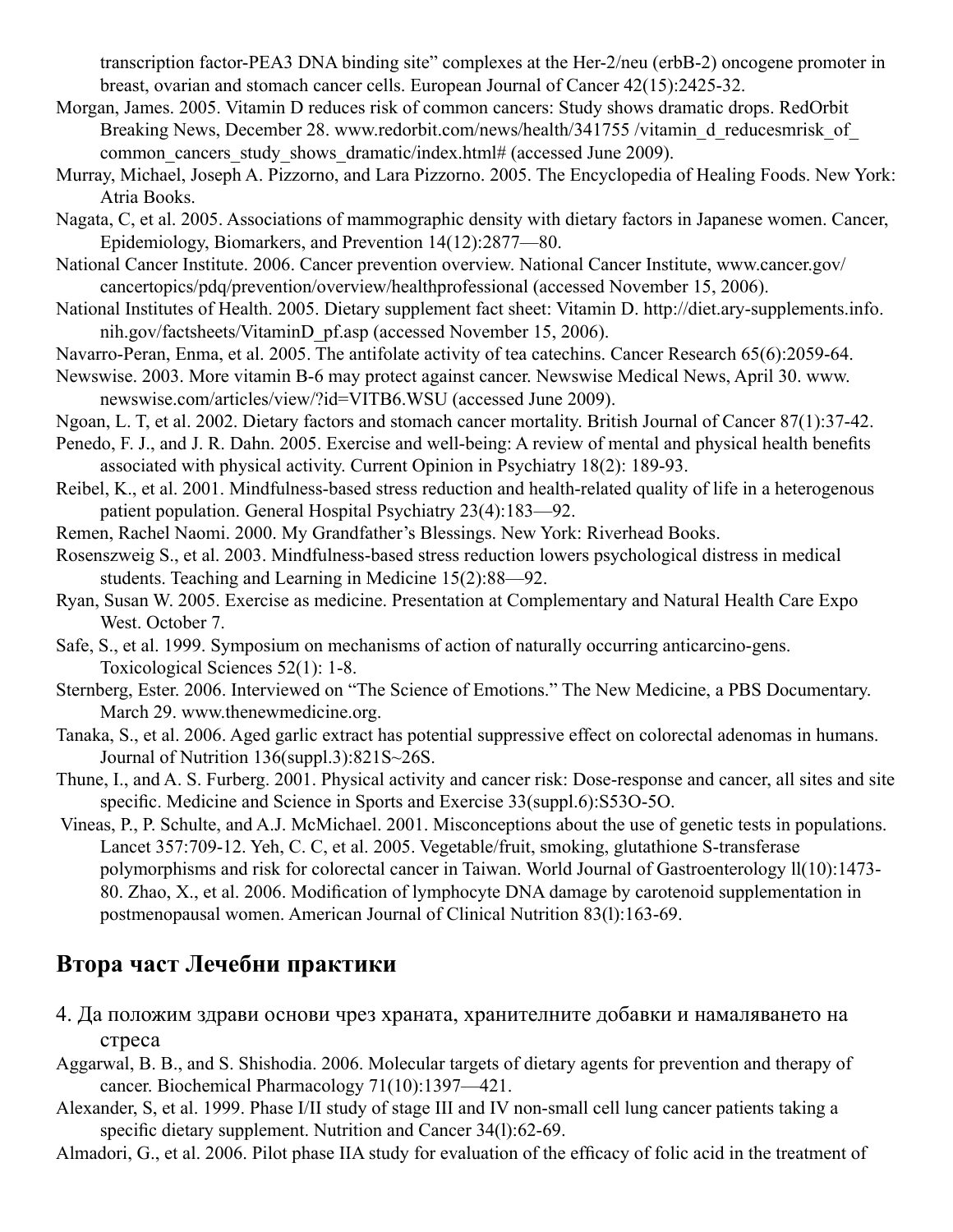transcription factor-PEA3 DNA binding site" complexes at the Her-2/neu (erbB-2) oncogene promoter in breast, ovarian and stomach cancer cells. European Journal of Cancer 42(15):2425-32.

Morgan, James. 2005. Vitamin D reduces risk of common cancers: Study shows dramatic drops. RedOrbit Breaking News, December 28. www.redorbit.com/news/health/341755 /vitamin_d_reducesmrisk_of_ common_cancers_study_shows_dramatic/index.html# (accessed June 2009).

Murray, Michael, Joseph A. Pizzorno, and Lara Pizzorno. 2005. The Encyclopedia of Healing Foods. New York: Atria Books.

Nagata, C, et al. 2005. Associations of mammographic density with dietary factors in Japanese women. Cancer, Epidemiology, Biomarkers, and Prevention 14(12):2877—80.

National Cancer Institute. 2006. Cancer prevention overview. National Cancer Institute, www.cancer.gov/ cancertopics/pdq/prevention/overview/healthprofessional (accessed November 15, 2006).

National Institutes of Health. 2005. Dietary supplement fact sheet: Vitamin D. http://diet.ary-supplements.info. nih.gov/factsheets/VitaminD_pf.asp (accessed November 15, 2006).

Navarro-Peran, Enma, et al. 2005. The antifolate activity of tea catechins. Cancer Research 65(6):2059-64.

Newswise. 2003. More vitamin B-6 may protect against cancer. Newswise Medical News, April 30. www. newswise.com/articles/view/?id=VITB6.WSU (accessed June 2009).

Ngoan, L. T, et al. 2002. Dietary factors and stomach cancer mortality. British Journal of Cancer 87(1):37-42.

Penedo, F. J., and J. R. Dahn. 2005. Exercise and well-being: A review of mental and physical health benefits associated with physical activity. Current Opinion in Psychiatry 18(2): 189-93.

Reibel, K., et al. 2001. Mindfulness-based stress reduction and health-related quality of life in a heterogenous patient population. General Hospital Psychiatry 23(4):183—92.

Remen, Rachel Naomi. 2000. My Grandfather's Blessings. New York: Riverhead Books.

Rosenszweig S., et al. 2003. Mindfulness-based stress reduction lowers psychological distress in medical students. Teaching and Learning in Medicine 15(2):88—92.

Ryan, Susan W. 2005. Exercise as medicine. Presentation at Complementary and Natural Health Care Expo West. October 7.

Safe, S., et al. 1999. Symposium on mechanisms of action of naturally occurring anticarcino-gens. Toxicological Sciences 52(1): 1-8.

Sternberg, Ester. 2006. Interviewed on "The Science of Emotions." The New Medicine, a PBS Documentary. March 29. www.thenewmedicine.org.

Tanaka, S., et al. 2006. Aged garlic extract has potential suppressive effect on colorectal adenomas in humans. Journal of Nutrition 136(suppl.3):821S~26S.

Thune, I., and A. S. Furberg. 2001. Physical activity and cancer risk: Dose-response and cancer, all sites and site specific. Medicine and Science in Sports and Exercise 33(suppl.6):S53O-5O.

Vineas, P., P. Schulte, and A.J. McMichael. 2001. Misconceptions about the use of genetic tests in populations. Lancet 357:709-12. Yeh, C. C, et al. 2005. Vegetable/fruit, smoking, glutathione S-transferase polymorphisms and risk for colorectal cancer in Taiwan. World Journal of Gastroenterology ll(10):1473-80. Zhao, X., et al. 2006. Modification of lymphocyte DNA damage by carotenoid supplementation in postmenopausal women. American Journal of Clinical Nutrition 83(l):163-69.

## Втора част Лечебни практики

4. Да положим здрави основи чрез храната, хранителните добавки и намаляването на стреса

Aggarwal, B. B., and S. Shishodia. 2006. Molecular targets of dietary agents for prevention and therapy of cancer. Biochemical Pharmacology 71(10):1397—421.

Alexander, S, et al. 1999. Phase I/II study of stage III and IV non-small cell lung cancer patients taking a specific dietary supplement. Nutrition and Cancer 34(l):62-69.

Almadori, G., et al. 2006. Pilot phase IIA study for evaluation of the efficacy of folic acid in the treatment of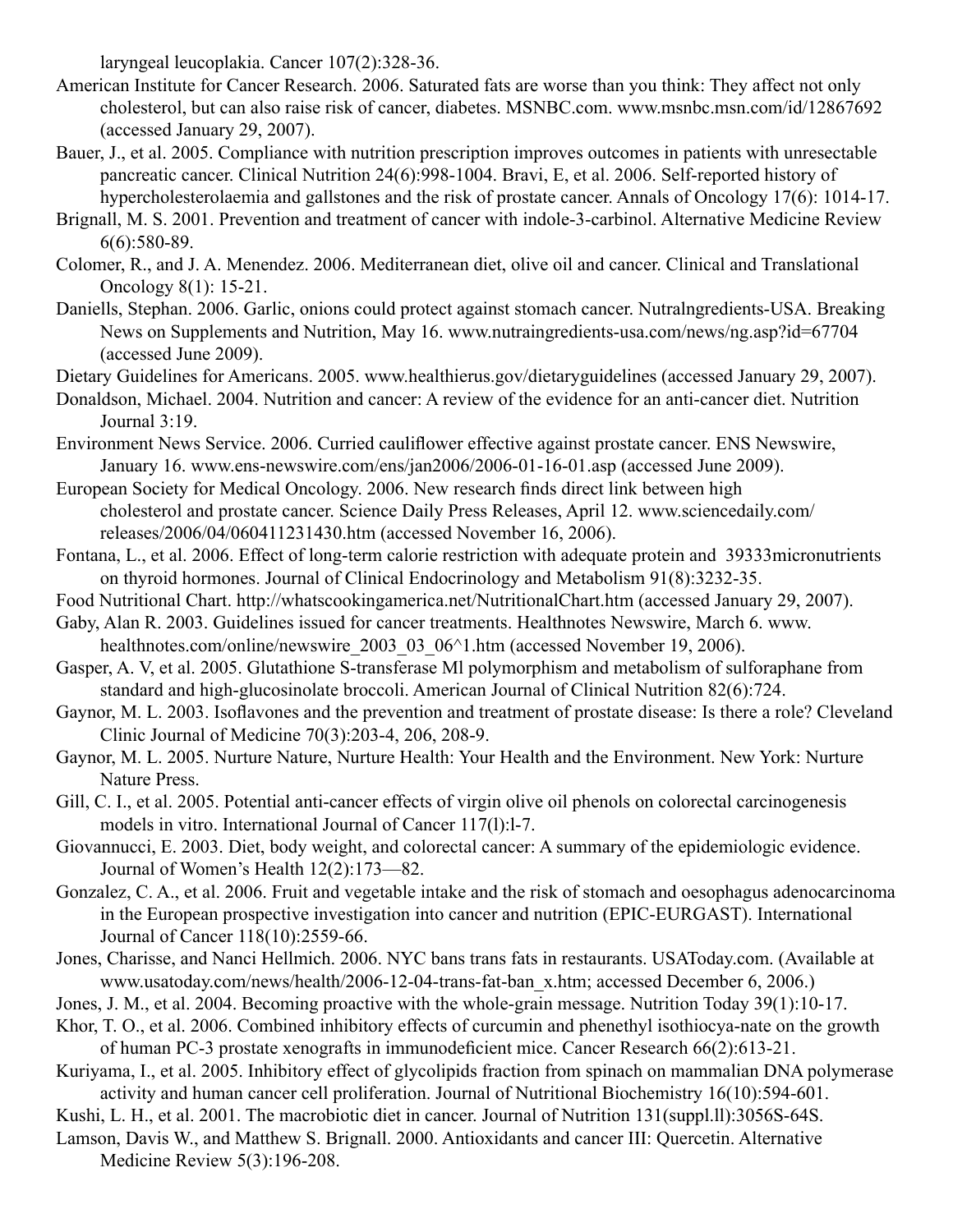laryngeal leucoplakia. Cancer 107(2):328-36.

American Institute for Cancer Research. 2006. Saturated fats are worse than you think: They affect not only cholesterol, but can also raise risk of cancer, diabetes. MSNBC.com. www.msnbc.msn.com/id/12867692 (accessed January 29, 2007).

Bauer, J., et al. 2005. Compliance with nutrition prescription improves outcomes in patients with unresectable pancreatic cancer. Clinical Nutrition 24(6):998-1004. Bravi, E, et al. 2006. Self-reported history of hypercholesterolaemia and gallstones and the risk of prostate cancer. Annals of Oncology 17(6): 1014-17.

Brignall, M. S. 2001. Prevention and treatment of cancer with indole-3-carbinol. Alternative Medicine Review 6(6):580-89.

Colomer, R., and J. A. Menendez. 2006. Mediterranean diet, olive oil and cancer. Clinical and Translational Oncology 8(1): 15-21.

Daniells, Stephan. 2006. Garlic, onions could protect against stomach cancer. Nutralngredients-USA. Breaking News on Supplements and Nutrition, May 16. www.nutraingredients-usa.com/news/ng.asp?id=67704 (accessed June 2009).

Dietary Guidelines for Americans. 2005. www.healthierus.gov/dietaryguidelines (accessed January 29, 2007).

Donaldson, Michael. 2004. Nutrition and cancer: A review of the evidence for an anti-cancer diet. Nutrition Journal 3:19.

Environment News Service. 2006. Curried cauliflower effective against prostate cancer. ENS Newswire, January 16. www.ens-newswire.com/ens/jan2006/2006-01-16-01.asp (accessed June 2009).

European Society for Medical Oncology. 2006. New research finds direct link between high cholesterol and prostate cancer. Science Daily Press Releases, April 12. www.sciencedaily.com/releases/2006/04/060411231430.htm (accessed November 16, 2006).

Fontana, L., et al. 2006. Effect of long-term calorie restriction with adequate protein and 39333micronutrients on thyroid hormones. Journal of Clinical Endocrinology and Metabolism 91(8):3232-35.

Food Nutritional Chart. http://whatscookingamerica.net/NutritionalChart.htm (accessed January 29, 2007).

Gaby, Alan R. 2003. Guidelines issued for cancer treatments. Healthnotes Newswire, March 6. www.healthnotes.com/online/newswire_2003_03_06^1.htm (accessed November 19, 2006).

Gasper, A. V, et al. 2005. Glutathione S-transferase Ml polymorphism and metabolism of sulforaphane from standard and high-glucosinolate broccoli. American Journal of Clinical Nutrition 82(6):724.

Gaynor, M. L. 2003. Isoflavones and the prevention and treatment of prostate disease: Is there a role? Cleveland Clinic Journal of Medicine 70(3):203-4, 206, 208-9.

Gaynor, M. L. 2005. Nurture Nature, Nurture Health: Your Health and the Environment. New York: Nurture Nature Press.

Gill, C. I., et al. 2005. Potential anti-cancer effects of virgin olive oil phenols on colorectal carcinogenesis models in vitro. International Journal of Cancer 117(l):l-7.

Giovannucci, E. 2003. Diet, body weight, and colorectal cancer: A summary of the epidemiologic evidence. Journal of Women's Health 12(2):173—82.

Gonzalez, C. A., et al. 2006. Fruit and vegetable intake and the risk of stomach and oesophagus adenocarcinoma in the European prospective investigation into cancer and nutrition (EPIC-EURGAST). International Journal of Cancer 118(10):2559-66.

Jones, Charisse, and Nanci Hellmich. 2006. NYC bans trans fats in restaurants. USAToday.com. (Available at www.usatoday.com/news/health/2006-12-04-trans-fat-ban_x.htm; accessed December 6, 2006.)

Jones, J. M., et al. 2004. Becoming proactive with the whole-grain message. Nutrition Today 39(1):10-17.

Khor, T. O., et al. 2006. Combined inhibitory effects of curcumin and phenethyl isothiocya-nate on the growth of human PC-3 prostate xenografts in immunodeficient mice. Cancer Research 66(2):613-21.

Kuriyama, I., et al. 2005. Inhibitory effect of glycolipids fraction from spinach on mammalian DNA polymerase activity and human cancer cell proliferation. Journal of Nutritional Biochemistry 16(10):594-601.

Kushi, L. H., et al. 2001. The macrobiotic diet in cancer. Journal of Nutrition 131(suppl.ll):3056S-64S.

Lamson, Davis W., and Matthew S. Brignall. 2000. Antioxidants and cancer III: Quercetin. Alternative Medicine Review 5(3):196-208.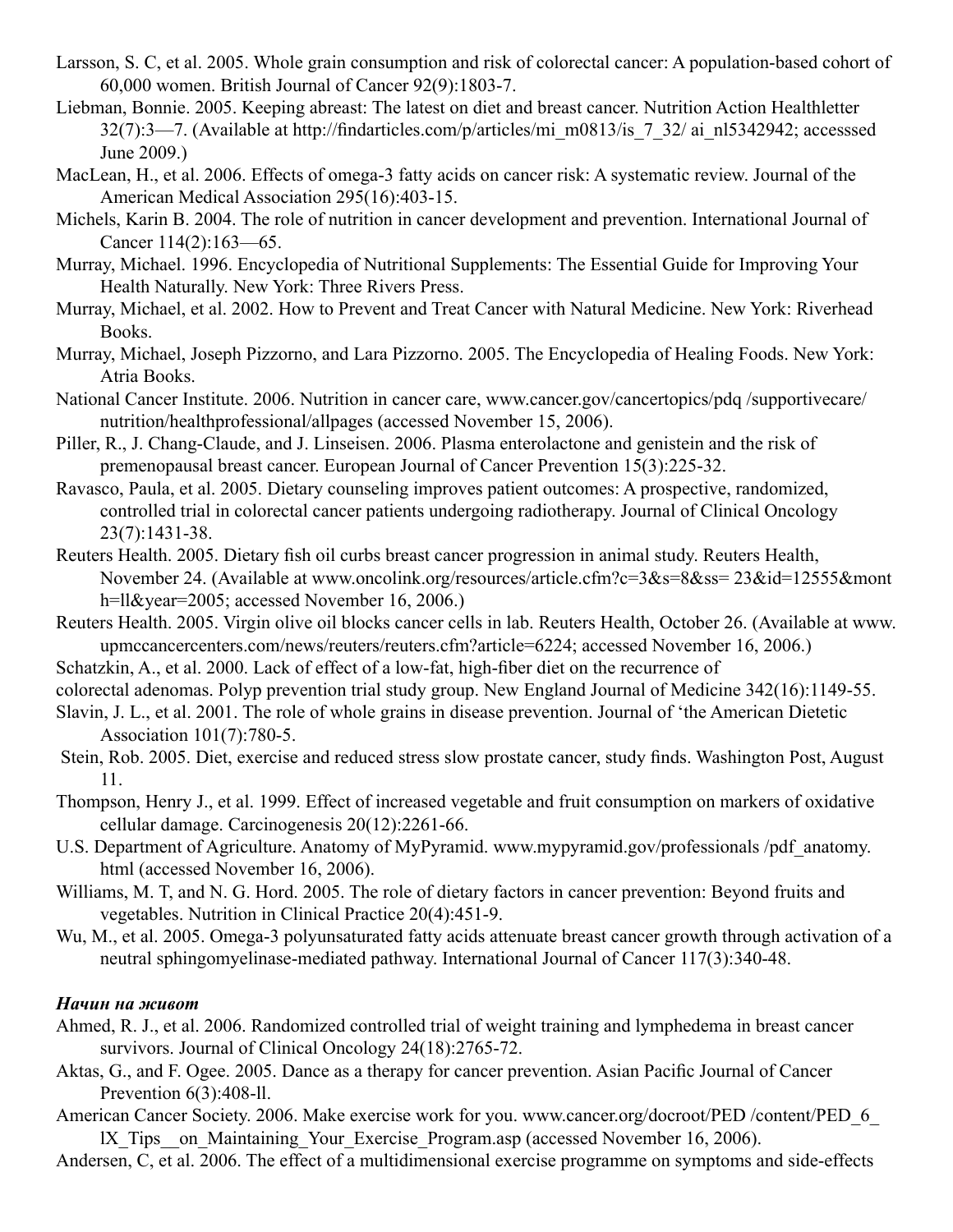Larsson, S. C, et al. 2005. Whole grain consumption and risk of colorectal cancer: A population-based cohort of 60,000 women. British Journal of Cancer 92(9):1803-7.

Liebman, Bonnie. 2005. Keeping abreast: The latest on diet and breast cancer. Nutrition Action Healthletter 32(7):3—7. (Available at http://findarticles.com/p/articles/mi_m0813/is_7_32/ ai_nl5342942; accesssed June 2009.)

MacLean, H., et al. 2006. Effects of omega-3 fatty acids on cancer risk: A systematic review. Journal of the American Medical Association 295(16):403-15.

Michels, Karin B. 2004. The role of nutrition in cancer development and prevention. International Journal of Cancer 114(2):163—65.

Murray, Michael. 1996. Encyclopedia of Nutritional Supplements: The Essential Guide for Improving Your Health Naturally. New York: Three Rivers Press.

Murray, Michael, et al. 2002. How to Prevent and Treat Cancer with Natural Medicine. New York: Riverhead Books.

Murray, Michael, Joseph Pizzorno, and Lara Pizzorno. 2005. The Encyclopedia of Healing Foods. New York: Atria Books.

National Cancer Institute. 2006. Nutrition in cancer care, www.cancer.gov/cancertopics/pdq /supportivecare/ nutrition/healthprofessional/allpages (accessed November 15, 2006).

Piller, R., J. Chang-Claude, and J. Linseisen. 2006. Plasma enterolactone and genistein and the risk of premenopausal breast cancer. European Journal of Cancer Prevention 15(3):225-32.

Ravasco, Paula, et al. 2005. Dietary counseling improves patient outcomes: A prospective, randomized, controlled trial in colorectal cancer patients undergoing radiotherapy. Journal of Clinical Oncology 23(7):1431-38.

Reuters Health. 2005. Dietary fish oil curbs breast cancer progression in animal study. Reuters Health, November 24. (Available at www.oncolink.org/resources/article.cfm?c=3&s=8&ss= 23&id=12555&month=ll&year=2005; accessed November 16, 2006.)

Reuters Health. 2005. Virgin olive oil blocks cancer cells in lab. Reuters Health, October 26. (Available at www.upmccancercenters.com/news/reuters/reuters.cfm?article=6224; accessed November 16, 2006.)

Schatzkin, A., et al. 2000. Lack of effect of a low-fat, high-fiber diet on the recurrence of colorectal adenomas. Polyp prevention trial study group. New England Journal of Medicine 342(16):1149-55.

Slavin, J. L., et al. 2001. The role of whole grains in disease prevention. Journal of 'the American Dietetic Association 101(7):780-5.

Stein, Rob. 2005. Diet, exercise and reduced stress slow prostate cancer, study finds. Washington Post, August 11.

Thompson, Henry J., et al. 1999. Effect of increased vegetable and fruit consumption on markers of oxidative cellular damage. Carcinogenesis 20(12):2261-66.

U.S. Department of Agriculture. Anatomy of MyPyramid. www.mypyramid.gov/professionals /pdf_anatomy.html (accessed November 16, 2006).

Williams, M. T, and N. G. Hord. 2005. The role of dietary factors in cancer prevention: Beyond fruits and vegetables. Nutrition in Clinical Practice 20(4):451-9.

Wu, M., et al. 2005. Omega-3 polyunsaturated fatty acids attenuate breast cancer growth through activation of a neutral sphingomyelinase-mediated pathway. International Journal of Cancer 117(3):340-48.

***Начин на живот***

Ahmed, R. J., et al. 2006. Randomized controlled trial of weight training and lymphedema in breast cancer survivors. Journal of Clinical Oncology 24(18):2765-72.

Aktas, G., and F. Ogee. 2005. Dance as a therapy for cancer prevention. Asian Pacific Journal of Cancer Prevention 6(3):408-ll.

American Cancer Society. 2006. Make exercise work for you. www.cancer.org/docroot/PED /content/PED_6_lX_Tips__on_Maintaining_Your_Exercise_Program.asp (accessed November 16, 2006).

Andersen, C, et al. 2006. The effect of a multidimensional exercise programme on symptoms and side-effects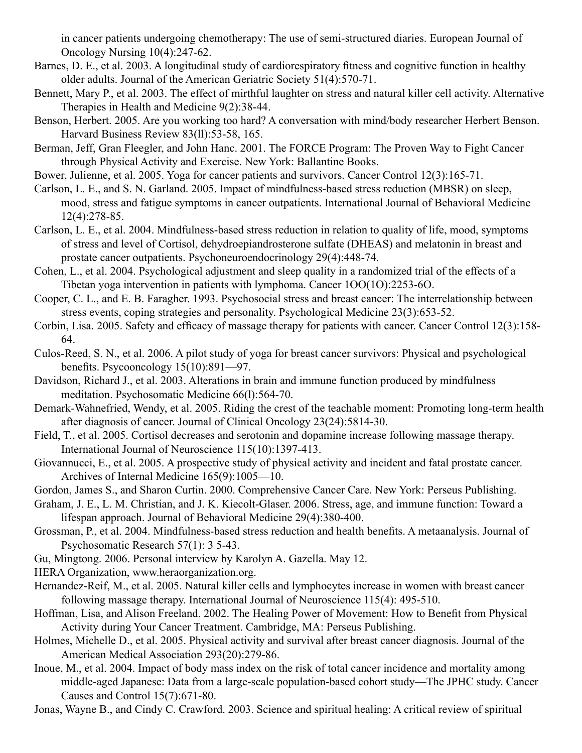in cancer patients undergoing chemotherapy: The use of semi-structured diaries. European Journal of Oncology Nursing 10(4):247-62.

Barnes, D. E., et al. 2003. A longitudinal study of cardiorespiratory fitness and cognitive function in healthy older adults. Journal of the American Geriatric Society 51(4):570-71.

Bennett, Mary P., et al. 2003. The effect of mirthful laughter on stress and natural killer cell activity. Alternative Therapies in Health and Medicine 9(2):38-44.

Benson, Herbert. 2005. Are you working too hard? A conversation with mind/body researcher Herbert Benson. Harvard Business Review 83(ll):53-58, 165.

Berman, Jeff, Gran Fleegler, and John Hanc. 2001. The FORCE Program: The Proven Way to Fight Cancer through Physical Activity and Exercise. New York: Ballantine Books.

Bower, Julienne, et al. 2005. Yoga for cancer patients and survivors. Cancer Control 12(3):165-71.

Carlson, L. E., and S. N. Garland. 2005. Impact of mindfulness-based stress reduction (MBSR) on sleep, mood, stress and fatigue symptoms in cancer outpatients. International Journal of Behavioral Medicine 12(4):278-85.

Carlson, L. E., et al. 2004. Mindfulness-based stress reduction in relation to quality of life, mood, symptoms of stress and level of Cortisol, dehydroepiandrosterone sulfate (DHEAS) and melatonin in breast and prostate cancer outpatients. Psychoneuroendocrinology 29(4):448-74.

Cohen, L., et al. 2004. Psychological adjustment and sleep quality in a randomized trial of the effects of a Tibetan yoga intervention in patients with lymphoma. Cancer 1OO(1O):2253-6O.

Cooper, C. L., and E. B. Faragher. 1993. Psychosocial stress and breast cancer: The interrelationship between stress events, coping strategies and personality. Psychological Medicine 23(3):653-52.

Corbin, Lisa. 2005. Safety and efficacy of massage therapy for patients with cancer. Cancer Control 12(3):158-64.

Culos-Reed, S. N., et al. 2006. A pilot study of yoga for breast cancer survivors: Physical and psychological benefits. Psycooncology 15(10):891—97.

Davidson, Richard J., et al. 2003. Alterations in brain and immune function produced by mindfulness meditation. Psychosomatic Medicine 66(l):564-70.

Demark-Wahnefried, Wendy, et al. 2005. Riding the crest of the teachable moment: Promoting long-term health after diagnosis of cancer. Journal of Clinical Oncology 23(24):5814-30.

Field, T., et al. 2005. Cortisol decreases and serotonin and dopamine increase following massage therapy. International Journal of Neuroscience 115(10):1397-413.

Giovannucci, E., et al. 2005. A prospective study of physical activity and incident and fatal prostate cancer. Archives of Internal Medicine 165(9):1005—10.

Gordon, James S., and Sharon Curtin. 2000. Comprehensive Cancer Care. New York: Perseus Publishing.

Graham, J. E., L. M. Christian, and J. K. Kiecolt-Glaser. 2006. Stress, age, and immune function: Toward a lifespan approach. Journal of Behavioral Medicine 29(4):380-400.

Grossman, P., et al. 2004. Mindfulness-based stress reduction and health benefits. A metaanalysis. Journal of Psychosomatic Research 57(1): 3 5-43.

Gu, Mingtong. 2006. Personal interview by Karolyn A. Gazella. May 12.

HERA Organization, www.heraorganization.org.

Hernandez-Reif, M., et al. 2005. Natural killer cells and lymphocytes increase in women with breast cancer following massage therapy. International Journal of Neuroscience 115(4): 495-510.

Hoffman, Lisa, and Alison Freeland. 2002. The Healing Power of Movement: How to Benefit from Physical Activity during Your Cancer Treatment. Cambridge, MA: Perseus Publishing.

Holmes, Michelle D., et al. 2005. Physical activity and survival after breast cancer diagnosis. Journal of the American Medical Association 293(20):279-86.

Inoue, M., et al. 2004. Impact of body mass index on the risk of total cancer incidence and mortality among middle-aged Japanese: Data from a large-scale population-based cohort study—The JPHC study. Cancer Causes and Control 15(7):671-80.

Jonas, Wayne B., and Cindy C. Crawford. 2003. Science and spiritual healing: A critical review of spiritual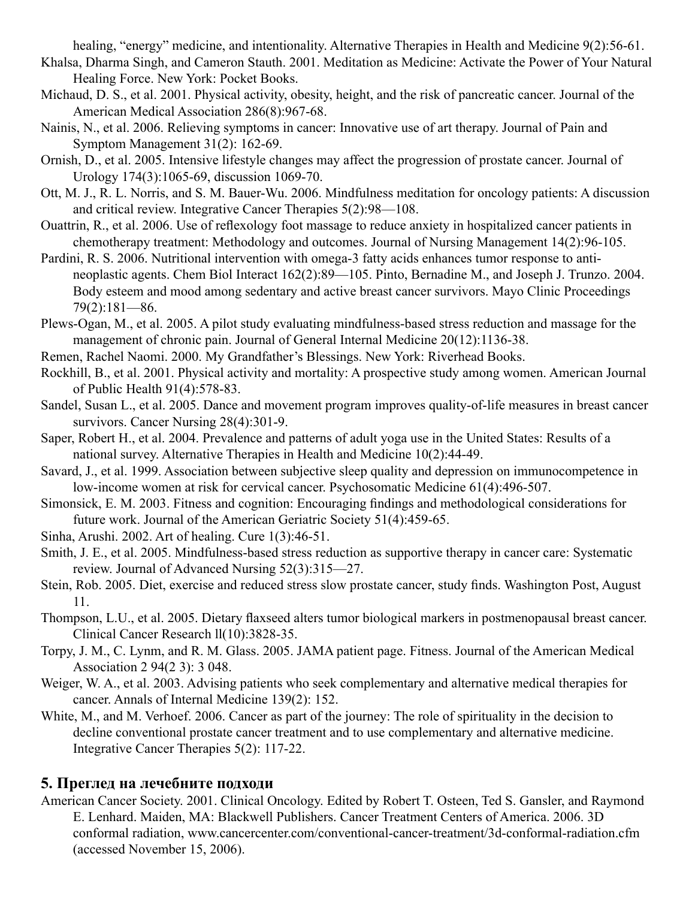healing, "energy" medicine, and intentionality. Alternative Therapies in Health and Medicine 9(2):56-61.

Khalsa, Dharma Singh, and Cameron Stauth. 2001. Meditation as Medicine: Activate the Power of Your Natural Healing Force. New York: Pocket Books.

Michaud, D. S., et al. 2001. Physical activity, obesity, height, and the risk of pancreatic cancer. Journal of the American Medical Association 286(8):967-68.

Nainis, N., et al. 2006. Relieving symptoms in cancer: Innovative use of art therapy. Journal of Pain and Symptom Management 31(2): 162-69.

Ornish, D., et al. 2005. Intensive lifestyle changes may affect the progression of prostate cancer. Journal of Urology 174(3):1065-69, discussion 1069-70.

Ott, M. J., R. L. Norris, and S. M. Bauer-Wu. 2006. Mindfulness meditation for oncology patients: A discussion and critical review. Integrative Cancer Therapies 5(2):98—108.

Ouattrin, R., et al. 2006. Use of reflexology foot massage to reduce anxiety in hospitalized cancer patients in chemotherapy treatment: Methodology and outcomes. Journal of Nursing Management 14(2):96-105.

Pardini, R. S. 2006. Nutritional intervention with omega-3 fatty acids enhances tumor response to anti-neoplastic agents. Chem Biol Interact 162(2):89—105. Pinto, Bernadine M., and Joseph J. Trunzo. 2004. Body esteem and mood among sedentary and active breast cancer survivors. Mayo Clinic Proceedings 79(2):181—86.

Plews-Ogan, M., et al. 2005. A pilot study evaluating mindfulness-based stress reduction and massage for the management of chronic pain. Journal of General Internal Medicine 20(12):1136-38.

Remen, Rachel Naomi. 2000. My Grandfather's Blessings. New York: Riverhead Books.

Rockhill, B., et al. 2001. Physical activity and mortality: A prospective study among women. American Journal of Public Health 91(4):578-83.

Sandel, Susan L., et al. 2005. Dance and movement program improves quality-of-life measures in breast cancer survivors. Cancer Nursing 28(4):301-9.

Saper, Robert H., et al. 2004. Prevalence and patterns of adult yoga use in the United States: Results of a national survey. Alternative Therapies in Health and Medicine 10(2):44-49.

Savard, J., et al. 1999. Association between subjective sleep quality and depression on immunocompetence in low-income women at risk for cervical cancer. Psychosomatic Medicine 61(4):496-507.

Simonsick, E. M. 2003. Fitness and cognition: Encouraging findings and methodological considerations for future work. Journal of the American Geriatric Society 51(4):459-65.

Sinha, Arushi. 2002. Art of healing. Cure 1(3):46-51.

Smith, J. E., et al. 2005. Mindfulness-based stress reduction as supportive therapy in cancer care: Systematic review. Journal of Advanced Nursing 52(3):315—27.

Stein, Rob. 2005. Diet, exercise and reduced stress slow prostate cancer, study finds. Washington Post, August 11.

Thompson, L.U., et al. 2005. Dietary flaxseed alters tumor biological markers in postmenopausal breast cancer. Clinical Cancer Research ll(10):3828-35.

Torpy, J. M., C. Lynm, and R. M. Glass. 2005. JAMA patient page. Fitness. Journal of the American Medical Association 2 94(2 3): 3 048.

Weiger, W. A., et al. 2003. Advising patients who seek complementary and alternative medical therapies for cancer. Annals of Internal Medicine 139(2): 152.

White, M., and M. Verhoef. 2006. Cancer as part of the journey: The role of spirituality in the decision to decline conventional prostate cancer treatment and to use complementary and alternative medicine. Integrative Cancer Therapies 5(2): 117-22.

## 5. Преглед на лечебните подходи

American Cancer Society. 2001. Clinical Oncology. Edited by Robert T. Osteen, Ted S. Gansler, and Raymond E. Lenhard. Maiden, MA: Blackwell Publishers. Cancer Treatment Centers of America. 2006. 3D conformal radiation, www.cancercenter.com/conventional-cancer-treatment/3d-conformal-radiation.cfm (accessed November 15, 2006).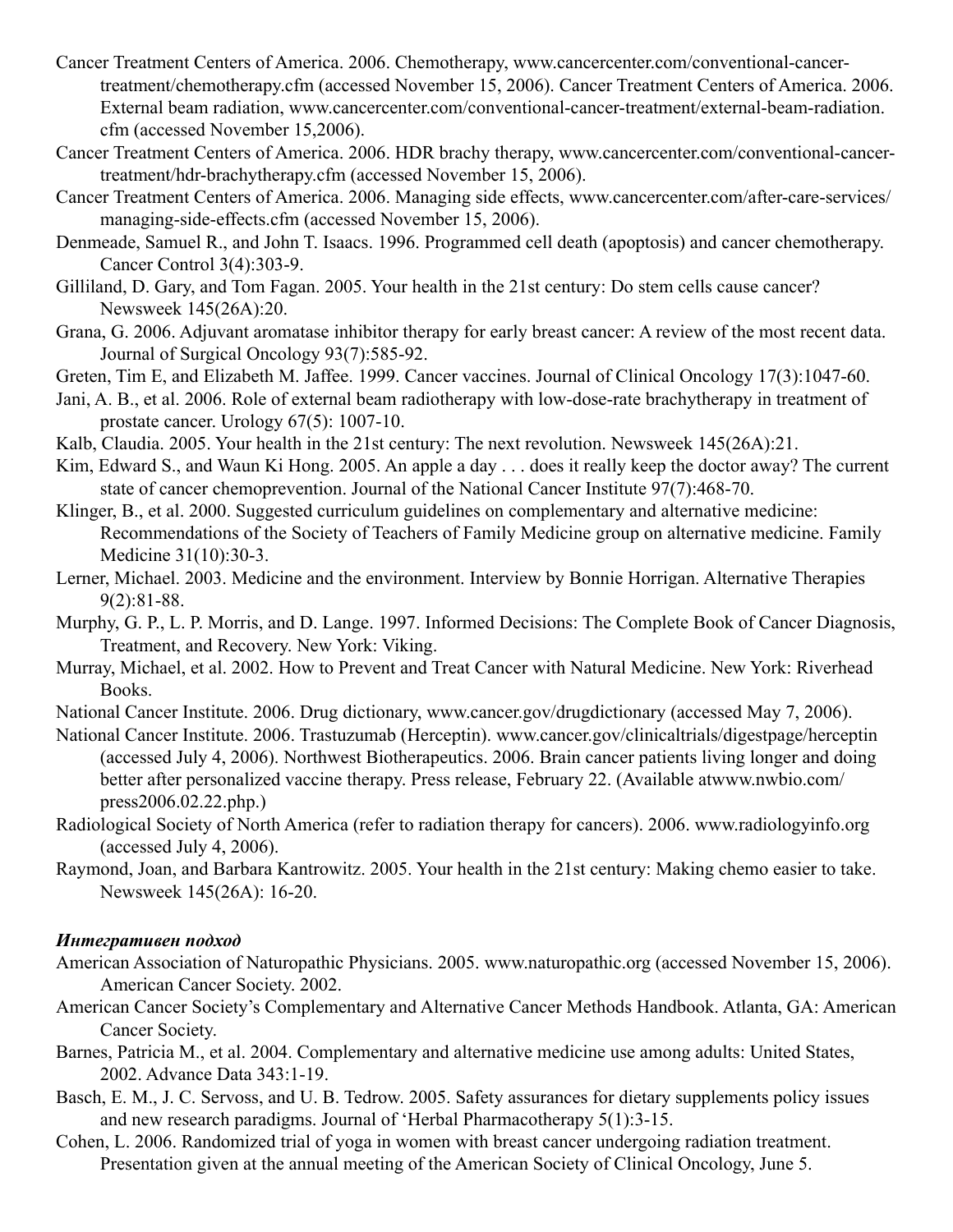Cancer Treatment Centers of America. 2006. Chemotherapy, www.cancercenter.com/conventional-cancer-treatment/chemotherapy.cfm (accessed November 15, 2006). Cancer Treatment Centers of America. 2006. External beam radiation, www.cancercenter.com/conventional-cancer-treatment/external-beam-radiation.cfm (accessed November 15,2006).

Cancer Treatment Centers of America. 2006. HDR brachy therapy, www.cancercenter.com/conventional-cancer-treatment/hdr-brachytherapy.cfm (accessed November 15, 2006).

Cancer Treatment Centers of America. 2006. Managing side effects, www.cancercenter.com/after-care-services/managing-side-effects.cfm (accessed November 15, 2006).

Denmeade, Samuel R., and John T. Isaacs. 1996. Programmed cell death (apoptosis) and cancer chemotherapy. Cancer Control 3(4):303-9.

Gilliland, D. Gary, and Tom Fagan. 2005. Your health in the 21st century: Do stem cells cause cancer? Newsweek 145(26A):20.

Grana, G. 2006. Adjuvant aromatase inhibitor therapy for early breast cancer: A review of the most recent data. Journal of Surgical Oncology 93(7):585-92.

Greten, Tim E, and Elizabeth M. Jaffee. 1999. Cancer vaccines. Journal of Clinical Oncology 17(3):1047-60.

Jani, A. B., et al. 2006. Role of external beam radiotherapy with low-dose-rate brachytherapy in treatment of prostate cancer. Urology 67(5): 1007-10.

Kalb, Claudia. 2005. Your health in the 21st century: The next revolution. Newsweek 145(26A):21.

Kim, Edward S., and Waun Ki Hong. 2005. An apple a day . . . does it really keep the doctor away? The current state of cancer chemoprevention. Journal of the National Cancer Institute 97(7):468-70.

Klinger, B., et al. 2000. Suggested curriculum guidelines on complementary and alternative medicine: Recommendations of the Society of Teachers of Family Medicine group on alternative medicine. Family Medicine 31(10):30-3.

Lerner, Michael. 2003. Medicine and the environment. Interview by Bonnie Horrigan. Alternative Therapies 9(2):81-88.

Murphy, G. P., L. P. Morris, and D. Lange. 1997. Informed Decisions: The Complete Book of Cancer Diagnosis, Treatment, and Recovery. New York: Viking.

Murray, Michael, et al. 2002. How to Prevent and Treat Cancer with Natural Medicine. New York: Riverhead Books.

National Cancer Institute. 2006. Drug dictionary, www.cancer.gov/drugdictionary (accessed May 7, 2006).

National Cancer Institute. 2006. Trastuzumab (Herceptin). www.cancer.gov/clinicaltrials/digestpage/herceptin (accessed July 4, 2006). Northwest Biotherapeutics. 2006. Brain cancer patients living longer and doing better after personalized vaccine therapy. Press release, February 22. (Available atwww.nwbio.com/press2006.02.22.php.)

Radiological Society of North America (refer to radiation therapy for cancers). 2006. www.radiologyinfo.org (accessed July 4, 2006).

Raymond, Joan, and Barbara Kantrowitz. 2005. Your health in the 21st century: Making chemo easier to take. Newsweek 145(26A): 16-20.

***Интегративен подход***

American Association of Naturopathic Physicians. 2005. www.naturopathic.org (accessed November 15, 2006). American Cancer Society. 2002.

American Cancer Society's Complementary and Alternative Cancer Methods Handbook. Atlanta, GA: American Cancer Society.

Barnes, Patricia M., et al. 2004. Complementary and alternative medicine use among adults: United States, 2002. Advance Data 343:1-19.

Basch, E. M., J. C. Servoss, and U. B. Tedrow. 2005. Safety assurances for dietary supplements policy issues and new research paradigms. Journal of 'Herbal Pharmacotherapy 5(1):3-15.

Cohen, L. 2006. Randomized trial of yoga in women with breast cancer undergoing radiation treatment. Presentation given at the annual meeting of the American Society of Clinical Oncology, June 5.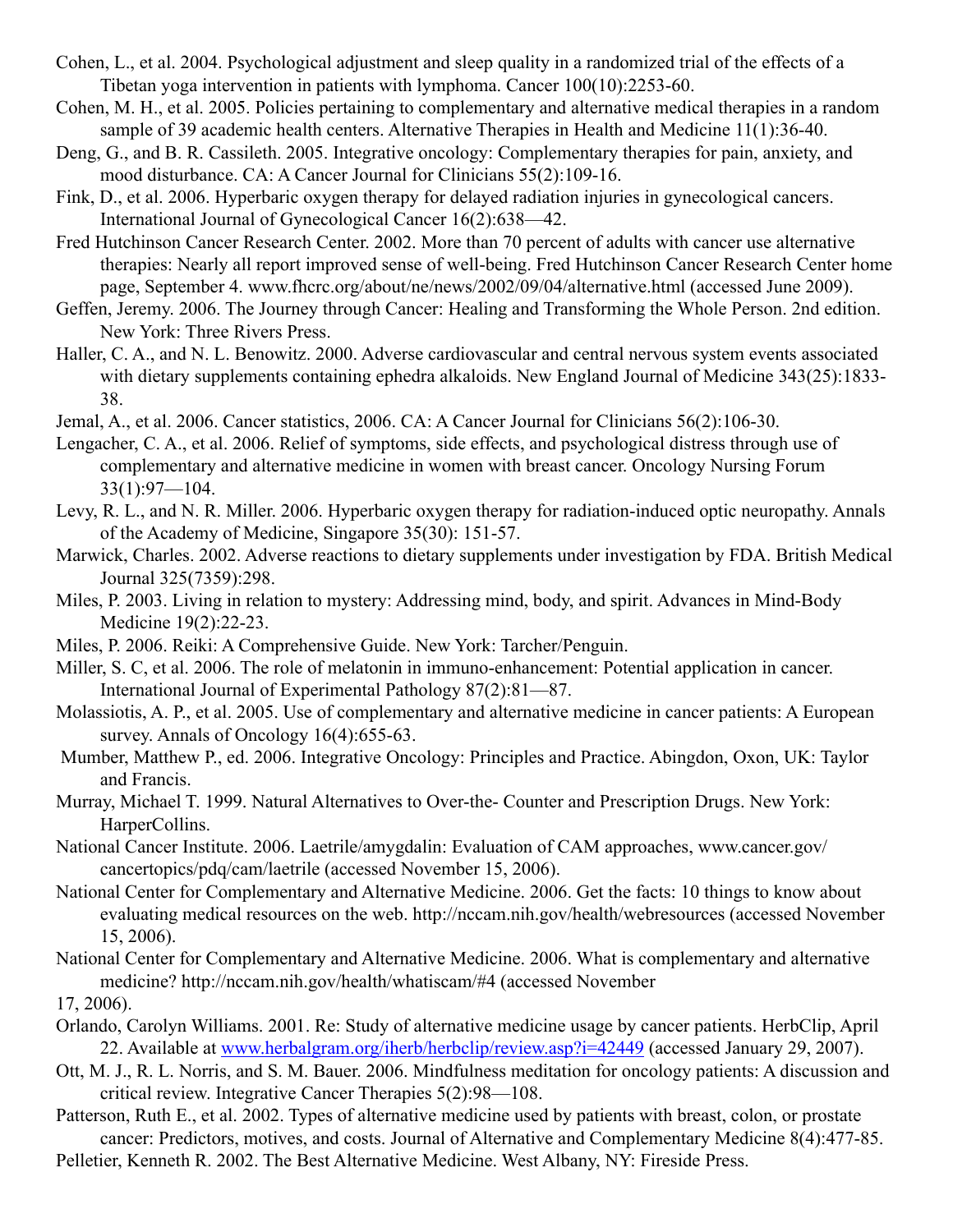Cohen, L., et al. 2004. Psychological adjustment and sleep quality in a randomized trial of the effects of a Tibetan yoga intervention in patients with lymphoma. Cancer 100(10):2253-60.

Cohen, M. H., et al. 2005. Policies pertaining to complementary and alternative medical therapies in a random sample of 39 academic health centers. Alternative Therapies in Health and Medicine 11(1):36-40.

Deng, G., and B. R. Cassileth. 2005. Integrative oncology: Complementary therapies for pain, anxiety, and mood disturbance. CA: A Cancer Journal for Clinicians 55(2):109-16.

Fink, D., et al. 2006. Hyperbaric oxygen therapy for delayed radiation injuries in gynecological cancers. International Journal of Gynecological Cancer 16(2):638—42.

Fred Hutchinson Cancer Research Center. 2002. More than 70 percent of adults with cancer use alternative therapies: Nearly all report improved sense of well-being. Fred Hutchinson Cancer Research Center home page, September 4. www.fhcrc.org/about/ne/news/2002/09/04/alternative.html (accessed June 2009).

Geffen, Jeremy. 2006. The Journey through Cancer: Healing and Transforming the Whole Person. 2nd edition. New York: Three Rivers Press.

Haller, C. A., and N. L. Benowitz. 2000. Adverse cardiovascular and central nervous system events associated with dietary supplements containing ephedra alkaloids. New England Journal of Medicine 343(25):1833-38.

Jemal, A., et al. 2006. Cancer statistics, 2006. CA: A Cancer Journal for Clinicians 56(2):106-30.

Lengacher, C. A., et al. 2006. Relief of symptoms, side effects, and psychological distress through use of complementary and alternative medicine in women with breast cancer. Oncology Nursing Forum 33(1):97—104.

Levy, R. L., and N. R. Miller. 2006. Hyperbaric oxygen therapy for radiation-induced optic neuropathy. Annals of the Academy of Medicine, Singapore 35(30): 151-57.

Marwick, Charles. 2002. Adverse reactions to dietary supplements under investigation by FDA. British Medical Journal 325(7359):298.

Miles, P. 2003. Living in relation to mystery: Addressing mind, body, and spirit. Advances in Mind-Body Medicine 19(2):22-23.

Miles, P. 2006. Reiki: A Comprehensive Guide. New York: Tarcher/Penguin.

Miller, S. C, et al. 2006. The role of melatonin in immuno-enhancement: Potential application in cancer. International Journal of Experimental Pathology 87(2):81—87.

Molassiotis, A. P., et al. 2005. Use of complementary and alternative medicine in cancer patients: A European survey. Annals of Oncology 16(4):655-63.

Mumber, Matthew P., ed. 2006. Integrative Oncology: Principles and Practice. Abingdon, Oxon, UK: Taylor and Francis.

Murray, Michael T. 1999. Natural Alternatives to Over-the- Counter and Prescription Drugs. New York: HarperCollins.

National Cancer Institute. 2006. Laetrile/amygdalin: Evaluation of CAM approaches, www.cancer.gov/cancertopics/pdq/cam/laetrile (accessed November 15, 2006).

National Center for Complementary and Alternative Medicine. 2006. Get the facts: 10 things to know about evaluating medical resources on the web. http://nccam.nih.gov/health/webresources (accessed November 15, 2006).

National Center for Complementary and Alternative Medicine. 2006. What is complementary and alternative medicine? http://nccam.nih.gov/health/whatiscam/#4 (accessed November 17, 2006).

Orlando, Carolyn Williams. 2001. Re: Study of alternative medicine usage by cancer patients. HerbClip, April 22. Available at www.herbalgram.org/iherb/herbclip/review.asp?i=42449 (accessed January 29, 2007).

Ott, M. J., R. L. Norris, and S. M. Bauer. 2006. Mindfulness meditation for oncology patients: A discussion and critical review. Integrative Cancer Therapies 5(2):98—108.

Patterson, Ruth E., et al. 2002. Types of alternative medicine used by patients with breast, colon, or prostate cancer: Predictors, motives, and costs. Journal of Alternative and Complementary Medicine 8(4):477-85.

Pelletier, Kenneth R. 2002. The Best Alternative Medicine. West Albany, NY: Fireside Press.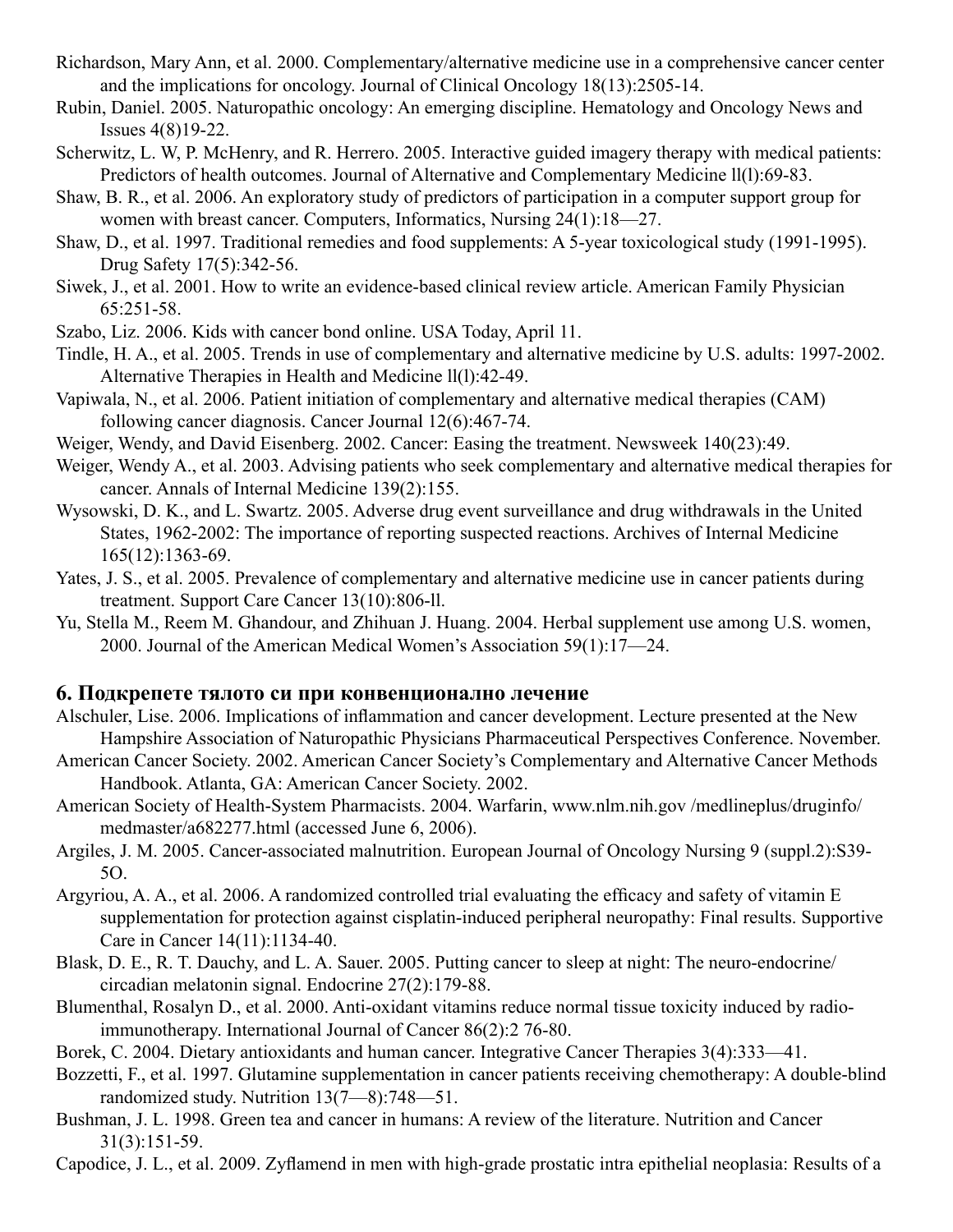Richardson, Mary Ann, et al. 2000. Complementary/alternative medicine use in a comprehensive cancer center and the implications for oncology. Journal of Clinical Oncology 18(13):2505-14.

Rubin, Daniel. 2005. Naturopathic oncology: An emerging discipline. Hematology and Oncology News and Issues 4(8)19-22.

Scherwitz, L. W, P. McHenry, and R. Herrero. 2005. Interactive guided imagery therapy with medical patients: Predictors of health outcomes. Journal of Alternative and Complementary Medicine ll(l):69-83.

Shaw, B. R., et al. 2006. An exploratory study of predictors of participation in a computer support group for women with breast cancer. Computers, Informatics, Nursing 24(1):18—27.

Shaw, D., et al. 1997. Traditional remedies and food supplements: A 5-year toxicological study (1991-1995). Drug Safety 17(5):342-56.

Siwek, J., et al. 2001. How to write an evidence-based clinical review article. American Family Physician 65:251-58.

Szabo, Liz. 2006. Kids with cancer bond online. USA Today, April 11.

Tindle, H. A., et al. 2005. Trends in use of complementary and alternative medicine by U.S. adults: 1997-2002. Alternative Therapies in Health and Medicine ll(l):42-49.

Vapiwala, N., et al. 2006. Patient initiation of complementary and alternative medical therapies (CAM) following cancer diagnosis. Cancer Journal 12(6):467-74.

Weiger, Wendy, and David Eisenberg. 2002. Cancer: Easing the treatment. Newsweek 140(23):49.

Weiger, Wendy A., et al. 2003. Advising patients who seek complementary and alternative medical therapies for cancer. Annals of Internal Medicine 139(2):155.

Wysowski, D. K., and L. Swartz. 2005. Adverse drug event surveillance and drug withdrawals in the United States, 1962-2002: The importance of reporting suspected reactions. Archives of Internal Medicine 165(12):1363-69.

Yates, J. S., et al. 2005. Prevalence of complementary and alternative medicine use in cancer patients during treatment. Support Care Cancer 13(10):806-ll.

Yu, Stella M., Reem M. Ghandour, and Zhihuan J. Huang. 2004. Herbal supplement use among U.S. women, 2000. Journal of the American Medical Women's Association 59(1):17—24.

## 6. Подкрепете тялото си при конвенционално лечение

Alschuler, Lise. 2006. Implications of inflammation and cancer development. Lecture presented at the New Hampshire Association of Naturopathic Physicians Pharmaceutical Perspectives Conference. November.

American Cancer Society. 2002. American Cancer Society's Complementary and Alternative Cancer Methods Handbook. Atlanta, GA: American Cancer Society. 2002.

American Society of Health-System Pharmacists. 2004. Warfarin, www.nlm.nih.gov /medlineplus/druginfo/medmaster/a682277.html (accessed June 6, 2006).

Argiles, J. M. 2005. Cancer-associated malnutrition. European Journal of Oncology Nursing 9 (suppl.2):S39-5O.

Argyriou, A. A., et al. 2006. A randomized controlled trial evaluating the efficacy and safety of vitamin E supplementation for protection against cisplatin-induced peripheral neuropathy: Final results. Supportive Care in Cancer 14(11):1134-40.

Blask, D. E., R. T. Dauchy, and L. A. Sauer. 2005. Putting cancer to sleep at night: The neuro-endocrine/circadian melatonin signal. Endocrine 27(2):179-88.

Blumenthal, Rosalyn D., et al. 2000. Anti-oxidant vitamins reduce normal tissue toxicity induced by radio-immunotherapy. International Journal of Cancer 86(2):2 76-80.

Borek, C. 2004. Dietary antioxidants and human cancer. Integrative Cancer Therapies 3(4):333—41.

Bozzetti, F., et al. 1997. Glutamine supplementation in cancer patients receiving chemotherapy: A double-blind randomized study. Nutrition 13(7—8):748—51.

Bushman, J. L. 1998. Green tea and cancer in humans: A review of the literature. Nutrition and Cancer 31(3):151-59.

Capodice, J. L., et al. 2009. Zyflamend in men with high-grade prostatic intra epithelial neoplasia: Results of a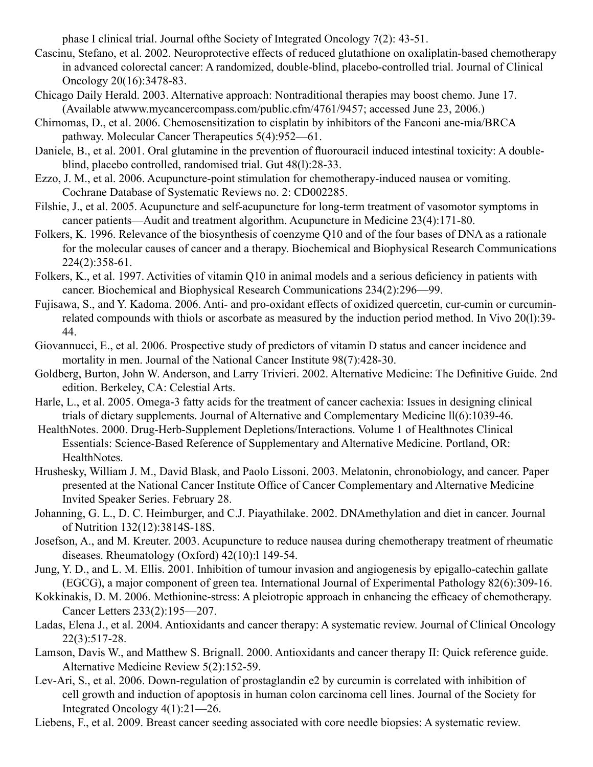phase I clinical trial. Journal ofthe Society of Integrated Oncology 7(2): 43-51.

Cascinu, Stefano, et al. 2002. Neuroprotective effects of reduced glutathione on oxaliplatin-based chemotherapy in advanced colorectal cancer: A randomized, double-blind, placebo-controlled trial. Journal of Clinical Oncology 20(16):3478-83.

Chicago Daily Herald. 2003. Alternative approach: Nontraditional therapies may boost chemo. June 17. (Available atwww.mycancercompass.com/public.cfm/4761/9457; accessed June 23, 2006.)

Chirnomas, D., et al. 2006. Chemosensitization to cisplatin by inhibitors of the Fanconi ane-mia/BRCA pathway. Molecular Cancer Therapeutics 5(4):952—61.

Daniele, B., et al. 2001. Oral glutamine in the prevention of fluorouracil induced intestinal toxicity: A double-blind, placebo controlled, randomised trial. Gut 48(l):28-33.

Ezzo, J. M., et al. 2006. Acupuncture-point stimulation for chemotherapy-induced nausea or vomiting. Cochrane Database of Systematic Reviews no. 2: CD002285.

Filshie, J., et al. 2005. Acupuncture and self-acupuncture for long-term treatment of vasomotor symptoms in cancer patients—Audit and treatment algorithm. Acupuncture in Medicine 23(4):171-80.

Folkers, K. 1996. Relevance of the biosynthesis of coenzyme Q10 and of the four bases of DNA as a rationale for the molecular causes of cancer and a therapy. Biochemical and Biophysical Research Communications 224(2):358-61.

Folkers, K., et al. 1997. Activities of vitamin Q10 in animal models and a serious deficiency in patients with cancer. Biochemical and Biophysical Research Communications 234(2):296—99.

Fujisawa, S., and Y. Kadoma. 2006. Anti- and pro-oxidant effects of oxidized quercetin, cur-cumin or curcumin-related compounds with thiols or ascorbate as measured by the induction period method. In Vivo 20(l):39-44.

Giovannucci, E., et al. 2006. Prospective study of predictors of vitamin D status and cancer incidence and mortality in men. Journal of the National Cancer Institute 98(7):428-30.

Goldberg, Burton, John W. Anderson, and Larry Trivieri. 2002. Alternative Medicine: The Definitive Guide. 2nd edition. Berkeley, CA: Celestial Arts.

Harle, L., et al. 2005. Omega-3 fatty acids for the treatment of cancer cachexia: Issues in designing clinical trials of dietary supplements. Journal of Alternative and Complementary Medicine ll(6):1039-46.

HealthNotes. 2000. Drug-Herb-Supplement Depletions/Interactions. Volume 1 of Healthnotes Clinical Essentials: Science-Based Reference of Supplementary and Alternative Medicine. Portland, OR: HealthNotes.

Hrushesky, William J. M., David Blask, and Paolo Lissoni. 2003. Melatonin, chronobiology, and cancer. Paper presented at the National Cancer Institute Office of Cancer Complementary and Alternative Medicine Invited Speaker Series. February 28.

Johanning, G. L., D. C. Heimburger, and C.J. Piayathilake. 2002. DNAmethylation and diet in cancer. Journal of Nutrition 132(12):3814S-18S.

Josefson, A., and M. Kreuter. 2003. Acupuncture to reduce nausea during chemotherapy treatment of rheumatic diseases. Rheumatology (Oxford) 42(10):l 149-54.

Jung, Y. D., and L. M. Ellis. 2001. Inhibition of tumour invasion and angiogenesis by epigallo-catechin gallate (EGCG), a major component of green tea. International Journal of Experimental Pathology 82(6):309-16.

Kokkinakis, D. M. 2006. Methionine-stress: A pleiotropic approach in enhancing the efficacy of chemotherapy. Cancer Letters 233(2):195—207.

Ladas, Elena J., et al. 2004. Antioxidants and cancer therapy: A systematic review. Journal of Clinical Oncology 22(3):517-28.

Lamson, Davis W., and Matthew S. Brignall. 2000. Antioxidants and cancer therapy II: Quick reference guide. Alternative Medicine Review 5(2):152-59.

Lev-Ari, S., et al. 2006. Down-regulation of prostaglandin e2 by curcumin is correlated with inhibition of cell growth and induction of apoptosis in human colon carcinoma cell lines. Journal of the Society for Integrated Oncology 4(1):21—26.

Liebens, F., et al. 2009. Breast cancer seeding associated with core needle biopsies: A systematic review.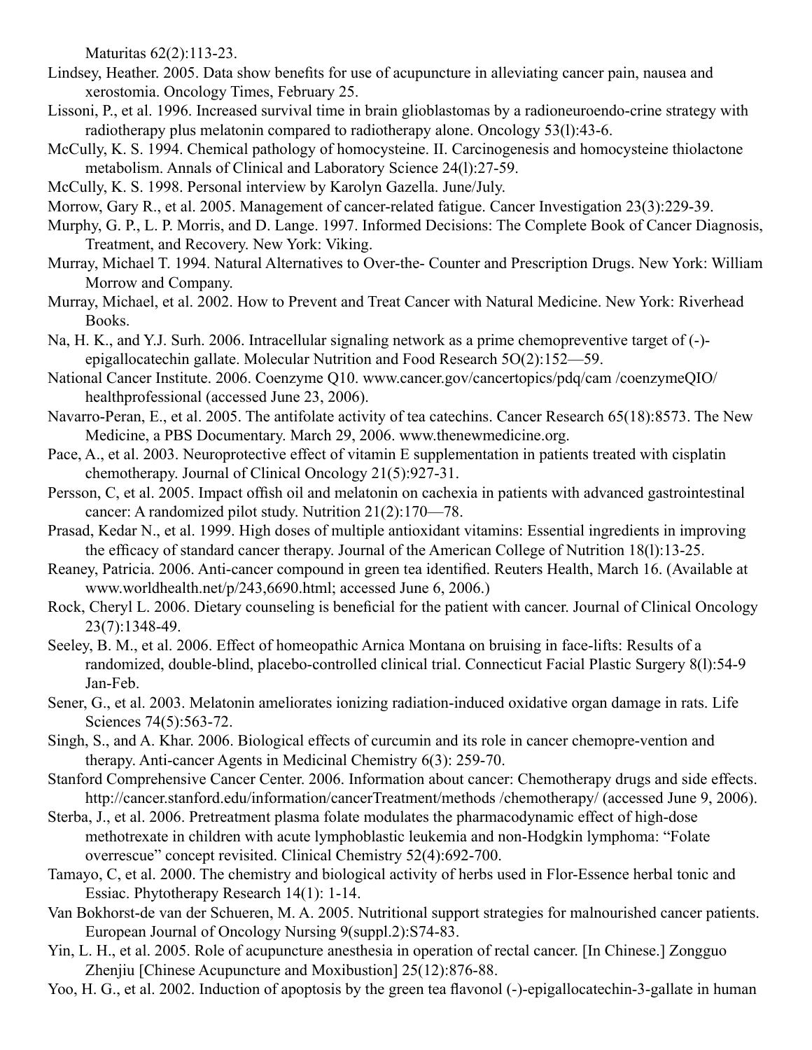Maturitas 62(2):113-23.

Lindsey, Heather. 2005. Data show benefits for use of acupuncture in alleviating cancer pain, nausea and xerostomia. Oncology Times, February 25.

Lissoni, P., et al. 1996. Increased survival time in brain glioblastomas by a radioneuroendo-crine strategy with radiotherapy plus melatonin compared to radiotherapy alone. Oncology 53(l):43-6.

McCully, K. S. 1994. Chemical pathology of homocysteine. II. Carcinogenesis and homocysteine thiolactone metabolism. Annals of Clinical and Laboratory Science 24(l):27-59.

McCully, K. S. 1998. Personal interview by Karolyn Gazella. June/July.

Morrow, Gary R., et al. 2005. Management of cancer-related fatigue. Cancer Investigation 23(3):229-39.

Murphy, G. P., L. P. Morris, and D. Lange. 1997. Informed Decisions: The Complete Book of Cancer Diagnosis, Treatment, and Recovery. New York: Viking.

Murray, Michael T. 1994. Natural Alternatives to Over-the- Counter and Prescription Drugs. New York: William Morrow and Company.

Murray, Michael, et al. 2002. How to Prevent and Treat Cancer with Natural Medicine. New York: Riverhead Books.

Na, H. K., and Y.J. Surh. 2006. Intracellular signaling network as a prime chemopreventive target of (-)-epigallocatechin gallate. Molecular Nutrition and Food Research 5O(2):152—59.

National Cancer Institute. 2006. Coenzyme Q10. www.cancer.gov/cancertopics/pdq/cam /coenzymeQIO/ healthprofessional (accessed June 23, 2006).

Navarro-Peran, E., et al. 2005. The antifolate activity of tea catechins. Cancer Research 65(18):8573. The New Medicine, a PBS Documentary. March 29, 2006. www.thenewmedicine.org.

Pace, A., et al. 2003. Neuroprotective effect of vitamin E supplementation in patients treated with cisplatin chemotherapy. Journal of Clinical Oncology 21(5):927-31.

Persson, C, et al. 2005. Impact offish oil and melatonin on cachexia in patients with advanced gastrointestinal cancer: A randomized pilot study. Nutrition 21(2):170—78.

Prasad, Kedar N., et al. 1999. High doses of multiple antioxidant vitamins: Essential ingredients in improving the efficacy of standard cancer therapy. Journal of the American College of Nutrition 18(l):13-25.

Reaney, Patricia. 2006. Anti-cancer compound in green tea identified. Reuters Health, March 16. (Available at www.worldhealth.net/p/243,6690.html; accessed June 6, 2006.)

Rock, Cheryl L. 2006. Dietary counseling is beneficial for the patient with cancer. Journal of Clinical Oncology 23(7):1348-49.

Seeley, B. M., et al. 2006. Effect of homeopathic Arnica Montana on bruising in face-lifts: Results of a randomized, double-blind, placebo-controlled clinical trial. Connecticut Facial Plastic Surgery 8(l):54-9 Jan-Feb.

Sener, G., et al. 2003. Melatonin ameliorates ionizing radiation-induced oxidative organ damage in rats. Life Sciences 74(5):563-72.

Singh, S., and A. Khar. 2006. Biological effects of curcumin and its role in cancer chemopre-vention and therapy. Anti-cancer Agents in Medicinal Chemistry 6(3): 259-70.

Stanford Comprehensive Cancer Center. 2006. Information about cancer: Chemotherapy drugs and side effects. http://cancer.stanford.edu/information/cancerTreatment/methods /chemotherapy/ (accessed June 9, 2006).

Sterba, J., et al. 2006. Pretreatment plasma folate modulates the pharmacodynamic effect of high-dose methotrexate in children with acute lymphoblastic leukemia and non-Hodgkin lymphoma: "Folate overrescue" concept revisited. Clinical Chemistry 52(4):692-700.

Tamayo, C, et al. 2000. The chemistry and biological activity of herbs used in Flor-Essence herbal tonic and Essiac. Phytotherapy Research 14(1): 1-14.

Van Bokhorst-de van der Schueren, M. A. 2005. Nutritional support strategies for malnourished cancer patients. European Journal of Oncology Nursing 9(suppl.2):S74-83.

Yin, L. H., et al. 2005. Role of acupuncture anesthesia in operation of rectal cancer. [In Chinese.] Zongguo Zhenjiu [Chinese Acupuncture and Moxibustion] 25(12):876-88.

Yoo, H. G., et al. 2002. Induction of apoptosis by the green tea flavonol (-)-epigallocatechin-3-gallate in human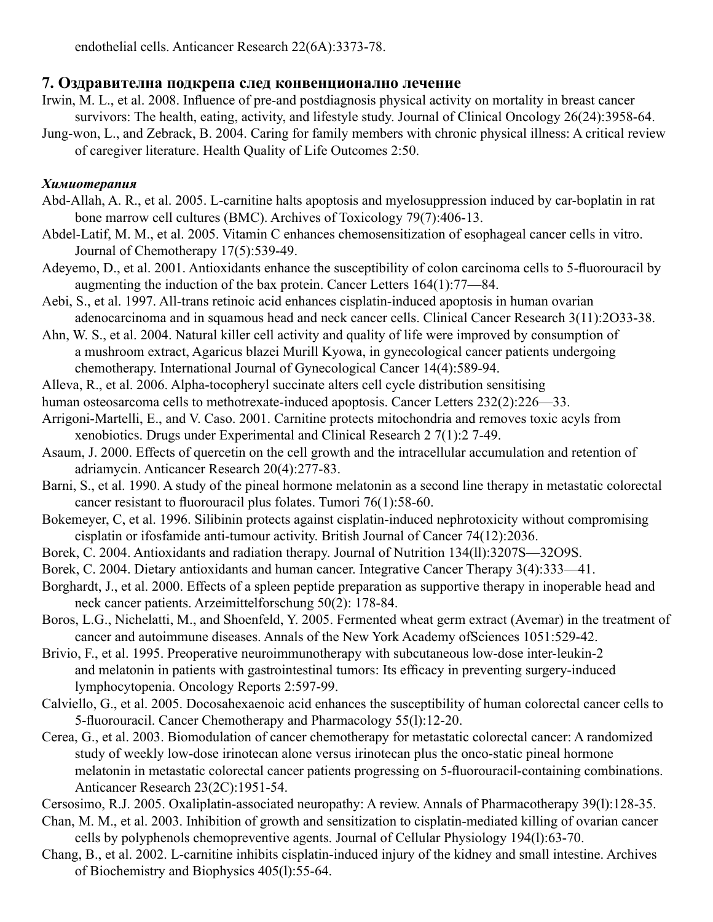endothelial cells. Anticancer Research 22(6A):3373-78.

## 7. Оздравителна подкрепа след конвенционално лечение

Irwin, M. L., et al. 2008. Influence of pre-and postdiagnosis physical activity on mortality in breast cancer survivors: The health, eating, activity, and lifestyle study. Journal of Clinical Oncology 26(24):3958-64.

Jung-won, L., and Zebrack, B. 2004. Caring for family members with chronic physical illness: A critical review of caregiver literature. Health Quality of Life Outcomes 2:50.

### *Химиотерапия*

Abd-Allah, A. R., et al. 2005. L-carnitine halts apoptosis and myelosuppression induced by car-boplatin in rat bone marrow cell cultures (BMC). Archives of Toxicology 79(7):406-13.

Abdel-Latif, M. M., et al. 2005. Vitamin C enhances chemosensitization of esophageal cancer cells in vitro. Journal of Chemotherapy 17(5):539-49.

Adeyemo, D., et al. 2001. Antioxidants enhance the susceptibility of colon carcinoma cells to 5-fluorouracil by augmenting the induction of the bax protein. Cancer Letters 164(1):77—84.

Aebi, S., et al. 1997. All-trans retinoic acid enhances cisplatin-induced apoptosis in human ovarian adenocarcinoma and in squamous head and neck cancer cells. Clinical Cancer Research 3(11):2O33-38.

Ahn, W. S., et al. 2004. Natural killer cell activity and quality of life were improved by consumption of a mushroom extract, Agaricus blazei Murill Kyowa, in gynecological cancer patients undergoing chemotherapy. International Journal of Gynecological Cancer 14(4):589-94.

Alleva, R., et al. 2006. Alpha-tocopheryl succinate alters cell cycle distribution sensitising human osteosarcoma cells to methotrexate-induced apoptosis. Cancer Letters 232(2):226—33.

Arrigoni-Martelli, E., and V. Caso. 2001. Carnitine protects mitochondria and removes toxic acyls from xenobiotics. Drugs under Experimental and Clinical Research 2 7(1):2 7-49.

Asaum, J. 2000. Effects of quercetin on the cell growth and the intracellular accumulation and retention of adriamycin. Anticancer Research 20(4):277-83.

Barni, S., et al. 1990. A study of the pineal hormone melatonin as a second line therapy in metastatic colorectal cancer resistant to fluorouracil plus folates. Tumori 76(1):58-60.

Bokemeyer, C, et al. 1996. Silibinin protects against cisplatin-induced nephrotoxicity without compromising cisplatin or ifosfamide anti-tumour activity. British Journal of Cancer 74(12):2036.

Borek, C. 2004. Antioxidants and radiation therapy. Journal of Nutrition 134(ll):3207S—32O9S.

Borek, C. 2004. Dietary antioxidants and human cancer. Integrative Cancer Therapy 3(4):333—41.

Borghardt, J., et al. 2000. Effects of a spleen peptide preparation as supportive therapy in inoperable head and neck cancer patients. Arzeimittelforschung 50(2): 178-84.

Boros, L.G., Nichelatti, M., and Shoenfeld, Y. 2005. Fermented wheat germ extract (Avemar) in the treatment of cancer and autoimmune diseases. Annals of the New York Academy ofSciences 1051:529-42.

Brivio, F., et al. 1995. Preoperative neuroimmunotherapy with subcutaneous low-dose inter-leukin-2 and melatonin in patients with gastrointestinal tumors: Its efficacy in preventing surgery-induced lymphocytopenia. Oncology Reports 2:597-99.

Calviello, G., et al. 2005. Docosahexaenoic acid enhances the susceptibility of human colorectal cancer cells to 5-fluorouracil. Cancer Chemotherapy and Pharmacology 55(l):12-20.

Cerea, G., et al. 2003. Biomodulation of cancer chemotherapy for metastatic colorectal cancer: A randomized study of weekly low-dose irinotecan alone versus irinotecan plus the onco-static pineal hormone melatonin in metastatic colorectal cancer patients progressing on 5-fluorouracil-containing combinations. Anticancer Research 23(2C):1951-54.

Cersosimo, R.J. 2005. Oxaliplatin-associated neuropathy: A review. Annals of Pharmacotherapy 39(l):128-35.

Chan, M. M., et al. 2003. Inhibition of growth and sensitization to cisplatin-mediated killing of ovarian cancer cells by polyphenols chemopreventive agents. Journal of Cellular Physiology 194(l):63-70.

Chang, B., et al. 2002. L-carnitine inhibits cisplatin-induced injury of the kidney and small intestine. Archives of Biochemistry and Biophysics 405(l):55-64.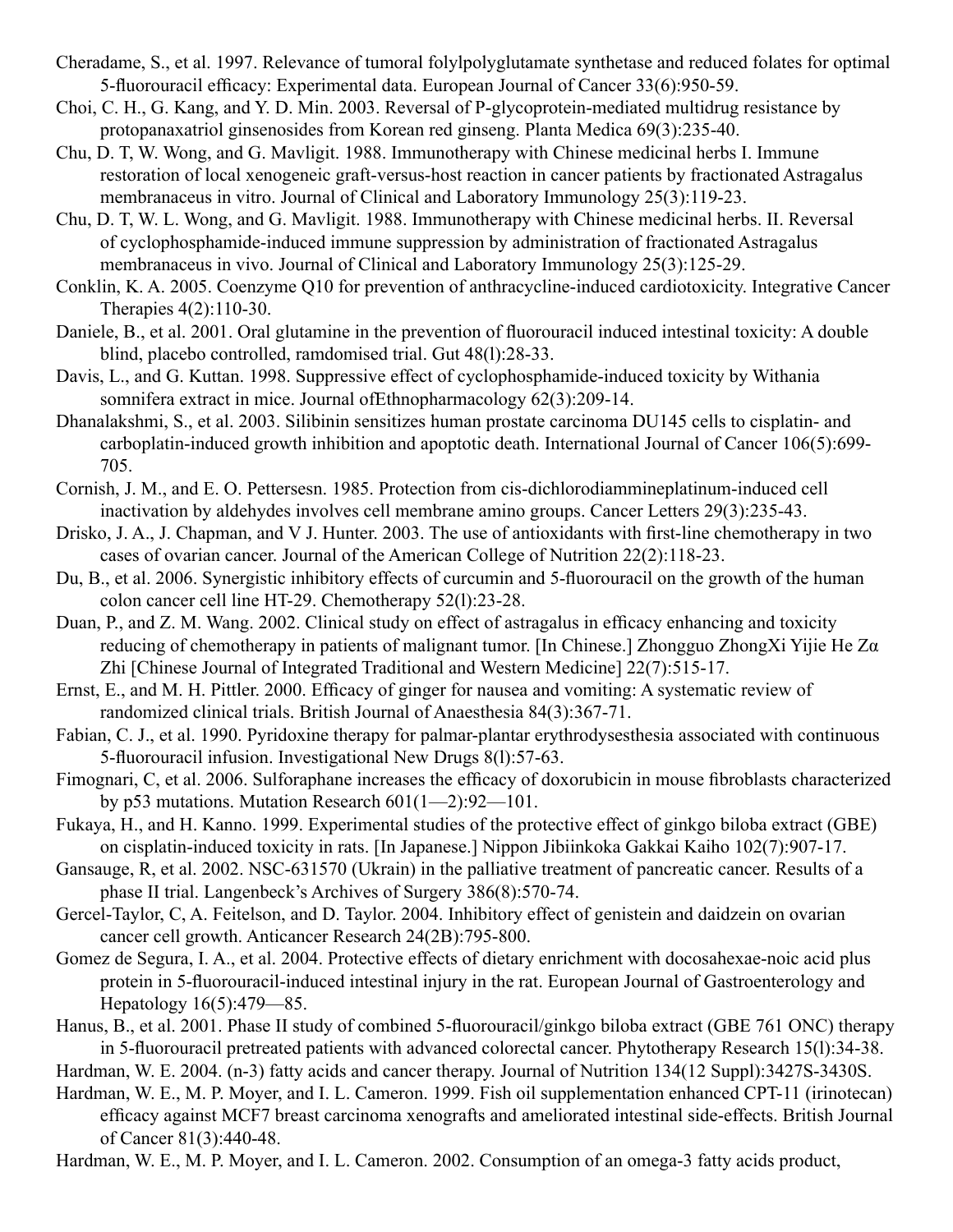Cheradame, S., et al. 1997. Relevance of tumoral folylpolyglutamate synthetase and reduced folates for optimal 5-fluorouracil efficacy: Experimental data. European Journal of Cancer 33(6):950-59.

Choi, C. H., G. Kang, and Y. D. Min. 2003. Reversal of P-glycoprotein-mediated multidrug resistance by protopanaxatriol ginsenosides from Korean red ginseng. Planta Medica 69(3):235-40.

Chu, D. T, W. Wong, and G. Mavligit. 1988. Immunotherapy with Chinese medicinal herbs I. Immune restoration of local xenogeneic graft-versus-host reaction in cancer patients by fractionated Astragalus membranaceus in vitro. Journal of Clinical and Laboratory Immunology 25(3):119-23.

Chu, D. T, W. L. Wong, and G. Mavligit. 1988. Immunotherapy with Chinese medicinal herbs. II. Reversal of cyclophosphamide-induced immune suppression by administration of fractionated Astragalus membranaceus in vivo. Journal of Clinical and Laboratory Immunology 25(3):125-29.

Conklin, K. A. 2005. Coenzyme Q10 for prevention of anthracycline-induced cardiotoxicity. Integrative Cancer Therapies 4(2):110-30.

Daniele, B., et al. 2001. Oral glutamine in the prevention of fluorouracil induced intestinal toxicity: A double blind, placebo controlled, ramdomised trial. Gut 48(l):28-33.

Davis, L., and G. Kuttan. 1998. Suppressive effect of cyclophosphamide-induced toxicity by Withania somnifera extract in mice. Journal ofEthnopharmacology 62(3):209-14.

Dhanalakshmi, S., et al. 2003. Silibinin sensitizes human prostate carcinoma DU145 cells to cisplatin- and carboplatin-induced growth inhibition and apoptotic death. International Journal of Cancer 106(5):699-705.

Cornish, J. M., and E. O. Pettersesn. 1985. Protection from cis-dichlorodiammineplatinum-induced cell inactivation by aldehydes involves cell membrane amino groups. Cancer Letters 29(3):235-43.

Drisko, J. A., J. Chapman, and V J. Hunter. 2003. The use of antioxidants with first-line chemotherapy in two cases of ovarian cancer. Journal of the American College of Nutrition 22(2):118-23.

Du, B., et al. 2006. Synergistic inhibitory effects of curcumin and 5-fluorouracil on the growth of the human colon cancer cell line HT-29. Chemotherapy 52(l):23-28.

Duan, P., and Z. M. Wang. 2002. Clinical study on effect of astragalus in efficacy enhancing and toxicity reducing of chemotherapy in patients of malignant tumor. [In Chinese.] Zhongguo ZhongXi Yijie He Zα Zhi [Chinese Journal of Integrated Traditional and Western Medicine] 22(7):515-17.

Ernst, E., and M. H. Pittler. 2000. Efficacy of ginger for nausea and vomiting: A systematic review of randomized clinical trials. British Journal of Anaesthesia 84(3):367-71.

Fabian, C. J., et al. 1990. Pyridoxine therapy for palmar-plantar erythrodysesthesia associated with continuous 5-fluorouracil infusion. Investigational New Drugs 8(l):57-63.

Fimognari, C, et al. 2006. Sulforaphane increases the efficacy of doxorubicin in mouse fibroblasts characterized by p53 mutations. Mutation Research 601(1—2):92—101.

Fukaya, H., and H. Kanno. 1999. Experimental studies of the protective effect of ginkgo biloba extract (GBE) on cisplatin-induced toxicity in rats. [In Japanese.] Nippon Jibiinkoka Gakkai Kaiho 102(7):907-17.

Gansauge, R, et al. 2002. NSC-631570 (Ukrain) in the palliative treatment of pancreatic cancer. Results of a phase II trial. Langenbeck's Archives of Surgery 386(8):570-74.

Gercel-Taylor, C, A. Feitelson, and D. Taylor. 2004. Inhibitory effect of genistein and daidzein on ovarian cancer cell growth. Anticancer Research 24(2B):795-800.

Gomez de Segura, I. A., et al. 2004. Protective effects of dietary enrichment with docosahexae-noic acid plus protein in 5-fluorouracil-induced intestinal injury in the rat. European Journal of Gastroenterology and Hepatology 16(5):479—85.

Hanus, B., et al. 2001. Phase II study of combined 5-fluorouracil/ginkgo biloba extract (GBE 761 ONC) therapy in 5-fluorouracil pretreated patients with advanced colorectal cancer. Phytotherapy Research 15(l):34-38.

Hardman, W. E. 2004. (n-3) fatty acids and cancer therapy. Journal of Nutrition 134(12 Suppl):3427S-3430S.

Hardman, W. E., M. P. Moyer, and I. L. Cameron. 1999. Fish oil supplementation enhanced CPT-11 (irinotecan) efficacy against MCF7 breast carcinoma xenografts and ameliorated intestinal side-effects. British Journal of Cancer 81(3):440-48.

Hardman, W. E., M. P. Moyer, and I. L. Cameron. 2002. Consumption of an omega-3 fatty acids product,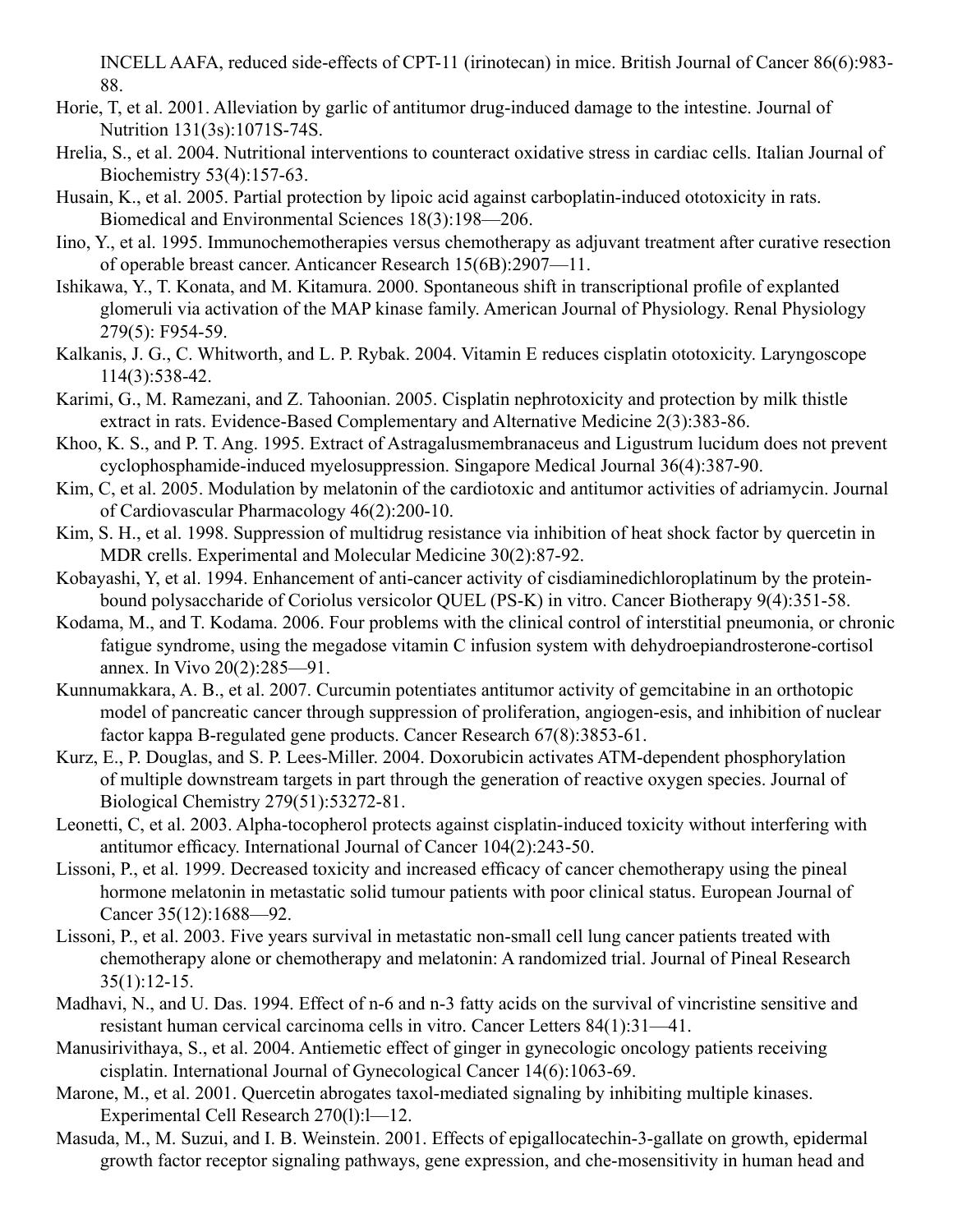INCELL AAFA, reduced side-effects of CPT-11 (irinotecan) in mice. British Journal of Cancer 86(6):983-88.

Horie, T, et al. 2001. Alleviation by garlic of antitumor drug-induced damage to the intestine. Journal of Nutrition 131(3s):1071S-74S.

Hrelia, S., et al. 2004. Nutritional interventions to counteract oxidative stress in cardiac cells. Italian Journal of Biochemistry 53(4):157-63.

Husain, K., et al. 2005. Partial protection by lipoic acid against carboplatin-induced ototoxicity in rats. Biomedical and Environmental Sciences 18(3):198—206.

Iino, Y., et al. 1995. Immunochemotherapies versus chemotherapy as adjuvant treatment after curative resection of operable breast cancer. Anticancer Research 15(6B):2907—11.

Ishikawa, Y., T. Konata, and M. Kitamura. 2000. Spontaneous shift in transcriptional profile of explanted glomeruli via activation of the MAP kinase family. American Journal of Physiology. Renal Physiology 279(5): F954-59.

Kalkanis, J. G., C. Whitworth, and L. P. Rybak. 2004. Vitamin E reduces cisplatin ototoxicity. Laryngoscope 114(3):538-42.

Karimi, G., M. Ramezani, and Z. Tahoonian. 2005. Cisplatin nephrotoxicity and protection by milk thistle extract in rats. Evidence-Based Complementary and Alternative Medicine 2(3):383-86.

Khoo, K. S., and P. T. Ang. 1995. Extract of Astragalusmembranaceus and Ligustrum lucidum does not prevent cyclophosphamide-induced myelosuppression. Singapore Medical Journal 36(4):387-90.

Kim, C, et al. 2005. Modulation by melatonin of the cardiotoxic and antitumor activities of adriamycin. Journal of Cardiovascular Pharmacology 46(2):200-10.

Kim, S. H., et al. 1998. Suppression of multidrug resistance via inhibition of heat shock factor by quercetin in MDR cells. Experimental and Molecular Medicine 30(2):87-92.

Kobayashi, Y, et al. 1994. Enhancement of anti-cancer activity of cisdiaminedichloroplatinum by the protein-bound polysaccharide of Coriolus versicolor QUEL (PS-K) in vitro. Cancer Biotherapy 9(4):351-58.

Kodama, M., and T. Kodama. 2006. Four problems with the clinical control of interstitial pneumonia, or chronic fatigue syndrome, using the megadose vitamin C infusion system with dehydroepiandrosterone-cortisol annex. In Vivo 20(2):285—91.

Kunnumakkara, A. B., et al. 2007. Curcumin potentiates antitumor activity of gemcitabine in an orthotopic model of pancreatic cancer through suppression of proliferation, angiogen-esis, and inhibition of nuclear factor kappa B-regulated gene products. Cancer Research 67(8):3853-61.

Kurz, E., P. Douglas, and S. P. Lees-Miller. 2004. Doxorubicin activates ATM-dependent phosphorylation of multiple downstream targets in part through the generation of reactive oxygen species. Journal of Biological Chemistry 279(51):53272-81.

Leonetti, C, et al. 2003. Alpha-tocopherol protects against cisplatin-induced toxicity without interfering with antitumor efficacy. International Journal of Cancer 104(2):243-50.

Lissoni, P., et al. 1999. Decreased toxicity and increased efficacy of cancer chemotherapy using the pineal hormone melatonin in metastatic solid tumour patients with poor clinical status. European Journal of Cancer 35(12):1688—92.

Lissoni, P., et al. 2003. Five years survival in metastatic non-small cell lung cancer patients treated with chemotherapy alone or chemotherapy and melatonin: A randomized trial. Journal of Pineal Research 35(1):12-15.

Madhavi, N., and U. Das. 1994. Effect of n-6 and n-3 fatty acids on the survival of vincristine sensitive and resistant human cervical carcinoma cells in vitro. Cancer Letters 84(1):31—41.

Manusirivithaya, S., et al. 2004. Antiemetic effect of ginger in gynecologic oncology patients receiving cisplatin. International Journal of Gynecological Cancer 14(6):1063-69.

Marone, M., et al. 2001. Quercetin abrogates taxol-mediated signaling by inhibiting multiple kinases. Experimental Cell Research 270(l):l—12.

Masuda, M., M. Suzui, and I. B. Weinstein. 2001. Effects of epigallocatechin-3-gallate on growth, epidermal growth factor receptor signaling pathways, gene expression, and che-mosensitivity in human head and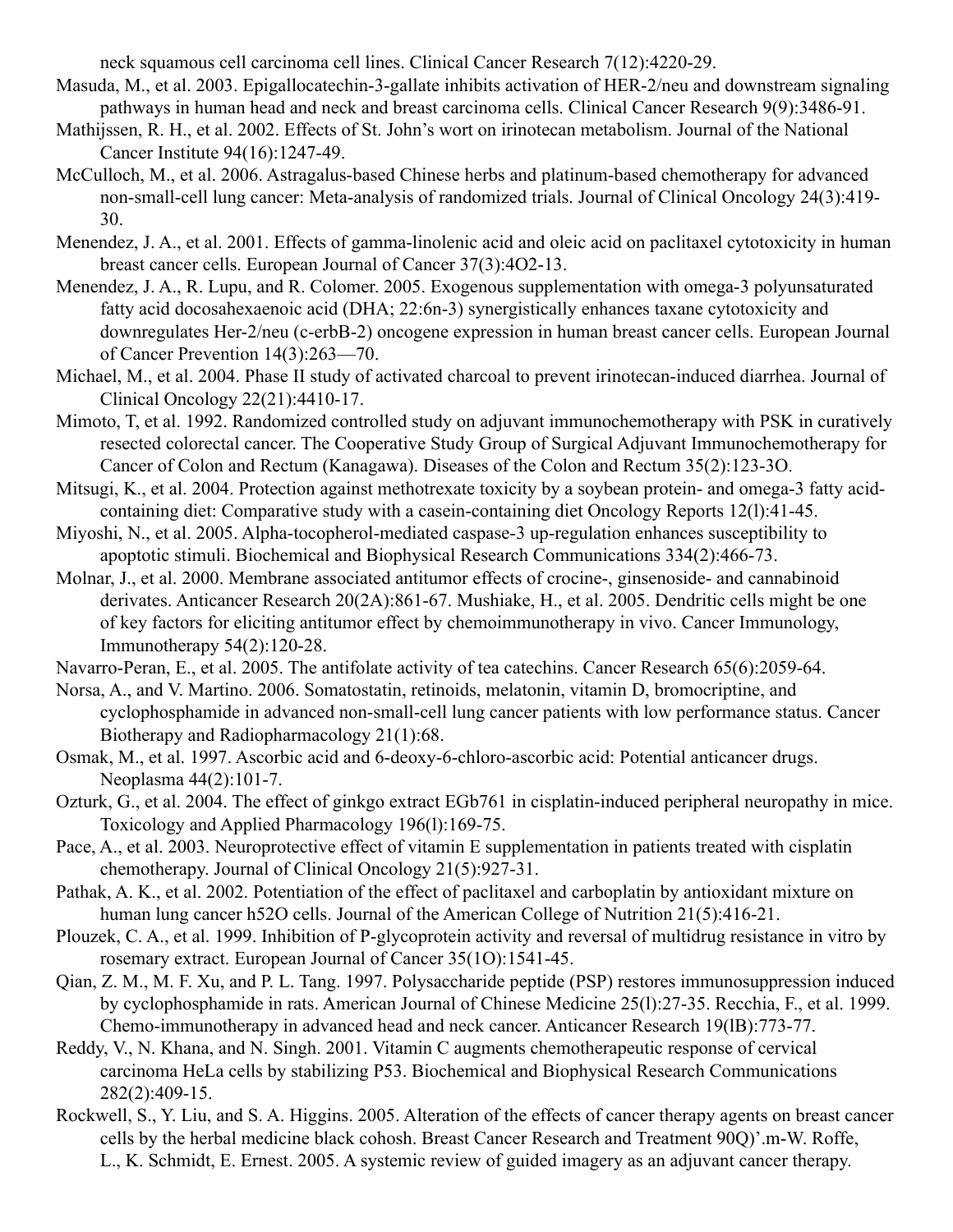neck squamous cell carcinoma cell lines. Clinical Cancer Research 7(12):4220-29.

Masuda, M., et al. 2003. Epigallocatechin-3-gallate inhibits activation of HER-2/neu and downstream signaling pathways in human head and neck and breast carcinoma cells. Clinical Cancer Research 9(9):3486-91.

Mathijssen, R. H., et al. 2002. Effects of St. John's wort on irinotecan metabolism. Journal of the National Cancer Institute 94(16):1247-49.

McCulloch, M., et al. 2006. Astragalus-based Chinese herbs and platinum-based chemotherapy for advanced non-small-cell lung cancer: Meta-analysis of randomized trials. Journal of Clinical Oncology 24(3):419-30.

Menendez, J. A., et al. 2001. Effects of gamma-linolenic acid and oleic acid on paclitaxel cytotoxicity in human breast cancer cells. European Journal of Cancer 37(3):4O2-13.

Menendez, J. A., R. Lupu, and R. Colomer. 2005. Exogenous supplementation with omega-3 polyunsaturated fatty acid docosahexaenoic acid (DHA; 22:6n-3) synergistically enhances taxane cytotoxicity and downregulates Her-2/neu (c-erbB-2) oncogene expression in human breast cancer cells. European Journal of Cancer Prevention 14(3):263—70.

Michael, M., et al. 2004. Phase II study of activated charcoal to prevent irinotecan-induced diarrhea. Journal of Clinical Oncology 22(21):4410-17.

Mimoto, T, et al. 1992. Randomized controlled study on adjuvant immunochemotherapy with PSK in curatively resected colorectal cancer. The Cooperative Study Group of Surgical Adjuvant Immunochemotherapy for Cancer of Colon and Rectum (Kanagawa). Diseases of the Colon and Rectum 35(2):123-3O.

Mitsugi, K., et al. 2004. Protection against methotrexate toxicity by a soybean protein- and omega-3 fatty acid-containing diet: Comparative study with a casein-containing diet Oncology Reports 12(l):41-45.

Miyoshi, N., et al. 2005. Alpha-tocopherol-mediated caspase-3 up-regulation enhances susceptibility to apoptotic stimuli. Biochemical and Biophysical Research Communications 334(2):466-73.

Molnar, J., et al. 2000. Membrane associated antitumor effects of crocine-, ginsenoside- and cannabinoid derivates. Anticancer Research 20(2A):861-67. Mushiake, H., et al. 2005. Dendritic cells might be one of key factors for eliciting antitumor effect by chemoimmunotherapy in vivo. Cancer Immunology, Immunotherapy 54(2):120-28.

Navarro-Peran, E., et al. 2005. The antifolate activity of tea catechins. Cancer Research 65(6):2059-64.

Norsa, A., and V. Martino. 2006. Somatostatin, retinoids, melatonin, vitamin D, bromocriptine, and cyclophosphamide in advanced non-small-cell lung cancer patients with low performance status. Cancer Biotherapy and Radiopharmacology 21(1):68.

Osmak, M., et al. 1997. Ascorbic acid and 6-deoxy-6-chloro-ascorbic acid: Potential anticancer drugs. Neoplasma 44(2):101-7.

Ozturk, G., et al. 2004. The effect of ginkgo extract EGb761 in cisplatin-induced peripheral neuropathy in mice. Toxicology and Applied Pharmacology 196(l):169-75.

Pace, A., et al. 2003. Neuroprotective effect of vitamin E supplementation in patients treated with cisplatin chemotherapy. Journal of Clinical Oncology 21(5):927-31.

Pathak, A. K., et al. 2002. Potentiation of the effect of paclitaxel and carboplatin by antioxidant mixture on human lung cancer h52O cells. Journal of the American College of Nutrition 21(5):416-21.

Plouzek, C. A., et al. 1999. Inhibition of P-glycoprotein activity and reversal of multidrug resistance in vitro by rosemary extract. European Journal of Cancer 35(1O):1541-45.

Qian, Z. M., M. F. Xu, and P. L. Tang. 1997. Polysaccharide peptide (PSP) restores immunosuppression induced by cyclophosphamide in rats. American Journal of Chinese Medicine 25(l):27-35. Recchia, F., et al. 1999. Chemo-immunotherapy in advanced head and neck cancer. Anticancer Research 19(lB):773-77.

Reddy, V., N. Khana, and N. Singh. 2001. Vitamin C augments chemotherapeutic response of cervical carcinoma HeLa cells by stabilizing P53. Biochemical and Biophysical Research Communications 282(2):409-15.

Rockwell, S., Y. Liu, and S. A. Higgins. 2005. Alteration of the effects of cancer therapy agents on breast cancer cells by the herbal medicine black cohosh. Breast Cancer Research and Treatment 90Q)'.m-W. Roffe, L., K. Schmidt, E. Ernest. 2005. A systemic review of guided imagery as an adjuvant cancer therapy.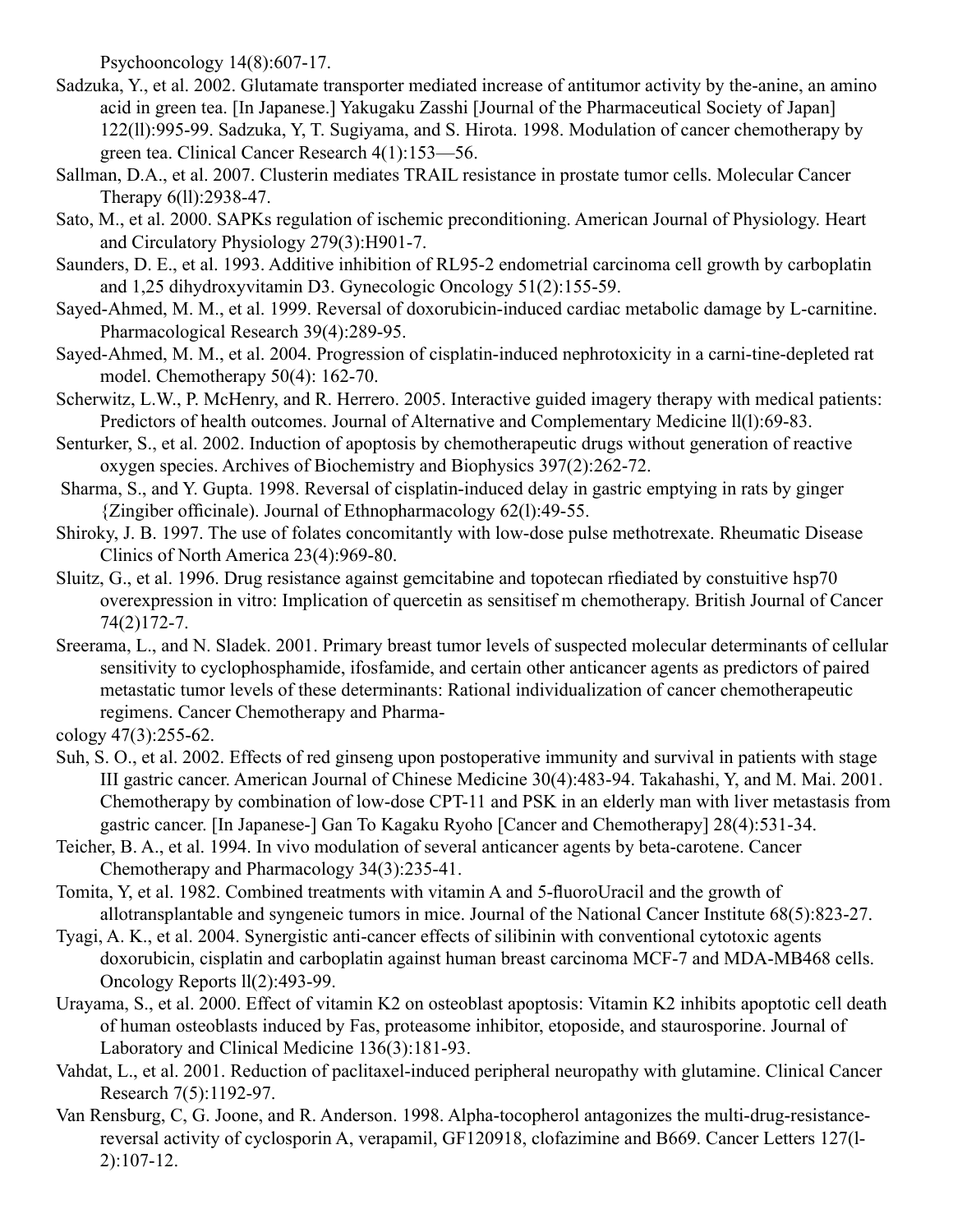Psychooncology 14(8):607-17.

Sadzuka, Y., et al. 2002. Glutamate transporter mediated increase of antitumor activity by the-anine, an amino acid in green tea. [In Japanese.] Yakugaku Zasshi [Journal of the Pharmaceutical Society of Japan] 122(ll):995-99. Sadzuka, Y, T. Sugiyama, and S. Hirota. 1998. Modulation of cancer chemotherapy by green tea. Clinical Cancer Research 4(1):153—56.

Sallman, D.A., et al. 2007. Clusterin mediates TRAIL resistance in prostate tumor cells. Molecular Cancer Therapy 6(ll):2938-47.

Sato, M., et al. 2000. SAPKs regulation of ischemic preconditioning. American Journal of Physiology. Heart and Circulatory Physiology 279(3):H901-7.

Saunders, D. E., et al. 1993. Additive inhibition of RL95-2 endometrial carcinoma cell growth by carboplatin and 1,25 dihydroxyvitamin D3. Gynecologic Oncology 51(2):155-59.

Sayed-Ahmed, M. M., et al. 1999. Reversal of doxorubicin-induced cardiac metabolic damage by L-carnitine. Pharmacological Research 39(4):289-95.

Sayed-Ahmed, M. M., et al. 2004. Progression of cisplatin-induced nephrotoxicity in a carni-tine-depleted rat model. Chemotherapy 50(4): 162-70.

Scherwitz, L.W., P. McHenry, and R. Herrero. 2005. Interactive guided imagery therapy with medical patients: Predictors of health outcomes. Journal of Alternative and Complementary Medicine ll(l):69-83.

Senturker, S., et al. 2002. Induction of apoptosis by chemotherapeutic drugs without generation of reactive oxygen species. Archives of Biochemistry and Biophysics 397(2):262-72.

Sharma, S., and Y. Gupta. 1998. Reversal of cisplatin-induced delay in gastric emptying in rats by ginger {Zingiber officinale). Journal of Ethnopharmacology 62(l):49-55.

Shiroky, J. B. 1997. The use of folates concomitantly with low-dose pulse methotrexate. Rheumatic Disease Clinics of North America 23(4):969-80.

Sluitz, G., et al. 1996. Drug resistance against gemcitabine and topotecan rfiediated by constuitive hsp70 overexpression in vitro: Implication of quercetin as sensitisef m chemotherapy. British Journal of Cancer 74(2)172-7.

Sreerama, L., and N. Sladek. 2001. Primary breast tumor levels of suspected molecular determinants of cellular sensitivity to cyclophosphamide, ifosfamide, and certain other anticancer agents as predictors of paired metastatic tumor levels of these determinants: Rational individualization of cancer chemotherapeutic regimens. Cancer Chemotherapy and Pharma-
cology 47(3):255-62.

Suh, S. O., et al. 2002. Effects of red ginseng upon postoperative immunity and survival in patients with stage III gastric cancer. American Journal of Chinese Medicine 30(4):483-94. Takahashi, Y, and M. Mai. 2001. Chemotherapy by combination of low-dose CPT-11 and PSK in an elderly man with liver metastasis from gastric cancer. [In Japanese-] Gan To Kagaku Ryoho [Cancer and Chemotherapy] 28(4):531-34.

Teicher, B. A., et al. 1994. In vivo modulation of several anticancer agents by beta-carotene. Cancer Chemotherapy and Pharmacology 34(3):235-41.

Tomita, Y, et al. 1982. Combined treatments with vitamin A and 5-fluoroUracil and the growth of allotransplantable and syngeneic tumors in mice. Journal of the National Cancer Institute 68(5):823-27.

Tyagi, A. K., et al. 2004. Synergistic anti-cancer effects of silibinin with conventional cytotoxic agents doxorubicin, cisplatin and carboplatin against human breast carcinoma MCF-7 and MDA-MB468 cells. Oncology Reports ll(2):493-99.

Urayama, S., et al. 2000. Effect of vitamin K2 on osteoblast apoptosis: Vitamin K2 inhibits apoptotic cell death of human osteoblasts induced by Fas, proteasome inhibitor, etoposide, and staurosporine. Journal of Laboratory and Clinical Medicine 136(3):181-93.

Vahdat, L., et al. 2001. Reduction of paclitaxel-induced peripheral neuropathy with glutamine. Clinical Cancer Research 7(5):1192-97.

Van Rensburg, C, G. Joone, and R. Anderson. 1998. Alpha-tocopherol antagonizes the multi-drug-resistance-reversal activity of cyclosporin A, verapamil, GF120918, clofazimine and B669. Cancer Letters 127(l-2):107-12.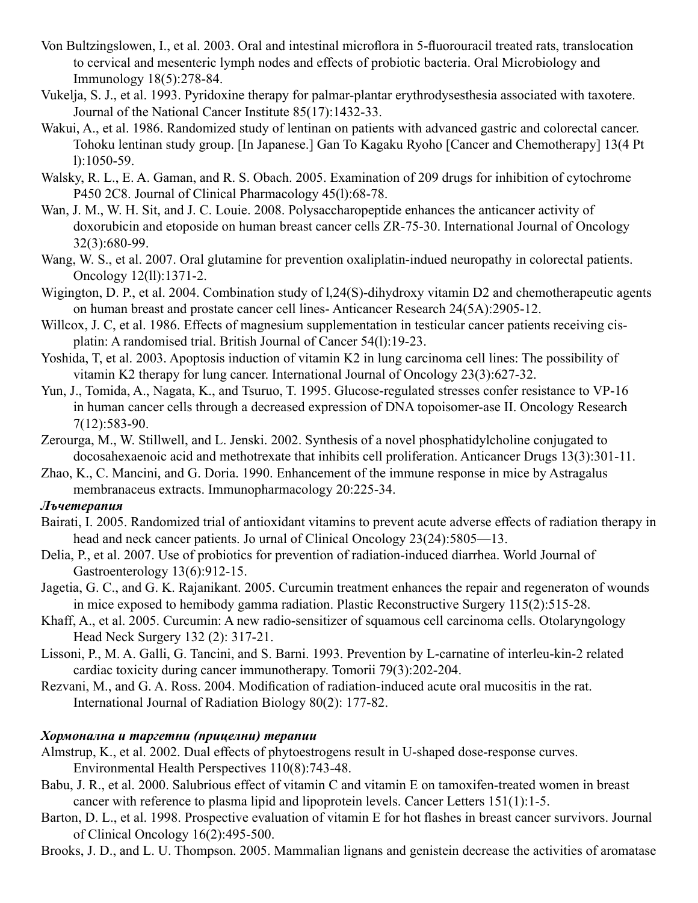Von Bultzingslowen, I., et al. 2003. Oral and intestinal microflora in 5-fluorouracil treated rats, translocation to cervical and mesenteric lymph nodes and effects of probiotic bacteria. Oral Microbiology and Immunology 18(5):278-84.

Vukelja, S. J., et al. 1993. Pyridoxine therapy for palmar-plantar erythrodysesthesia associated with taxotere. Journal of the National Cancer Institute 85(17):1432-33.

Wakui, A., et al. 1986. Randomized study of lentinan on patients with advanced gastric and colorectal cancer. Tohoku lentinan study group. [In Japanese.] Gan To Kagaku Ryoho [Cancer and Chemotherapy] 13(4 Pt l):1050-59.

Walsky, R. L., E. A. Gaman, and R. S. Obach. 2005. Examination of 209 drugs for inhibition of cytochrome P450 2C8. Journal of Clinical Pharmacology 45(l):68-78.

Wan, J. M., W. H. Sit, and J. C. Louie. 2008. Polysaccharopeptide enhances the anticancer activity of doxorubicin and etoposide on human breast cancer cells ZR-75-30. International Journal of Oncology 32(3):680-99.

Wang, W. S., et al. 2007. Oral glutamine for prevention oxaliplatin-indued neuropathy in colorectal patients. Oncology 12(ll):1371-2.

Wigington, D. P., et al. 2004. Combination study of l,24(S)-dihydroxy vitamin D2 and chemotherapeutic agents on human breast and prostate cancer cell lines- Anticancer Research 24(5A):2905-12.

Willcox, J. C, et al. 1986. Effects of magnesium supplementation in testicular cancer patients receiving cis-platin: A randomised trial. British Journal of Cancer 54(l):19-23.

Yoshida, T, et al. 2003. Apoptosis induction of vitamin K2 in lung carcinoma cell lines: The possibility of vitamin K2 therapy for lung cancer. International Journal of Oncology 23(3):627-32.

Yun, J., Tomida, A., Nagata, K., and Tsuruo, T. 1995. Glucose-regulated stresses confer resistance to VP-16 in human cancer cells through a decreased expression of DNA topoisomer-ase II. Oncology Research 7(12):583-90.

Zerourga, M., W. Stillwell, and L. Jenski. 2002. Synthesis of a novel phosphatidylcholine conjugated to docosahexaenoic acid and methotrexate that inhibits cell proliferation. Anticancer Drugs 13(3):301-11.

Zhao, K., C. Mancini, and G. Doria. 1990. Enhancement of the immune response in mice by Astragalus membranaceus extracts. Immunopharmacology 20:225-34.

***Лъчетерапия***

Bairati, I. 2005. Randomized trial of antioxidant vitamins to prevent acute adverse effects of radiation therapy in head and neck cancer patients. Jo urnal of Clinical Oncology 23(24):5805—13.

Delia, P., et al. 2007. Use of probiotics for prevention of radiation-induced diarrhea. World Journal of Gastroenterology 13(6):912-15.

Jagetia, G. C., and G. K. Rajanikant. 2005. Curcumin treatment enhances the repair and regeneraton of wounds in mice exposed to hemibody gamma radiation. Plastic Reconstructive Surgery 115(2):515-28.

Khaff, A., et al. 2005. Curcumin: A new radio-sensitizer of squamous cell carcinoma cells. Otolaryngology Head Neck Surgery 132 (2): 317-21.

Lissoni, P., M. A. Galli, G. Tancini, and S. Barni. 1993. Prevention by L-carnatine of interleu-kin-2 related cardiac toxicity during cancer immunotherapy. Tomorii 79(3):202-204.

Rezvani, M., and G. A. Ross. 2004. Modification of radiation-induced acute oral mucositis in the rat. International Journal of Radiation Biology 80(2): 177-82.

***Хормонална и таргетни (прицелни) терапии***

Almstrup, K., et al. 2002. Dual effects of phytoestrogens result in U-shaped dose-response curves. Environmental Health Perspectives 110(8):743-48.

Babu, J. R., et al. 2000. Salubrious effect of vitamin C and vitamin E on tamoxifen-treated women in breast cancer with reference to plasma lipid and lipoprotein levels. Cancer Letters 151(1):1-5.

Barton, D. L., et al. 1998. Prospective evaluation of vitamin E for hot flashes in breast cancer survivors. Journal of Clinical Oncology 16(2):495-500.

Brooks, J. D., and L. U. Thompson. 2005. Mammalian lignans and genistein decrease the activities of aromatase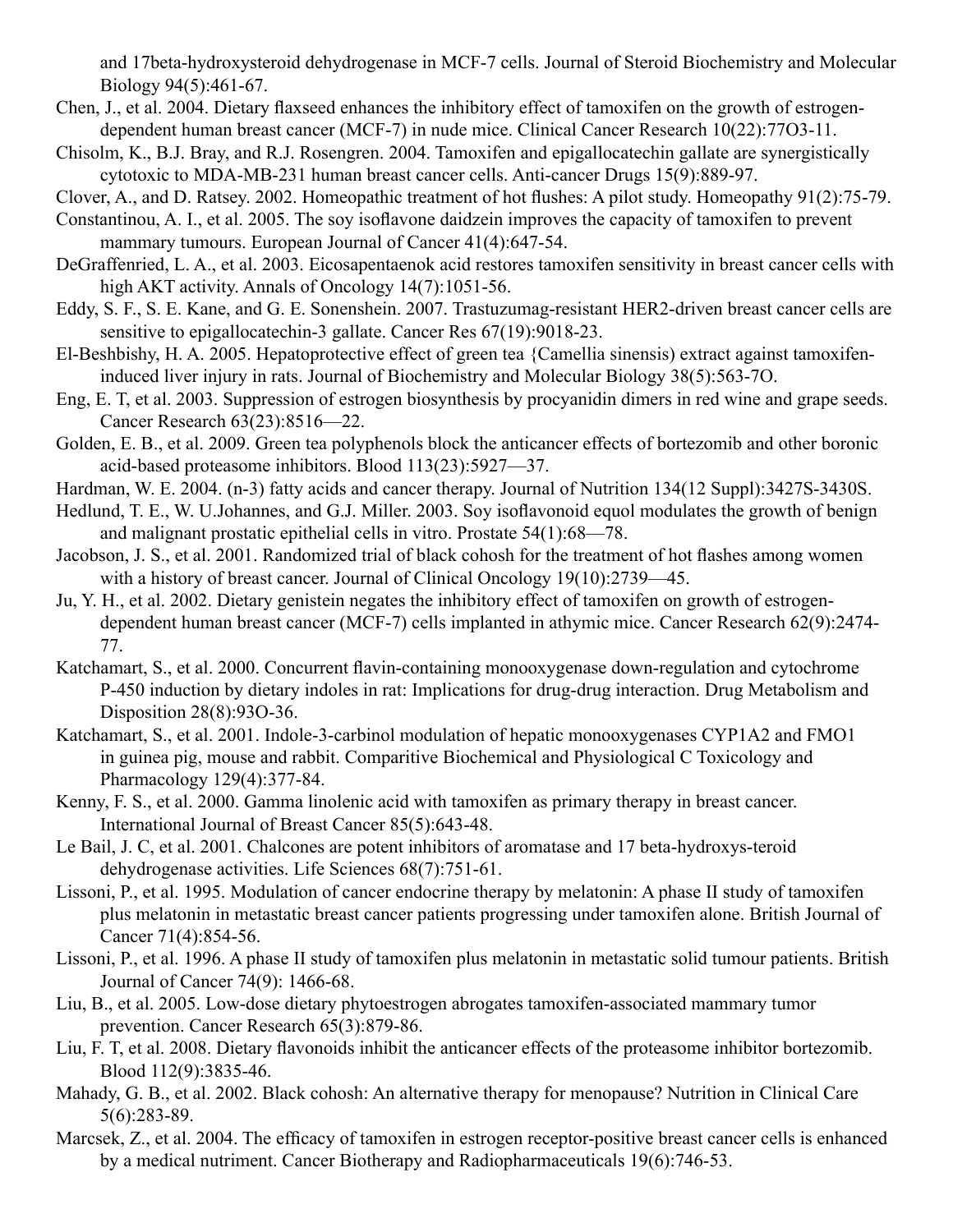and 17beta-hydroxysteroid dehydrogenase in MCF-7 cells. Journal of Steroid Biochemistry and Molecular Biology 94(5):461-67.

Chen, J., et al. 2004. Dietary flaxseed enhances the inhibitory effect of tamoxifen on the growth of estrogen-dependent human breast cancer (MCF-7) in nude mice. Clinical Cancer Research 10(22):77O3-11.

Chisolm, K., B.J. Bray, and R.J. Rosengren. 2004. Tamoxifen and epigallocatechin gallate are synergistically cytotoxic to MDA-MB-231 human breast cancer cells. Anti-cancer Drugs 15(9):889-97.

Clover, A., and D. Ratsey. 2002. Homeopathic treatment of hot flushes: A pilot study. Homeopathy 91(2):75-79.

Constantinou, A. I., et al. 2005. The soy isoflavone daidzein improves the capacity of tamoxifen to prevent mammary tumours. European Journal of Cancer 41(4):647-54.

DeGraffenried, L. A., et al. 2003. Eicosapentaenok acid restores tamoxifen sensitivity in breast cancer cells with high AKT activity. Annals of Oncology 14(7):1051-56.

Eddy, S. F., S. E. Kane, and G. E. Sonenshein. 2007. Trastuzumag-resistant HER2-driven breast cancer cells are sensitive to epigallocatechin-3 gallate. Cancer Res 67(19):9018-23.

El-Beshbishy, H. A. 2005. Hepatoprotective effect of green tea {Camellia sinensis) extract against tamoxifen-induced liver injury in rats. Journal of Biochemistry and Molecular Biology 38(5):563-7O.

Eng, E. T, et al. 2003. Suppression of estrogen biosynthesis by procyanidin dimers in red wine and grape seeds. Cancer Research 63(23):8516—22.

Golden, E. B., et al. 2009. Green tea polyphenols block the anticancer effects of bortezomib and other boronic acid-based proteasome inhibitors. Blood 113(23):5927—37.

Hardman, W. E. 2004. (n-3) fatty acids and cancer therapy. Journal of Nutrition 134(12 Suppl):3427S-3430S.

Hedlund, T. E., W. U.Johannes, and G.J. Miller. 2003. Soy isoflavonoid equol modulates the growth of benign and malignant prostatic epithelial cells in vitro. Prostate 54(1):68—78.

Jacobson, J. S., et al. 2001. Randomized trial of black cohosh for the treatment of hot flashes among women with a history of breast cancer. Journal of Clinical Oncology 19(10):2739—45.

Ju, Y. H., et al. 2002. Dietary genistein negates the inhibitory effect of tamoxifen on growth of estrogen-dependent human breast cancer (MCF-7) cells implanted in athymic mice. Cancer Research 62(9):2474-77.

Katchamart, S., et al. 2000. Concurrent flavin-containing monooxygenase down-regulation and cytochrome P-450 induction by dietary indoles in rat: Implications for drug-drug interaction. Drug Metabolism and Disposition 28(8):93O-36.

Katchamart, S., et al. 2001. Indole-3-carbinol modulation of hepatic monooxygenases CYP1A2 and FMO1 in guinea pig, mouse and rabbit. Comparitive Biochemical and Physiological C Toxicology and Pharmacology 129(4):377-84.

Kenny, F. S., et al. 2000. Gamma linolenic acid with tamoxifen as primary therapy in breast cancer. International Journal of Breast Cancer 85(5):643-48.

Le Bail, J. C, et al. 2001. Chalcones are potent inhibitors of aromatase and 17 beta-hydroxys-teroid dehydrogenase activities. Life Sciences 68(7):751-61.

Lissoni, P., et al. 1995. Modulation of cancer endocrine therapy by melatonin: A phase II study of tamoxifen plus melatonin in metastatic breast cancer patients progressing under tamoxifen alone. British Journal of Cancer 71(4):854-56.

Lissoni, P., et al. 1996. A phase II study of tamoxifen plus melatonin in metastatic solid tumour patients. British Journal of Cancer 74(9): 1466-68.

Liu, B., et al. 2005. Low-dose dietary phytoestrogen abrogates tamoxifen-associated mammary tumor prevention. Cancer Research 65(3):879-86.

Liu, F. T, et al. 2008. Dietary flavonoids inhibit the anticancer effects of the proteasome inhibitor bortezomib. Blood 112(9):3835-46.

Mahady, G. B., et al. 2002. Black cohosh: An alternative therapy for menopause? Nutrition in Clinical Care 5(6):283-89.

Marcsek, Z., et al. 2004. The efficacy of tamoxifen in estrogen receptor-positive breast cancer cells is enhanced by a medical nutriment. Cancer Biotherapy and Radiopharmaceuticals 19(6):746-53.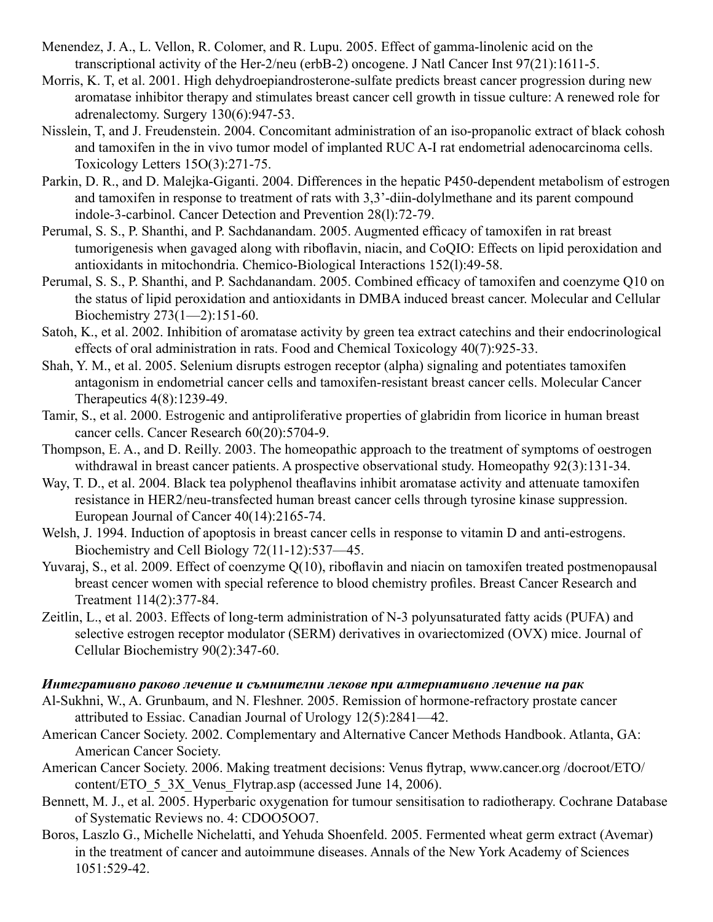Menendez, J. A., L. Vellon, R. Colomer, and R. Lupu. 2005. Effect of gamma-linolenic acid on the transcriptional activity of the Her-2/neu (erbB-2) oncogene. J Natl Cancer Inst 97(21):1611-5.

Morris, K. T, et al. 2001. High dehydroepiandrosterone-sulfate predicts breast cancer progression during new aromatase inhibitor therapy and stimulates breast cancer cell growth in tissue culture: A renewed role for adrenalectomy. Surgery 130(6):947-53.

Nisslein, T, and J. Freudenstein. 2004. Concomitant administration of an iso-propanolic extract of black cohosh and tamoxifen in the in vivo tumor model of implanted RUC A-I rat endometrial adenocarcinoma cells. Toxicology Letters 15O(3):271-75.

Parkin, D. R., and D. Malejka-Giganti. 2004. Differences in the hepatic P450-dependent metabolism of estrogen and tamoxifen in response to treatment of rats with 3,3'-diin-dolylmethane and its parent compound indole-3-carbinol. Cancer Detection and Prevention 28(l):72-79.

Perumal, S. S., P. Shanthi, and P. Sachdanandam. 2005. Augmented efficacy of tamoxifen in rat breast tumorigenesis when gavaged along with riboflavin, niacin, and CoQIO: Effects on lipid peroxidation and antioxidants in mitochondria. Chemico-Biological Interactions 152(l):49-58.

Perumal, S. S., P. Shanthi, and P. Sachdanandam. 2005. Combined efficacy of tamoxifen and coenzyme Q10 on the status of lipid peroxidation and antioxidants in DMBA induced breast cancer. Molecular and Cellular Biochemistry 273(1—2):151-60.

Satoh, K., et al. 2002. Inhibition of aromatase activity by green tea extract catechins and their endocrinological effects of oral administration in rats. Food and Chemical Toxicology 40(7):925-33.

Shah, Y. M., et al. 2005. Selenium disrupts estrogen receptor (alpha) signaling and potentiates tamoxifen antagonism in endometrial cancer cells and tamoxifen-resistant breast cancer cells. Molecular Cancer Therapeutics 4(8):1239-49.

Tamir, S., et al. 2000. Estrogenic and antiproliferative properties of glabridin from licorice in human breast cancer cells. Cancer Research 60(20):5704-9.

Thompson, E. A., and D. Reilly. 2003. The homeopathic approach to the treatment of symptoms of oestrogen withdrawal in breast cancer patients. A prospective observational study. Homeopathy 92(3):131-34.

Way, T. D., et al. 2004. Black tea polyphenol theaflavins inhibit aromatase activity and attenuate tamoxifen resistance in HER2/neu-transfected human breast cancer cells through tyrosine kinase suppression. European Journal of Cancer 40(14):2165-74.

Welsh, J. 1994. Induction of apoptosis in breast cancer cells in response to vitamin D and anti-estrogens. Biochemistry and Cell Biology 72(11-12):537—45.

Yuvaraj, S., et al. 2009. Effect of coenzyme Q(10), riboflavin and niacin on tamoxifen treated postmenopausal breast cencer women with special reference to blood chemistry profiles. Breast Cancer Research and Treatment 114(2):377-84.

Zeitlin, L., et al. 2003. Effects of long-term administration of N-3 polyunsaturated fatty acids (PUFA) and selective estrogen receptor modulator (SERM) derivatives in ovariectomized (OVX) mice. Journal of Cellular Biochemistry 90(2):347-60.

***Интегративно раково лечение и съмнителни лекове при алтернативно лечение на рак***

Al-Sukhni, W., A. Grunbaum, and N. Fleshner. 2005. Remission of hormone-refractory prostate cancer attributed to Essiac. Canadian Journal of Urology 12(5):2841—42.

American Cancer Society. 2002. Complementary and Alternative Cancer Methods Handbook. Atlanta, GA: American Cancer Society.

American Cancer Society. 2006. Making treatment decisions: Venus flytrap, www.cancer.org /docroot/ETO/content/ETO_5_3X_Venus_Flytrap.asp (accessed June 14, 2006).

Bennett, M. J., et al. 2005. Hyperbaric oxygenation for tumour sensitisation to radiotherapy. Cochrane Database of Systematic Reviews no. 4: CDOO5OO7.

Boros, Laszlo G., Michelle Nichelatti, and Yehuda Shoenfeld. 2005. Fermented wheat germ extract (Avemar) in the treatment of cancer and autoimmune diseases. Annals of the New York Academy of Sciences 1051:529-42.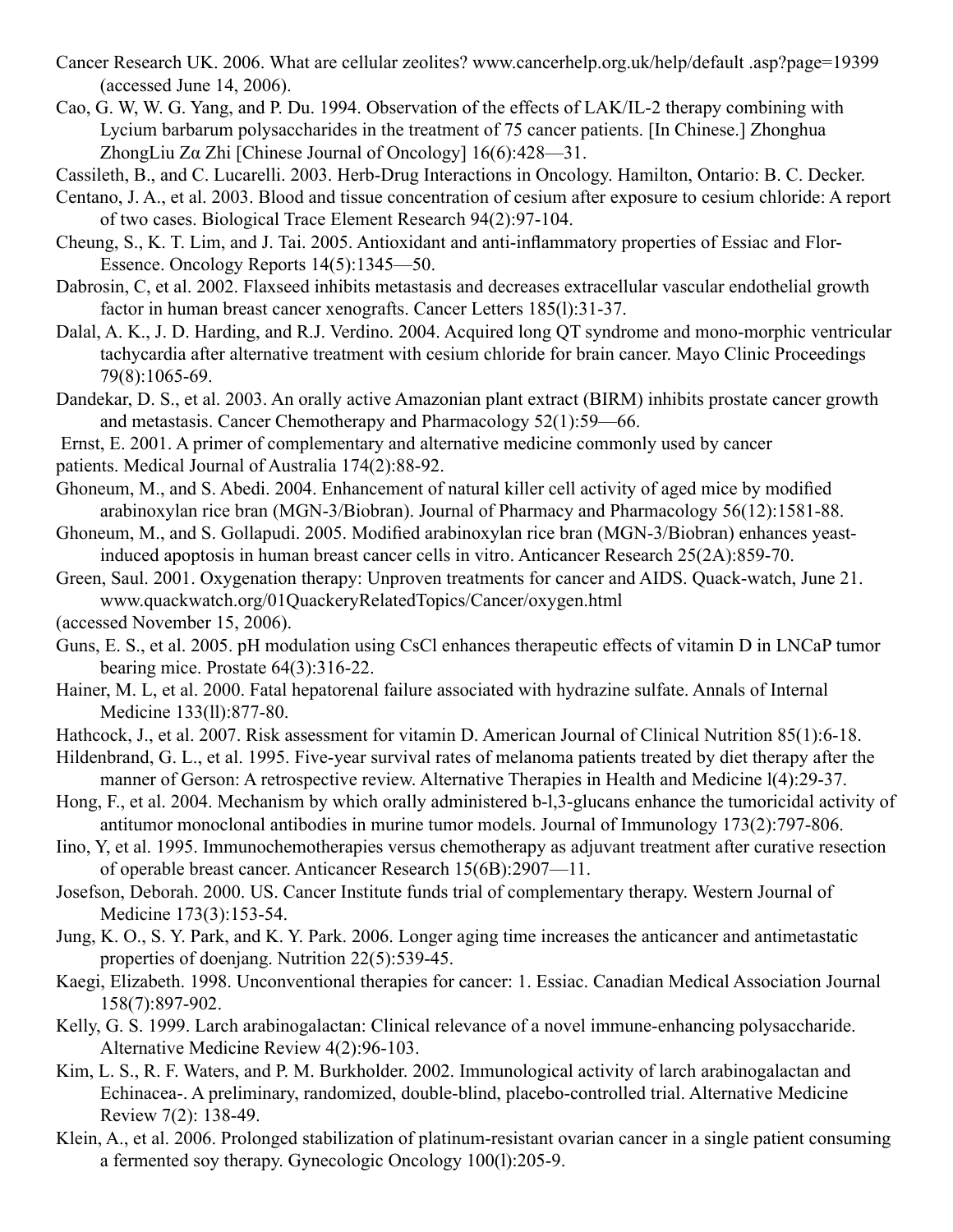Cancer Research UK. 2006. What are cellular zeolites? www.cancerhelp.org.uk/help/default .asp?page=19399 (accessed June 14, 2006).

Cao, G. W, W. G. Yang, and P. Du. 1994. Observation of the effects of LAK/IL-2 therapy combining with Lycium barbarum polysaccharides in the treatment of 75 cancer patients. [In Chinese.] Zhonghua ZhongLiu Zα Zhi [Chinese Journal of Oncology] 16(6):428—31.

Cassileth, B., and C. Lucarelli. 2003. Herb-Drug Interactions in Oncology. Hamilton, Ontario: B. C. Decker.

Centano, J. A., et al. 2003. Blood and tissue concentration of cesium after exposure to cesium chloride: A report of two cases. Biological Trace Element Research 94(2):97-104.

Cheung, S., K. T. Lim, and J. Tai. 2005. Antioxidant and anti-inflammatory properties of Essiac and Flor-Essence. Oncology Reports 14(5):1345—50.

Dabrosin, C, et al. 2002. Flaxseed inhibits metastasis and decreases extracellular vascular endothelial growth factor in human breast cancer xenografts. Cancer Letters 185(l):31-37.

Dalal, A. K., J. D. Harding, and R.J. Verdino. 2004. Acquired long QT syndrome and mono-morphic ventricular tachycardia after alternative treatment with cesium chloride for brain cancer. Mayo Clinic Proceedings 79(8):1065-69.

Dandekar, D. S., et al. 2003. An orally active Amazonian plant extract (BIRM) inhibits prostate cancer growth and metastasis. Cancer Chemotherapy and Pharmacology 52(1):59—66.

Ernst, E. 2001. A primer of complementary and alternative medicine commonly used by cancer patients. Medical Journal of Australia 174(2):88-92.

Ghoneum, M., and S. Abedi. 2004. Enhancement of natural killer cell activity of aged mice by modified arabinoxylan rice bran (MGN-3/Biobran). Journal of Pharmacy and Pharmacology 56(12):1581-88.

Ghoneum, M., and S. Gollapudi. 2005. Modified arabinoxylan rice bran (MGN-3/Biobran) enhances yeast-induced apoptosis in human breast cancer cells in vitro. Anticancer Research 25(2A):859-70.

Green, Saul. 2001. Oxygenation therapy: Unproven treatments for cancer and AIDS. Quack-watch, June 21. www.quackwatch.org/01QuackeryRelatedTopics/Cancer/oxygen.html (accessed November 15, 2006).

Guns, E. S., et al. 2005. pH modulation using CsCl enhances therapeutic effects of vitamin D in LNCaP tumor bearing mice. Prostate 64(3):316-22.

Hainer, M. L, et al. 2000. Fatal hepatorenal failure associated with hydrazine sulfate. Annals of Internal Medicine 133(ll):877-80.

Hathcock, J., et al. 2007. Risk assessment for vitamin D. American Journal of Clinical Nutrition 85(1):6-18.

Hildenbrand, G. L., et al. 1995. Five-year survival rates of melanoma patients treated by diet therapy after the manner of Gerson: A retrospective review. Alternative Therapies in Health and Medicine l(4):29-37.

Hong, F., et al. 2004. Mechanism by which orally administered b-l,3-glucans enhance the tumoricidal activity of antitumor monoclonal antibodies in murine tumor models. Journal of Immunology 173(2):797-806.

Iino, Y, et al. 1995. Immunochemotherapies versus chemotherapy as adjuvant treatment after curative resection of operable breast cancer. Anticancer Research 15(6B):2907—11.

Josefson, Deborah. 2000. US. Cancer Institute funds trial of complementary therapy. Western Journal of Medicine 173(3):153-54.

Jung, K. O., S. Y. Park, and K. Y. Park. 2006. Longer aging time increases the anticancer and antimetastatic properties of doenjang. Nutrition 22(5):539-45.

Kaegi, Elizabeth. 1998. Unconventional therapies for cancer: 1. Essiac. Canadian Medical Association Journal 158(7):897-902.

Kelly, G. S. 1999. Larch arabinogalactan: Clinical relevance of a novel immune-enhancing polysaccharide. Alternative Medicine Review 4(2):96-103.

Kim, L. S., R. F. Waters, and P. M. Burkholder. 2002. Immunological activity of larch arabinogalactan and Echinacea-. A preliminary, randomized, double-blind, placebo-controlled trial. Alternative Medicine Review 7(2): 138-49.

Klein, A., et al. 2006. Prolonged stabilization of platinum-resistant ovarian cancer in a single patient consuming a fermented soy therapy. Gynecologic Oncology 100(l):205-9.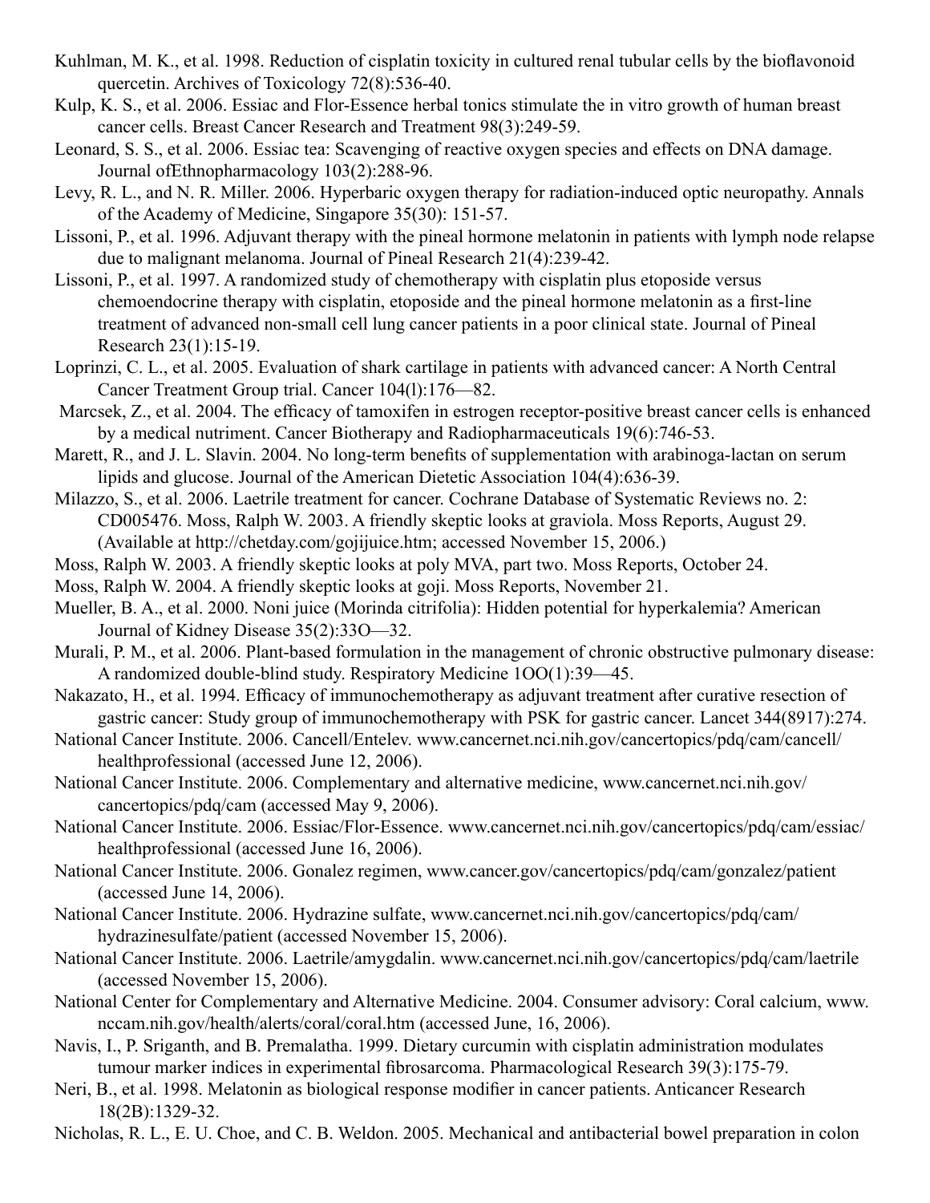Kuhlman, M. K., et al. 1998. Reduction of cisplatin toxicity in cultured renal tubular cells by the bioflavonoid quercetin. Archives of Toxicology 72(8):536-40.

Kulp, K. S., et al. 2006. Essiac and Flor-Essence herbal tonics stimulate the in vitro growth of human breast cancer cells. Breast Cancer Research and Treatment 98(3):249-59.

Leonard, S. S., et al. 2006. Essiac tea: Scavenging of reactive oxygen species and effects on DNA damage. Journal ofEthnopharmacology 103(2):288-96.

Levy, R. L., and N. R. Miller. 2006. Hyperbaric oxygen therapy for radiation-induced optic neuropathy. Annals of the Academy of Medicine, Singapore 35(30): 151-57.

Lissoni, P., et al. 1996. Adjuvant therapy with the pineal hormone melatonin in patients with lymph node relapse due to malignant melanoma. Journal of Pineal Research 21(4):239-42.

Lissoni, P., et al. 1997. A randomized study of chemotherapy with cisplatin plus etoposide versus chemoendocrine therapy with cisplatin, etoposide and the pineal hormone melatonin as a first-line treatment of advanced non-small cell lung cancer patients in a poor clinical state. Journal of Pineal Research 23(1):15-19.

Loprinzi, C. L., et al. 2005. Evaluation of shark cartilage in patients with advanced cancer: A North Central Cancer Treatment Group trial. Cancer 104(l):176—82.

Marcsek, Z., et al. 2004. The efficacy of tamoxifen in estrogen receptor-positive breast cancer cells is enhanced by a medical nutriment. Cancer Biotherapy and Radiopharmaceuticals 19(6):746-53.

Marett, R., and J. L. Slavin. 2004. No long-term benefits of supplementation with arabinoga-lactan on serum lipids and glucose. Journal of the American Dietetic Association 104(4):636-39.

Milazzo, S., et al. 2006. Laetrile treatment for cancer. Cochrane Database of Systematic Reviews no. 2: CD005476. Moss, Ralph W. 2003. A friendly skeptic looks at graviola. Moss Reports, August 29. (Available at http://chetday.com/gojijuice.htm; accessed November 15, 2006.)

Moss, Ralph W. 2003. A friendly skeptic looks at poly MVA, part two. Moss Reports, October 24.

Moss, Ralph W. 2004. A friendly skeptic looks at goji. Moss Reports, November 21.

Mueller, B. A., et al. 2000. Noni juice (Morinda citrifolia): Hidden potential for hyperkalemia? American Journal of Kidney Disease 35(2):33O—32.

Murali, P. M., et al. 2006. Plant-based formulation in the management of chronic obstructive pulmonary disease: A randomized double-blind study. Respiratory Medicine 1OO(1):39—45.

Nakazato, H., et al. 1994. Efficacy of immunochemotherapy as adjuvant treatment after curative resection of gastric cancer: Study group of immunochemotherapy with PSK for gastric cancer. Lancet 344(8917):274.

National Cancer Institute. 2006. Cancell/Entelev. www.cancernet.nci.nih.gov/cancertopics/pdq/cam/cancell/healthprofessional (accessed June 12, 2006).

National Cancer Institute. 2006. Complementary and alternative medicine, www.cancernet.nci.nih.gov/cancertopics/pdq/cam (accessed May 9, 2006).

National Cancer Institute. 2006. Essiac/Flor-Essence. www.cancernet.nci.nih.gov/cancertopics/pdq/cam/essiac/healthprofessional (accessed June 16, 2006).

National Cancer Institute. 2006. Gonalez regimen, www.cancer.gov/cancertopics/pdq/cam/gonzalez/patient (accessed June 14, 2006).

National Cancer Institute. 2006. Hydrazine sulfate, www.cancernet.nci.nih.gov/cancertopics/pdq/cam/hydrazinesulfate/patient (accessed November 15, 2006).

National Cancer Institute. 2006. Laetrile/amygdalin. www.cancernet.nci.nih.gov/cancertopics/pdq/cam/laetrile (accessed November 15, 2006).

National Center for Complementary and Alternative Medicine. 2004. Consumer advisory: Coral calcium, www.nccam.nih.gov/health/alerts/coral/coral.htm (accessed June, 16, 2006).

Navis, I., P. Sriganth, and B. Premalatha. 1999. Dietary curcumin with cisplatin administration modulates tumour marker indices in experimental fibrosarcoma. Pharmacological Research 39(3):175-79.

Neri, B., et al. 1998. Melatonin as biological response modifier in cancer patients. Anticancer Research 18(2B):1329-32.

Nicholas, R. L., E. U. Choe, and C. B. Weldon. 2005. Mechanical and antibacterial bowel preparation in colon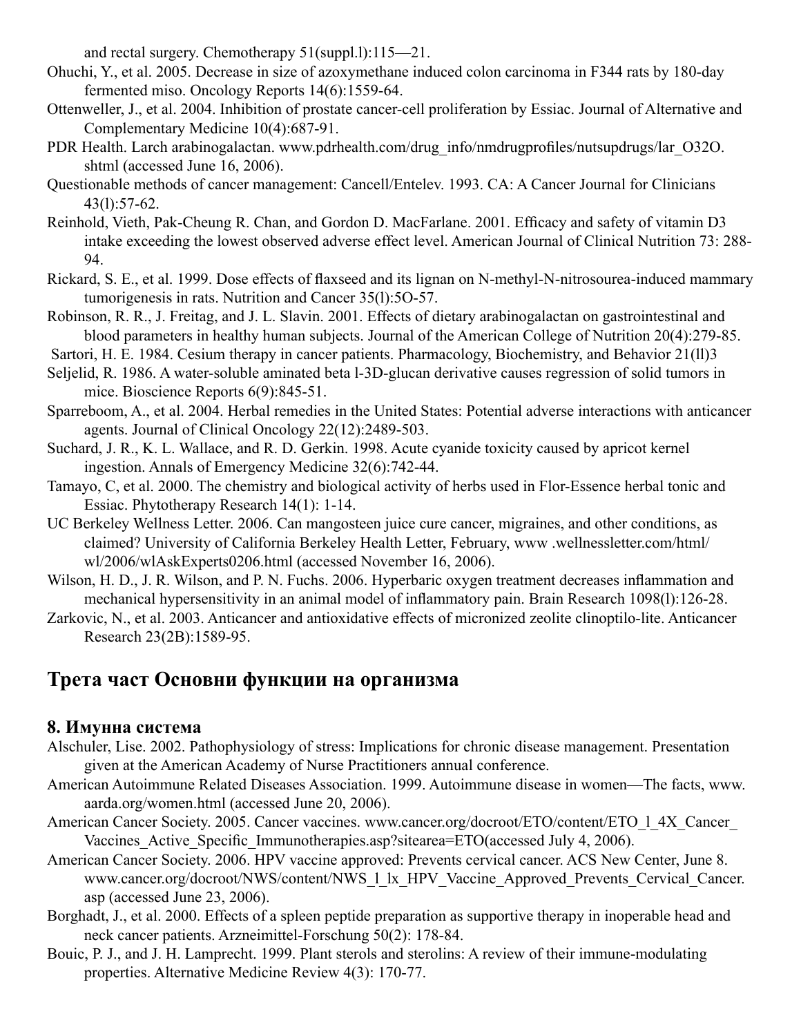and rectal surgery. Chemotherapy 51(suppl.l):115—21.

Ohuchi, Y., et al. 2005. Decrease in size of azoxymethane induced colon carcinoma in F344 rats by 180-day fermented miso. Oncology Reports 14(6):1559-64.

Ottenweller, J., et al. 2004. Inhibition of prostate cancer-cell proliferation by Essiac. Journal of Alternative and Complementary Medicine 10(4):687-91.

PDR Health. Larch arabinogalactan. www.pdrhealth.com/drug_info/nmdrugprofiles/nutsupdrugs/lar_O32O.shtml (accessed June 16, 2006).

Questionable methods of cancer management: Cancell/Entelev. 1993. CA: A Cancer Journal for Clinicians 43(l):57-62.

Reinhold, Vieth, Pak-Cheung R. Chan, and Gordon D. MacFarlane. 2001. Efficacy and safety of vitamin D3 intake exceeding the lowest observed adverse effect level. American Journal of Clinical Nutrition 73: 288-94.

Rickard, S. E., et al. 1999. Dose effects of flaxseed and its lignan on N-methyl-N-nitrosourea-induced mammary tumorigenesis in rats. Nutrition and Cancer 35(l):5O-57.

Robinson, R. R., J. Freitag, and J. L. Slavin. 2001. Effects of dietary arabinogalactan on gastrointestinal and blood parameters in healthy human subjects. Journal of the American College of Nutrition 20(4):279-85.

Sartori, H. E. 1984. Cesium therapy in cancer patients. Pharmacology, Biochemistry, and Behavior 21(ll)3

Seljelid, R. 1986. A water-soluble aminated beta l-3D-glucan derivative causes regression of solid tumors in mice. Bioscience Reports 6(9):845-51.

Sparreboom, A., et al. 2004. Herbal remedies in the United States: Potential adverse interactions with anticancer agents. Journal of Clinical Oncology 22(12):2489-503.

Suchard, J. R., K. L. Wallace, and R. D. Gerkin. 1998. Acute cyanide toxicity caused by apricot kernel ingestion. Annals of Emergency Medicine 32(6):742-44.

Tamayo, C, et al. 2000. The chemistry and biological activity of herbs used in Flor-Essence herbal tonic and Essiac. Phytotherapy Research 14(1): 1-14.

UC Berkeley Wellness Letter. 2006. Can mangosteen juice cure cancer, migraines, and other conditions, as claimed? University of California Berkeley Health Letter, February, www .wellnessletter.com/html/wl/2006/wlAskExperts0206.html (accessed November 16, 2006).

Wilson, H. D., J. R. Wilson, and P. N. Fuchs. 2006. Hyperbaric oxygen treatment decreases inflammation and mechanical hypersensitivity in an animal model of inflammatory pain. Brain Research 1098(l):126-28.

Zarkovic, N., et al. 2003. Anticancer and antioxidative effects of micronized zeolite clinoptilo-lite. Anticancer Research 23(2B):1589-95.

## Трета част Основни функции на организма

### 8. Имунна система

Alschuler, Lise. 2002. Pathophysiology of stress: Implications for chronic disease management. Presentation given at the American Academy of Nurse Practitioners annual conference.

American Autoimmune Related Diseases Association. 1999. Autoimmune disease in women—The facts, www.aarda.org/women.html (accessed June 20, 2006).

American Cancer Society. 2005. Cancer vaccines. www.cancer.org/docroot/ETO/content/ETO_1_4X_Cancer_Vaccines_Active_Specific_Immunotherapies.asp?sitearea=ETO(accessed July 4, 2006).

American Cancer Society. 2006. HPV vaccine approved: Prevents cervical cancer. ACS New Center, June 8. www.cancer.org/docroot/NWS/content/NWS_1_lx_HPV_Vaccine_Approved_Prevents_Cervical_Cancer.asp (accessed June 23, 2006).

Borghadt, J., et al. 2000. Effects of a spleen peptide preparation as supportive therapy in inoperable head and neck cancer patients. Arzneimittel-Forschung 50(2): 178-84.

Bouic, P. J., and J. H. Lamprecht. 1999. Plant sterols and sterolins: A review of their immune-modulating properties. Alternative Medicine Review 4(3): 170-77.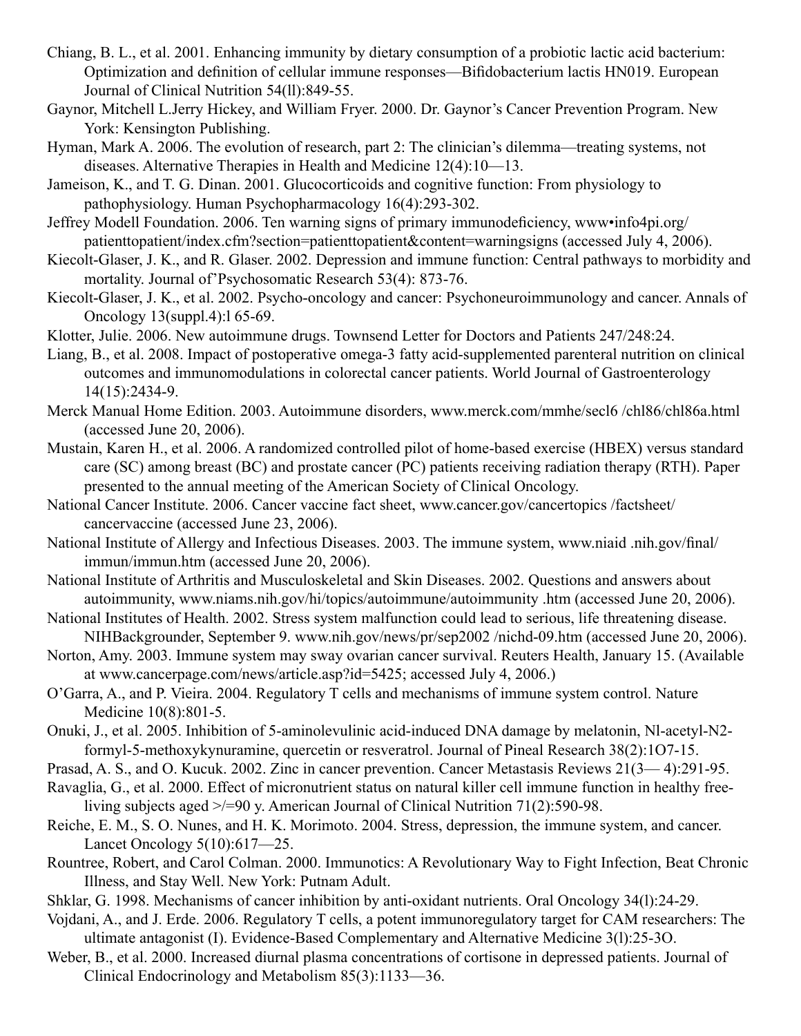Chiang, B. L., et al. 2001. Enhancing immunity by dietary consumption of a probiotic lactic acid bacterium: Optimization and definition of cellular immune responses—Bifidobacterium lactis HN019. European Journal of Clinical Nutrition 54(ll):849-55.

Gaynor, Mitchell L.Jerry Hickey, and William Fryer. 2000. Dr. Gaynor's Cancer Prevention Program. New York: Kensington Publishing.

Hyman, Mark A. 2006. The evolution of research, part 2: The clinician's dilemma—treating systems, not diseases. Alternative Therapies in Health and Medicine 12(4):10—13.

Jameison, K., and T. G. Dinan. 2001. Glucocorticoids and cognitive function: From physiology to pathophysiology. Human Psychopharmacology 16(4):293-302.

Jeffrey Modell Foundation. 2006. Ten warning signs of primary immunodeficiency, www•info4pi.org/patienttopatient/index.cfm?section=patienttopatient&content=warningsigns (accessed July 4, 2006).

Kiecolt-Glaser, J. K., and R. Glaser. 2002. Depression and immune function: Central pathways to morbidity and mortality. Journal of'Psychosomatic Research 53(4): 873-76.

Kiecolt-Glaser, J. K., et al. 2002. Psycho-oncology and cancer: Psychoneuroimmunology and cancer. Annals of Oncology 13(suppl.4):l 65-69.

Klotter, Julie. 2006. New autoimmune drugs. Townsend Letter for Doctors and Patients 247/248:24.

Liang, B., et al. 2008. Impact of postoperative omega-3 fatty acid-supplemented parenteral nutrition on clinical outcomes and immunomodulations in colorectal cancer patients. World Journal of Gastroenterology 14(15):2434-9.

Merck Manual Home Edition. 2003. Autoimmune disorders, www.merck.com/mmhe/secl6 /chl86/chl86a.html (accessed June 20, 2006).

Mustain, Karen H., et al. 2006. A randomized controlled pilot of home-based exercise (HBEX) versus standard care (SC) among breast (BC) and prostate cancer (PC) patients receiving radiation therapy (RTH). Paper presented to the annual meeting of the American Society of Clinical Oncology.

National Cancer Institute. 2006. Cancer vaccine fact sheet, www.cancer.gov/cancertopics /factsheet/cancervaccine (accessed June 23, 2006).

National Institute of Allergy and Infectious Diseases. 2003. The immune system, www.niaid .nih.gov/final/immun/immun.htm (accessed June 20, 2006).

National Institute of Arthritis and Musculoskeletal and Skin Diseases. 2002. Questions and answers about autoimmunity, www.niams.nih.gov/hi/topics/autoimmune/autoimmunity .htm (accessed June 20, 2006).

National Institutes of Health. 2002. Stress system malfunction could lead to serious, life threatening disease. NIHBackgrounder, September 9. www.nih.gov/news/pr/sep2002 /nichd-09.htm (accessed June 20, 2006).

Norton, Amy. 2003. Immune system may sway ovarian cancer survival. Reuters Health, January 15. (Available at www.cancerpage.com/news/article.asp?id=5425; accessed July 4, 2006.)

O'Garra, A., and P. Vieira. 2004. Regulatory T cells and mechanisms of immune system control. Nature Medicine 10(8):801-5.

Onuki, J., et al. 2005. Inhibition of 5-aminolevulinic acid-induced DNA damage by melatonin, Nl-acetyl-N2-formyl-5-methoxykynuramine, quercetin or resveratrol. Journal of Pineal Research 38(2):1O7-15.

Prasad, A. S., and O. Kucuk. 2002. Zinc in cancer prevention. Cancer Metastasis Reviews 21(3— 4):291-95.

Ravaglia, G., et al. 2000. Effect of micronutrient status on natural killer cell immune function in healthy free-living subjects aged >/=90 y. American Journal of Clinical Nutrition 71(2):590-98.

Reiche, E. M., S. O. Nunes, and H. K. Morimoto. 2004. Stress, depression, the immune system, and cancer. Lancet Oncology 5(10):617—25.

Rountree, Robert, and Carol Colman. 2000. Immunotics: A Revolutionary Way to Fight Infection, Beat Chronic Illness, and Stay Well. New York: Putnam Adult.

Shklar, G. 1998. Mechanisms of cancer inhibition by anti-oxidant nutrients. Oral Oncology 34(l):24-29.

Vojdani, A., and J. Erde. 2006. Regulatory T cells, a potent immunoregulatory target for CAM researchers: The ultimate antagonist (I). Evidence-Based Complementary and Alternative Medicine 3(l):25-3O.

Weber, B., et al. 2000. Increased diurnal plasma concentrations of cortisone in depressed patients. Journal of Clinical Endocrinology and Metabolism 85(3):1133—36.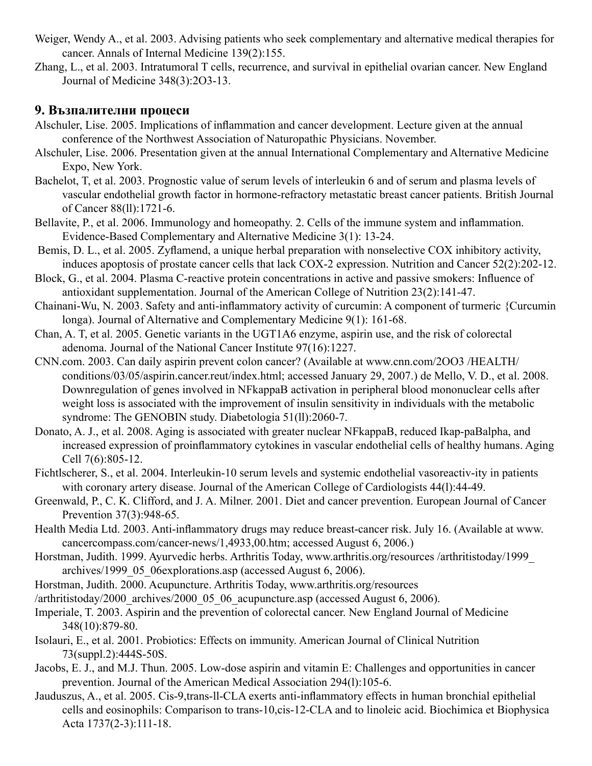Weiger, Wendy A., et al. 2003. Advising patients who seek complementary and alternative medical therapies for cancer. Annals of Internal Medicine 139(2):155.

Zhang, L., et al. 2003. Intratumoral T cells, recurrence, and survival in epithelial ovarian cancer. New England Journal of Medicine 348(3):2O3-13.

## 9. Възпалителни процеси

Alschuler, Lise. 2005. Implications of inflammation and cancer development. Lecture given at the annual conference of the Northwest Association of Naturopathic Physicians. November.

Alschuler, Lise. 2006. Presentation given at the annual International Complementary and Alternative Medicine Expo, New York.

Bachelot, T, et al. 2003. Prognostic value of serum levels of interleukin 6 and of serum and plasma levels of vascular endothelial growth factor in hormone-refractory metastatic breast cancer patients. British Journal of Cancer 88(ll):1721-6.

Bellavite, P., et al. 2006. Immunology and homeopathy. 2. Cells of the immune system and inflammation. Evidence-Based Complementary and Alternative Medicine 3(1): 13-24.

Bemis, D. L., et al. 2005. Zyflamend, a unique herbal preparation with nonselective COX inhibitory activity, induces apoptosis of prostate cancer cells that lack COX-2 expression. Nutrition and Cancer 52(2):202-12.

Block, G., et al. 2004. Plasma C-reactive protein concentrations in active and passive smokers: Influence of antioxidant supplementation. Journal of the American College of Nutrition 23(2):141-47.

Chainani-Wu, N. 2003. Safety and anti-inflammatory activity of curcumin: A component of turmeric {Curcumin longa). Journal of Alternative and Complementary Medicine 9(1): 161-68.

Chan, A. T, et al. 2005. Genetic variants in the UGT1A6 enzyme, aspirin use, and the risk of colorectal adenoma. Journal of the National Cancer Institute 97(16):1227.

CNN.com. 2003. Can daily aspirin prevent colon cancer? (Available at www.cnn.com/2OO3 /HEALTH/ conditions/03/05/aspirin.cancer.reut/index.html; accessed January 29, 2007.) de Mello, V. D., et al. 2008. Downregulation of genes involved in NFkappaB activation in peripheral blood mononuclear cells after weight loss is associated with the improvement of insulin sensitivity in individuals with the metabolic syndrome: The GENOBIN study. Diabetologia 51(ll):2060-7.

Donato, A. J., et al. 2008. Aging is associated with greater nuclear NFkappaB, reduced Ikap-paBalpha, and increased expression of proinflammatory cytokines in vascular endothelial cells of healthy humans. Aging Cell 7(6):805-12.

Fichtlscherer, S., et al. 2004. Interleukin-10 serum levels and systemic endothelial vasoreactiv-ity in patients with coronary artery disease. Journal of the American College of Cardiologists 44(l):44-49.

Greenwald, P., C. K. Clifford, and J. A. Milner. 2001. Diet and cancer prevention. European Journal of Cancer Prevention 37(3):948-65.

Health Media Ltd. 2003. Anti-inflammatory drugs may reduce breast-cancer risk. July 16. (Available at www. cancercompass.com/cancer-news/1,4933,00.htm; accessed August 6, 2006.)

Horstman, Judith. 1999. Ayurvedic herbs. Arthritis Today, www.arthritis.org/resources /arthritistoday/1999_ archives/1999_05_06explorations.asp (accessed August 6, 2006).

Horstman, Judith. 2000. Acupuncture. Arthritis Today, www.arthritis.org/resources /arthritistoday/2000_archives/2000_05_06_acupuncture.asp (accessed August 6, 2006).

Imperiale, T. 2003. Aspirin and the prevention of colorectal cancer. New England Journal of Medicine 348(10):879-80.

Isolauri, E., et al. 2001. Probiotics: Effects on immunity. American Journal of Clinical Nutrition 73(suppl.2):444S-50S.

Jacobs, E. J., and M.J. Thun. 2005. Low-dose aspirin and vitamin E: Challenges and opportunities in cancer prevention. Journal of the American Medical Association 294(l):105-6.

Jauduszus, A., et al. 2005. Cis-9,trans-ll-CLA exerts anti-inflammatory effects in human bronchial epithelial cells and eosinophils: Comparison to trans-10,cis-12-CLA and to linoleic acid. Biochimica et Biophysica Acta 1737(2-3):111-18.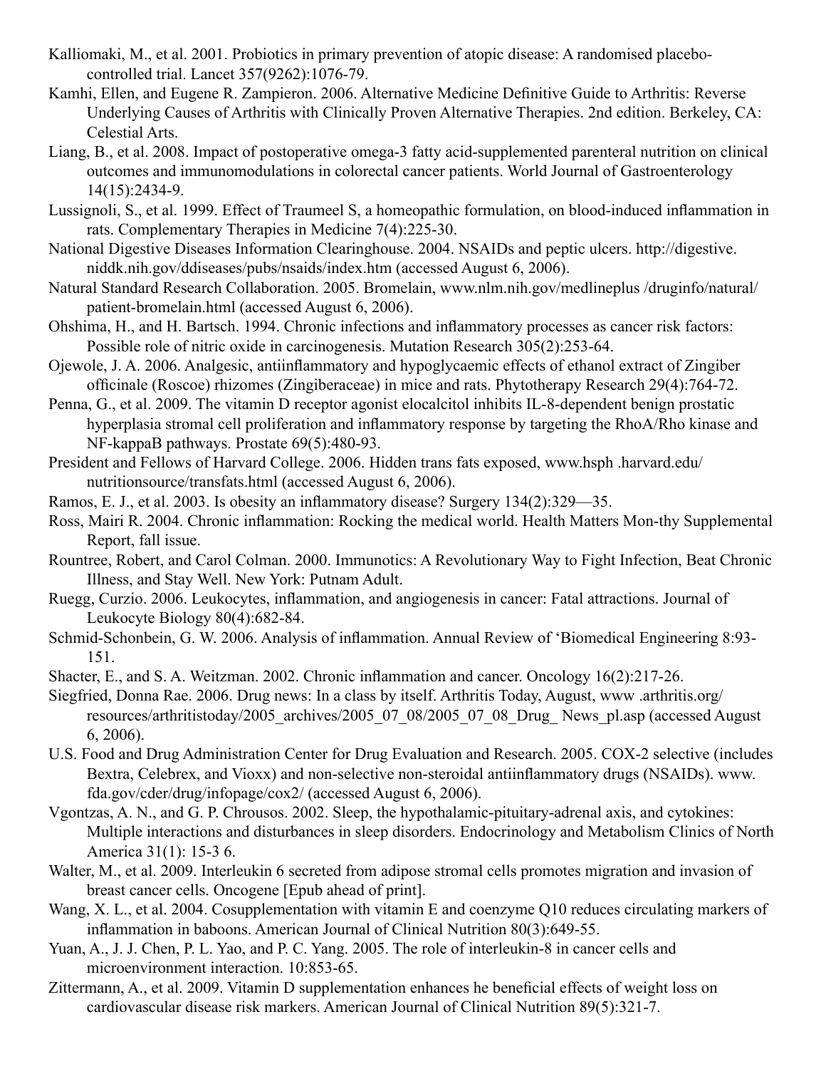Kalliomaki, M., et al. 2001. Probiotics in primary prevention of atopic disease: A randomised placebo-controlled trial. Lancet 357(9262):1076-79.

Kamhi, Ellen, and Eugene R. Zampieron. 2006. Alternative Medicine Definitive Guide to Arthritis: Reverse Underlying Causes of Arthritis with Clinically Proven Alternative Therapies. 2nd edition. Berkeley, CA: Celestial Arts.

Liang, B., et al. 2008. Impact of postoperative omega-3 fatty acid-supplemented parenteral nutrition on clinical outcomes and immunomodulations in colorectal cancer patients. World Journal of Gastroenterology 14(15):2434-9.

Lussignoli, S., et al. 1999. Effect of Traumeel S, a homeopathic formulation, on blood-induced inflammation in rats. Complementary Therapies in Medicine 7(4):225-30.

National Digestive Diseases Information Clearinghouse. 2004. NSAIDs and peptic ulcers. http://digestive.niddk.nih.gov/ddiseases/pubs/nsaids/index.htm (accessed August 6, 2006).

Natural Standard Research Collaboration. 2005. Bromelain, www.nlm.nih.gov/medlineplus /druginfo/natural/patient-bromelain.html (accessed August 6, 2006).

Ohshima, H., and H. Bartsch. 1994. Chronic infections and inflammatory processes as cancer risk factors: Possible role of nitric oxide in carcinogenesis. Mutation Research 305(2):253-64.

Ojewole, J. A. 2006. Analgesic, antiinflammatory and hypoglycaemic effects of ethanol extract of Zingiber officinale (Roscoe) rhizomes (Zingiberaceae) in mice and rats. Phytotherapy Research 29(4):764-72.

Penna, G., et al. 2009. The vitamin D receptor agonist elocalcitol inhibits IL-8-dependent benign prostatic hyperplasia stromal cell proliferation and inflammatory response by targeting the RhoA/Rho kinase and NF-kappaB pathways. Prostate 69(5):480-93.

President and Fellows of Harvard College. 2006. Hidden trans fats exposed, www.hsph .harvard.edu/nutritionsource/transfats.html (accessed August 6, 2006).

Ramos, E. J., et al. 2003. Is obesity an inflammatory disease? Surgery 134(2):329—35.

Ross, Mairi R. 2004. Chronic inflammation: Rocking the medical world. Health Matters Mon-thy Supplemental Report, fall issue.

Rountree, Robert, and Carol Colman. 2000. Immunotics: A Revolutionary Way to Fight Infection, Beat Chronic Illness, and Stay Well. New York: Putnam Adult.

Ruegg, Curzio. 2006. Leukocytes, inflammation, and angiogenesis in cancer: Fatal attractions. Journal of Leukocyte Biology 80(4):682-84.

Schmid-Schonbein, G. W. 2006. Analysis of inflammation. Annual Review of 'Biomedical Engineering 8:93-151.

Shacter, E., and S. A. Weitzman. 2002. Chronic inflammation and cancer. Oncology 16(2):217-26.

Siegfried, Donna Rae. 2006. Drug news: In a class by itself. Arthritis Today, August, www .arthritis.org/resources/arthritistoday/2005_archives/2005_07_08/2005_07_08_Drug_ News_pl.asp (accessed August 6, 2006).

U.S. Food and Drug Administration Center for Drug Evaluation and Research. 2005. COX-2 selective (includes Bextra, Celebrex, and Vioxx) and non-selective non-steroidal antiinflammatory drugs (NSAIDs). www.fda.gov/cder/drug/infopage/cox2/ (accessed August 6, 2006).

Vgontzas, A. N., and G. P. Chrousos. 2002. Sleep, the hypothalamic-pituitary-adrenal axis, and cytokines: Multiple interactions and disturbances in sleep disorders. Endocrinology and Metabolism Clinics of North America 31(1): 15-3 6.

Walter, M., et al. 2009. Interleukin 6 secreted from adipose stromal cells promotes migration and invasion of breast cancer cells. Oncogene [Epub ahead of print].

Wang, X. L., et al. 2004. Cosupplementation with vitamin E and coenzyme Q10 reduces circulating markers of inflammation in baboons. American Journal of Clinical Nutrition 80(3):649-55.

Yuan, A., J. J. Chen, P. L. Yao, and P. C. Yang. 2005. The role of interleukin-8 in cancer cells and microenvironment interaction. 10:853-65.

Zittermann, A., et al. 2009. Vitamin D supplementation enhances he beneficial effects of weight loss on cardiovascular disease risk markers. American Journal of Clinical Nutrition 89(5):321-7.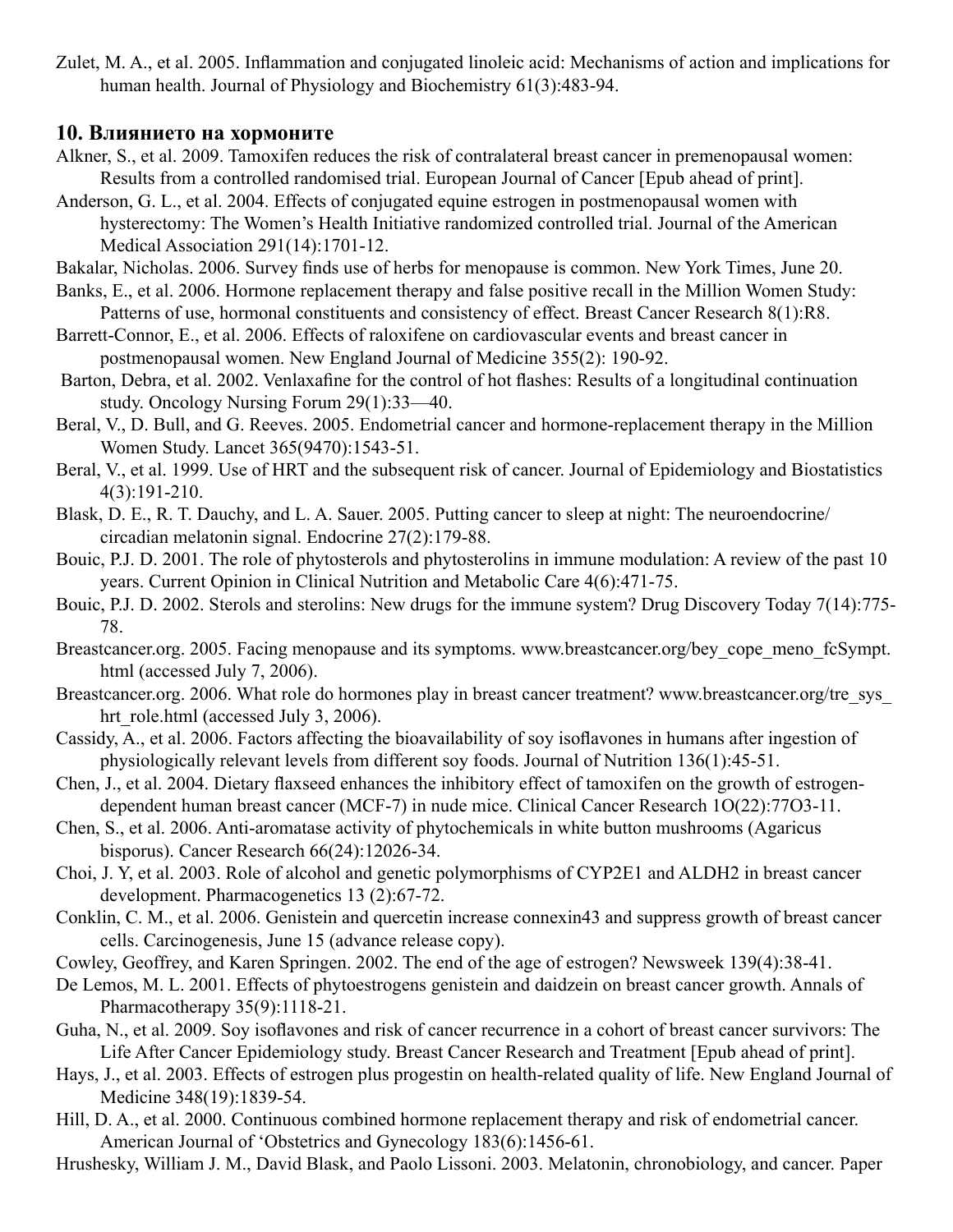Zulet, M. A., et al. 2005. Inflammation and conjugated linoleic acid: Mechanisms of action and implications for human health. Journal of Physiology and Biochemistry 61(3):483-94.

## 10. Влиянието на хормоните

Alkner, S., et al. 2009. Tamoxifen reduces the risk of contralateral breast cancer in premenopausal women: Results from a controlled randomised trial. European Journal of Cancer [Epub ahead of print].

Anderson, G. L., et al. 2004. Effects of conjugated equine estrogen in postmenopausal women with hysterectomy: The Women's Health Initiative randomized controlled trial. Journal of the American Medical Association 291(14):1701-12.

Bakalar, Nicholas. 2006. Survey finds use of herbs for menopause is common. New York Times, June 20.

Banks, E., et al. 2006. Hormone replacement therapy and false positive recall in the Million Women Study: Patterns of use, hormonal constituents and consistency of effect. Breast Cancer Research 8(1):R8.

Barrett-Connor, E., et al. 2006. Effects of raloxifene on cardiovascular events and breast cancer in postmenopausal women. New England Journal of Medicine 355(2): 190-92.

Barton, Debra, et al. 2002. Venlaxafine for the control of hot flashes: Results of a longitudinal continuation study. Oncology Nursing Forum 29(1):33—40.

Beral, V., D. Bull, and G. Reeves. 2005. Endometrial cancer and hormone-replacement therapy in the Million Women Study. Lancet 365(9470):1543-51.

Beral, V., et al. 1999. Use of HRT and the subsequent risk of cancer. Journal of Epidemiology and Biostatistics 4(3):191-210.

Blask, D. E., R. T. Dauchy, and L. A. Sauer. 2005. Putting cancer to sleep at night: The neuroendocrine/circadian melatonin signal. Endocrine 27(2):179-88.

Bouic, P.J. D. 2001. The role of phytosterols and phytosterolins in immune modulation: A review of the past 10 years. Current Opinion in Clinical Nutrition and Metabolic Care 4(6):471-75.

Bouic, P.J. D. 2002. Sterols and sterolins: New drugs for the immune system? Drug Discovery Today 7(14):775-78.

Breastcancer.org. 2005. Facing menopause and its symptoms. www.breastcancer.org/bey_cope_meno_fcSympt.html (accessed July 7, 2006).

Breastcancer.org. 2006. What role do hormones play in breast cancer treatment? www.breastcancer.org/tre_sys_hrt_role.html (accessed July 3, 2006).

Cassidy, A., et al. 2006. Factors affecting the bioavailability of soy isoflavones in humans after ingestion of physiologically relevant levels from different soy foods. Journal of Nutrition 136(1):45-51.

Chen, J., et al. 2004. Dietary flaxseed enhances the inhibitory effect of tamoxifen on the growth of estrogen-dependent human breast cancer (MCF-7) in nude mice. Clinical Cancer Research 1O(22):77O3-11.

Chen, S., et al. 2006. Anti-aromatase activity of phytochemicals in white button mushrooms (Agaricus bisporus). Cancer Research 66(24):12026-34.

Choi, J. Y, et al. 2003. Role of alcohol and genetic polymorphisms of CYP2E1 and ALDH2 in breast cancer development. Pharmacogenetics 13 (2):67-72.

Conklin, C. M., et al. 2006. Genistein and quercetin increase connexin43 and suppress growth of breast cancer cells. Carcinogenesis, June 15 (advance release copy).

Cowley, Geoffrey, and Karen Springen. 2002. The end of the age of estrogen? Newsweek 139(4):38-41.

De Lemos, M. L. 2001. Effects of phytoestrogens genistein and daidzein on breast cancer growth. Annals of Pharmacotherapy 35(9):1118-21.

Guha, N., et al. 2009. Soy isoflavones and risk of cancer recurrence in a cohort of breast cancer survivors: The Life After Cancer Epidemiology study. Breast Cancer Research and Treatment [Epub ahead of print].

Hays, J., et al. 2003. Effects of estrogen plus progestin on health-related quality of life. New England Journal of Medicine 348(19):1839-54.

Hill, D. A., et al. 2000. Continuous combined hormone replacement therapy and risk of endometrial cancer. American Journal of 'Obstetrics and Gynecology 183(6):1456-61.

Hrushesky, William J. M., David Blask, and Paolo Lissoni. 2003. Melatonin, chronobiology, and cancer. Paper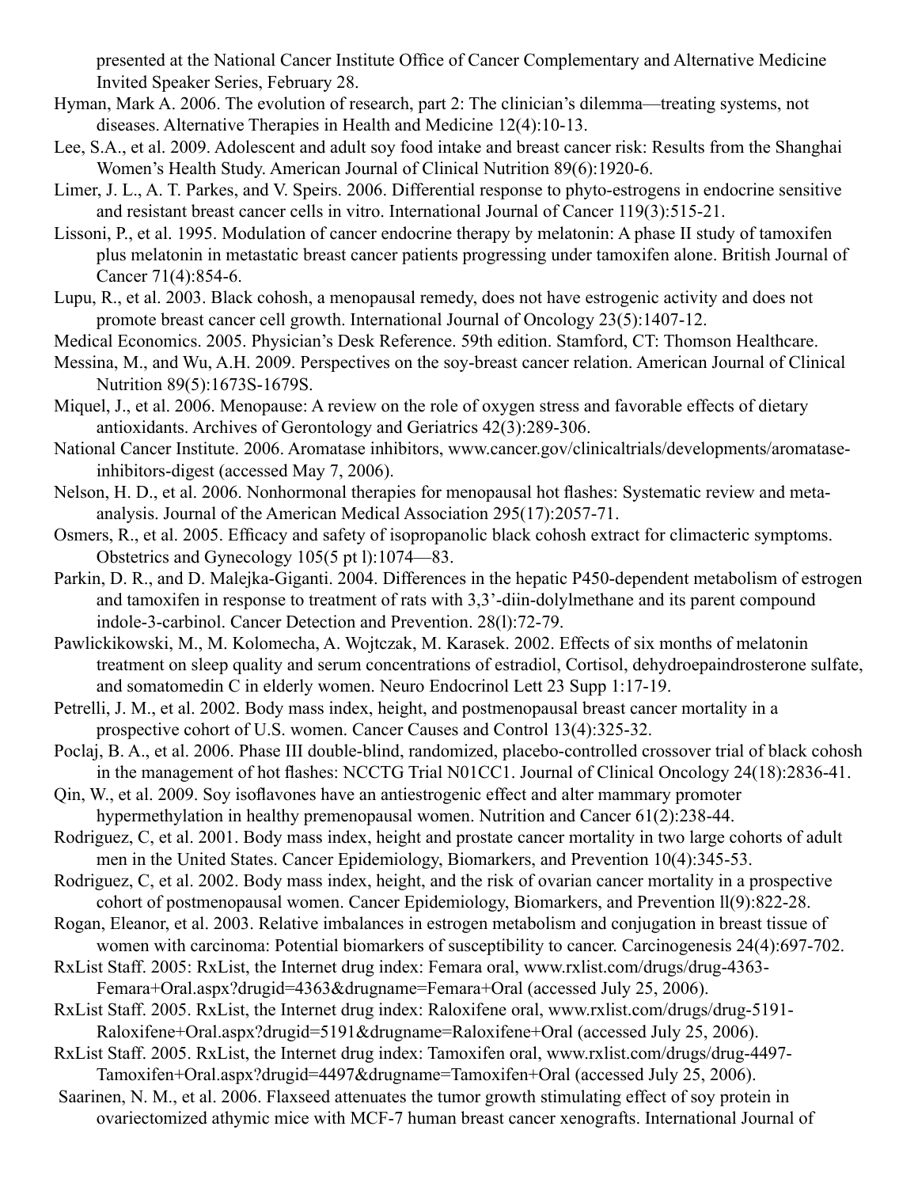presented at the National Cancer Institute Office of Cancer Complementary and Alternative Medicine Invited Speaker Series, February 28.

Hyman, Mark A. 2006. The evolution of research, part 2: The clinician's dilemma—treating systems, not diseases. Alternative Therapies in Health and Medicine 12(4):10-13.

Lee, S.A., et al. 2009. Adolescent and adult soy food intake and breast cancer risk: Results from the Shanghai Women's Health Study. American Journal of Clinical Nutrition 89(6):1920-6.

Limer, J. L., A. T. Parkes, and V. Speirs. 2006. Differential response to phyto-estrogens in endocrine sensitive and resistant breast cancer cells in vitro. International Journal of Cancer 119(3):515-21.

Lissoni, P., et al. 1995. Modulation of cancer endocrine therapy by melatonin: A phase II study of tamoxifen plus melatonin in metastatic breast cancer patients progressing under tamoxifen alone. British Journal of Cancer 71(4):854-6.

Lupu, R., et al. 2003. Black cohosh, a menopausal remedy, does not have estrogenic activity and does not promote breast cancer cell growth. International Journal of Oncology 23(5):1407-12.

Medical Economics. 2005. Physician's Desk Reference. 59th edition. Stamford, CT: Thomson Healthcare.

Messina, M., and Wu, A.H. 2009. Perspectives on the soy-breast cancer relation. American Journal of Clinical Nutrition 89(5):1673S-1679S.

Miquel, J., et al. 2006. Menopause: A review on the role of oxygen stress and favorable effects of dietary antioxidants. Archives of Gerontology and Geriatrics 42(3):289-306.

National Cancer Institute. 2006. Aromatase inhibitors, www.cancer.gov/clinicaltrials/developments/aromatase-inhibitors-digest (accessed May 7, 2006).

Nelson, H. D., et al. 2006. Nonhormonal therapies for menopausal hot flashes: Systematic review and meta-analysis. Journal of the American Medical Association 295(17):2057-71.

Osmers, R., et al. 2005. Efficacy and safety of isopropanolic black cohosh extract for climacteric symptoms. Obstetrics and Gynecology 105(5 pt l):1074—83.

Parkin, D. R., and D. Malejka-Giganti. 2004. Differences in the hepatic P450-dependent metabolism of estrogen and tamoxifen in response to treatment of rats with 3,3'-diin-dolylmethane and its parent compound indole-3-carbinol. Cancer Detection and Prevention. 28(l):72-79.

Pawlickikowski, M., M. Kolomecha, A. Wojtczak, M. Karasek. 2002. Effects of six months of melatonin treatment on sleep quality and serum concentrations of estradiol, Cortisol, dehydroepaindrosterone sulfate, and somatomedin C in elderly women. Neuro Endocrinol Lett 23 Supp 1:17-19.

Petrelli, J. M., et al. 2002. Body mass index, height, and postmenopausal breast cancer mortality in a prospective cohort of U.S. women. Cancer Causes and Control 13(4):325-32.

Poclaj, B. A., et al. 2006. Phase III double-blind, randomized, placebo-controlled crossover trial of black cohosh in the management of hot flashes: NCCTG Trial N01CC1. Journal of Clinical Oncology 24(18):2836-41.

Qin, W., et al. 2009. Soy isoflavones have an antiestrogenic effect and alter mammary promoter hypermethylation in healthy premenopausal women. Nutrition and Cancer 61(2):238-44.

Rodriguez, C, et al. 2001. Body mass index, height and prostate cancer mortality in two large cohorts of adult men in the United States. Cancer Epidemiology, Biomarkers, and Prevention 10(4):345-53.

Rodriguez, C, et al. 2002. Body mass index, height, and the risk of ovarian cancer mortality in a prospective cohort of postmenopausal women. Cancer Epidemiology, Biomarkers, and Prevention ll(9):822-28.

Rogan, Eleanor, et al. 2003. Relative imbalances in estrogen metabolism and conjugation in breast tissue of women with carcinoma: Potential biomarkers of susceptibility to cancer. Carcinogenesis 24(4):697-702.

RxList Staff. 2005: RxList, the Internet drug index: Femara oral, www.rxlist.com/drugs/drug-4363-Femara+Oral.aspx?drugid=4363&drugname=Femara+Oral (accessed July 25, 2006).

RxList Staff. 2005. RxList, the Internet drug index: Raloxifene oral, www.rxlist.com/drugs/drug-5191-Raloxifene+Oral.aspx?drugid=5191&drugname=Raloxifene+Oral (accessed July 25, 2006).

RxList Staff. 2005. RxList, the Internet drug index: Tamoxifen oral, www.rxlist.com/drugs/drug-4497-Tamoxifen+Oral.aspx?drugid=4497&drugname=Tamoxifen+Oral (accessed July 25, 2006).

Saarinen, N. M., et al. 2006. Flaxseed attenuates the tumor growth stimulating effect of soy protein in ovariectomized athymic mice with MCF-7 human breast cancer xenografts. International Journal of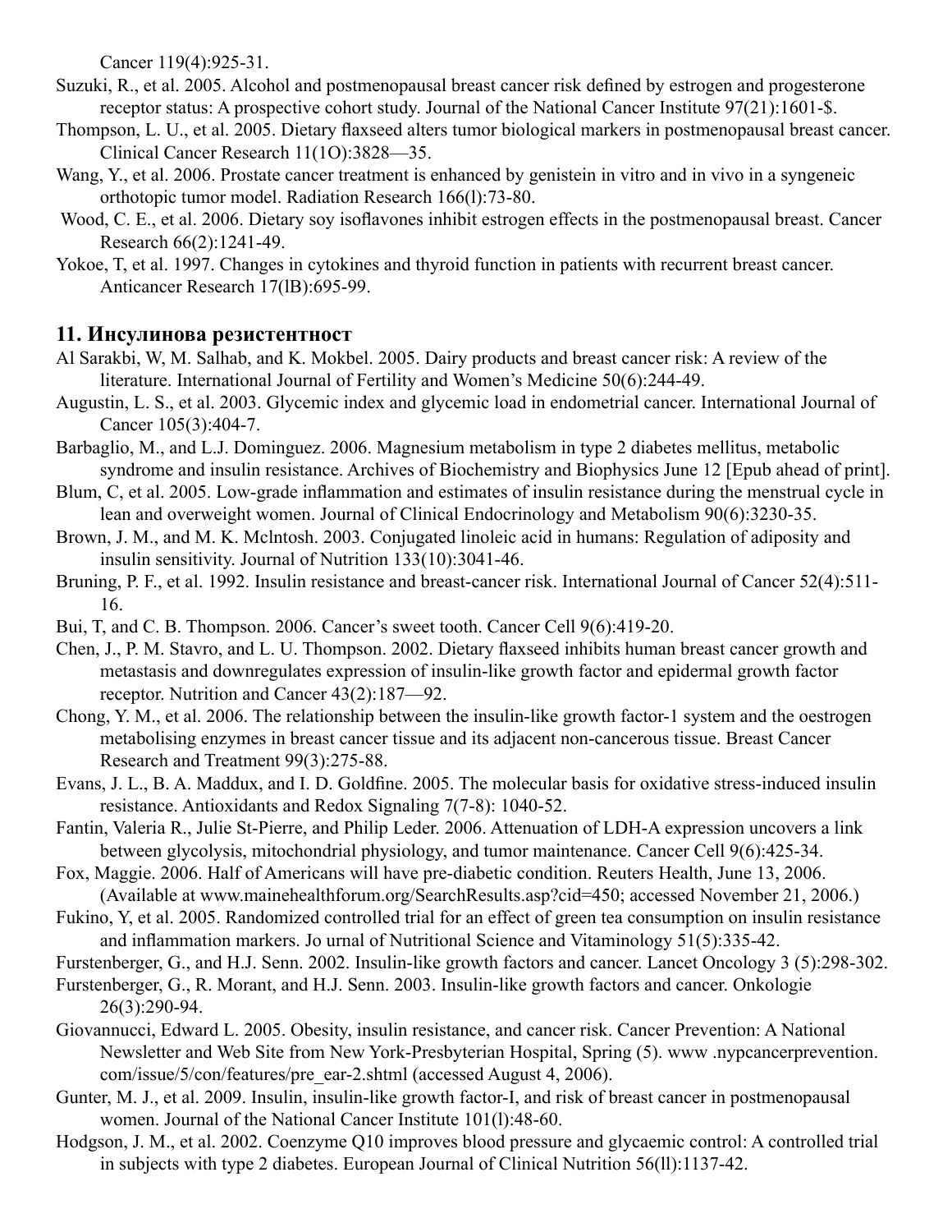Cancer 119(4):925-31.

Suzuki, R., et al. 2005. Alcohol and postmenopausal breast cancer risk defined by estrogen and progesterone receptor status: A prospective cohort study. Journal of the National Cancer Institute 97(21):1601-$.

Thompson, L. U., et al. 2005. Dietary flaxseed alters tumor biological markers in postmenopausal breast cancer. Clinical Cancer Research 11(1O):3828—35.

Wang, Y., et al. 2006. Prostate cancer treatment is enhanced by genistein in vitro and in vivo in a syngeneic orthotopic tumor model. Radiation Research 166(l):73-80.

Wood, C. E., et al. 2006. Dietary soy isoflavones inhibit estrogen effects in the postmenopausal breast. Cancer Research 66(2):1241-49.

Yokoe, T, et al. 1997. Changes in cytokines and thyroid function in patients with recurrent breast cancer. Anticancer Research 17(lB):695-99.

## 11. Инсулинова резистентност

Al Sarakbi, W, M. Salhab, and K. Mokbel. 2005. Dairy products and breast cancer risk: A review of the literature. International Journal of Fertility and Women's Medicine 50(6):244-49.

Augustin, L. S., et al. 2003. Glycemic index and glycemic load in endometrial cancer. International Journal of Cancer 105(3):404-7.

Barbaglio, M., and L.J. Dominguez. 2006. Magnesium metabolism in type 2 diabetes mellitus, metabolic syndrome and insulin resistance. Archives of Biochemistry and Biophysics June 12 [Epub ahead of print].

Blum, C, et al. 2005. Low-grade inflammation and estimates of insulin resistance during the menstrual cycle in lean and overweight women. Journal of Clinical Endocrinology and Metabolism 90(6):3230-35.

Brown, J. M., and M. K. Mclntosh. 2003. Conjugated linoleic acid in humans: Regulation of adiposity and insulin sensitivity. Journal of Nutrition 133(10):3041-46.

Bruning, P. F., et al. 1992. Insulin resistance and breast-cancer risk. International Journal of Cancer 52(4):511-16.

Bui, T, and C. B. Thompson. 2006. Cancer's sweet tooth. Cancer Cell 9(6):419-20.

Chen, J., P. M. Stavro, and L. U. Thompson. 2002. Dietary flaxseed inhibits human breast cancer growth and metastasis and downregulates expression of insulin-like growth factor and epidermal growth factor receptor. Nutrition and Cancer 43(2):187—92.

Chong, Y. M., et al. 2006. The relationship between the insulin-like growth factor-1 system and the oestrogen metabolising enzymes in breast cancer tissue and its adjacent non-cancerous tissue. Breast Cancer Research and Treatment 99(3):275-88.

Evans, J. L., B. A. Maddux, and I. D. Goldfine. 2005. The molecular basis for oxidative stress-induced insulin resistance. Antioxidants and Redox Signaling 7(7-8): 1040-52.

Fantin, Valeria R., Julie St-Pierre, and Philip Leder. 2006. Attenuation of LDH-A expression uncovers a link between glycolysis, mitochondrial physiology, and tumor maintenance. Cancer Cell 9(6):425-34.

Fox, Maggie. 2006. Half of Americans will have pre-diabetic condition. Reuters Health, June 13, 2006. (Available at www.mainehealthforum.org/SearchResults.asp?cid=450; accessed November 21, 2006.)

Fukino, Y, et al. 2005. Randomized controlled trial for an effect of green tea consumption on insulin resistance and inflammation markers. Jo urnal of Nutritional Science and Vitaminology 51(5):335-42.

Furstenberger, G., and H.J. Senn. 2002. Insulin-like growth factors and cancer. Lancet Oncology 3 (5):298-302.

Furstenberger, G., R. Morant, and H.J. Senn. 2003. Insulin-like growth factors and cancer. Onkologie 26(3):290-94.

Giovannucci, Edward L. 2005. Obesity, insulin resistance, and cancer risk. Cancer Prevention: A National Newsletter and Web Site from New York-Presbyterian Hospital, Spring (5). www .nypcancerprevention. com/issue/5/con/features/pre_ear-2.shtml (accessed August 4, 2006).

Gunter, M. J., et al. 2009. Insulin, insulin-like growth factor-I, and risk of breast cancer in postmenopausal women. Journal of the National Cancer Institute 101(l):48-60.

Hodgson, J. M., et al. 2002. Coenzyme Q10 improves blood pressure and glycaemic control: A controlled trial in subjects with type 2 diabetes. European Journal of Clinical Nutrition 56(ll):1137-42.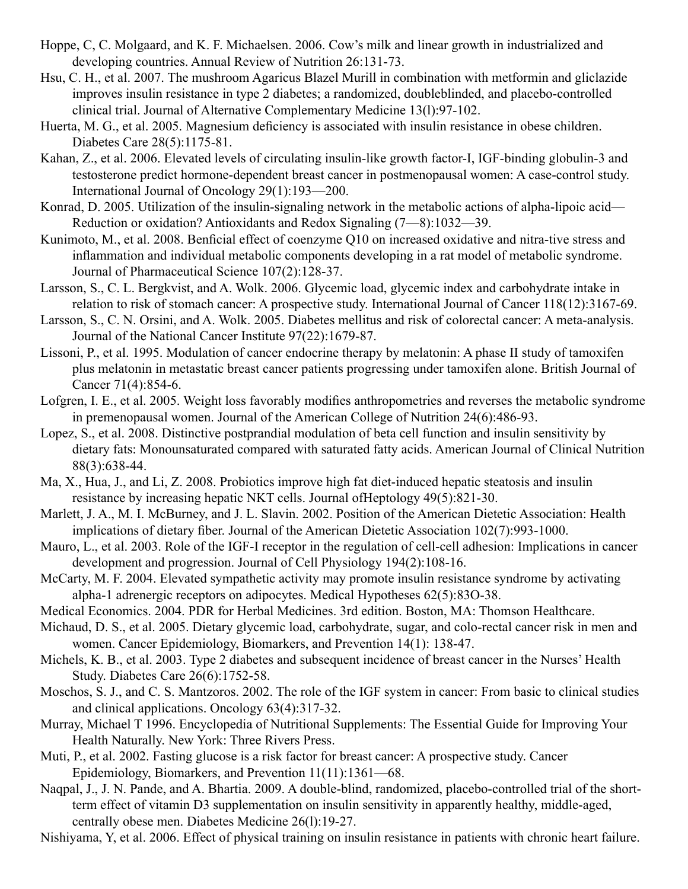Hoppe, C, C. Molgaard, and K. F. Michaelsen. 2006. Cow's milk and linear growth in industrialized and developing countries. Annual Review of Nutrition 26:131-73.

Hsu, C. H., et al. 2007. The mushroom Agaricus Blazel Murill in combination with metformin and gliclazide improves insulin resistance in type 2 diabetes; a randomized, doubleblinded, and placebo-controlled clinical trial. Journal of Alternative Complementary Medicine 13(l):97-102.

Huerta, M. G., et al. 2005. Magnesium deficiency is associated with insulin resistance in obese children. Diabetes Care 28(5):1175-81.

Kahan, Z., et al. 2006. Elevated levels of circulating insulin-like growth factor-I, IGF-binding globulin-3 and testosterone predict hormone-dependent breast cancer in postmenopausal women: A case-control study. International Journal of Oncology 29(1):193—200.

Konrad, D. 2005. Utilization of the insulin-signaling network in the metabolic actions of alpha-lipoic acid—Reduction or oxidation? Antioxidants and Redox Signaling (7—8):1032—39.

Kunimoto, M., et al. 2008. Benficial effect of coenzyme Q10 on increased oxidative and nitra-tive stress and inflammation and individual metabolic components developing in a rat model of metabolic syndrome. Journal of Pharmaceutical Science 107(2):128-37.

Larsson, S., C. L. Bergkvist, and A. Wolk. 2006. Glycemic load, glycemic index and carbohydrate intake in relation to risk of stomach cancer: A prospective study. International Journal of Cancer 118(12):3167-69.

Larsson, S., C. N. Orsini, and A. Wolk. 2005. Diabetes mellitus and risk of colorectal cancer: A meta-analysis. Journal of the National Cancer Institute 97(22):1679-87.

Lissoni, P., et al. 1995. Modulation of cancer endocrine therapy by melatonin: A phase II study of tamoxifen plus melatonin in metastatic breast cancer patients progressing under tamoxifen alone. British Journal of Cancer 71(4):854-6.

Lofgren, I. E., et al. 2005. Weight loss favorably modifies anthropometries and reverses the metabolic syndrome in premenopausal women. Journal of the American College of Nutrition 24(6):486-93.

Lopez, S., et al. 2008. Distinctive postprandial modulation of beta cell function and insulin sensitivity by dietary fats: Monounsaturated compared with saturated fatty acids. American Journal of Clinical Nutrition 88(3):638-44.

Ma, X., Hua, J., and Li, Z. 2008. Probiotics improve high fat diet-induced hepatic steatosis and insulin resistance by increasing hepatic NKT cells. Journal ofHeptology 49(5):821-30.

Marlett, J. A., M. I. McBurney, and J. L. Slavin. 2002. Position of the American Dietetic Association: Health implications of dietary fiber. Journal of the American Dietetic Association 102(7):993-1000.

Mauro, L., et al. 2003. Role of the IGF-I receptor in the regulation of cell-cell adhesion: Implications in cancer development and progression. Journal of Cell Physiology 194(2):108-16.

McCarty, M. F. 2004. Elevated sympathetic activity may promote insulin resistance syndrome by activating alpha-1 adrenergic receptors on adipocytes. Medical Hypotheses 62(5):83O-38.

Medical Economics. 2004. PDR for Herbal Medicines. 3rd edition. Boston, MA: Thomson Healthcare.

Michaud, D. S., et al. 2005. Dietary glycemic load, carbohydrate, sugar, and colo-rectal cancer risk in men and women. Cancer Epidemiology, Biomarkers, and Prevention 14(1): 138-47.

Michels, K. B., et al. 2003. Type 2 diabetes and subsequent incidence of breast cancer in the Nurses' Health Study. Diabetes Care 26(6):1752-58.

Moschos, S. J., and C. S. Mantzoros. 2002. The role of the IGF system in cancer: From basic to clinical studies and clinical applications. Oncology 63(4):317-32.

Murray, Michael T 1996. Encyclopedia of Nutritional Supplements: The Essential Guide for Improving Your Health Naturally. New York: Three Rivers Press.

Muti, P., et al. 2002. Fasting glucose is a risk factor for breast cancer: A prospective study. Cancer Epidemiology, Biomarkers, and Prevention 11(11):1361—68.

Naqpal, J., J. N. Pande, and A. Bhartia. 2009. A double-blind, randomized, placebo-controlled trial of the short-term effect of vitamin D3 supplementation on insulin sensitivity in apparently healthy, middle-aged, centrally obese men. Diabetes Medicine 26(l):19-27.

Nishiyama, Y, et al. 2006. Effect of physical training on insulin resistance in patients with chronic heart failure.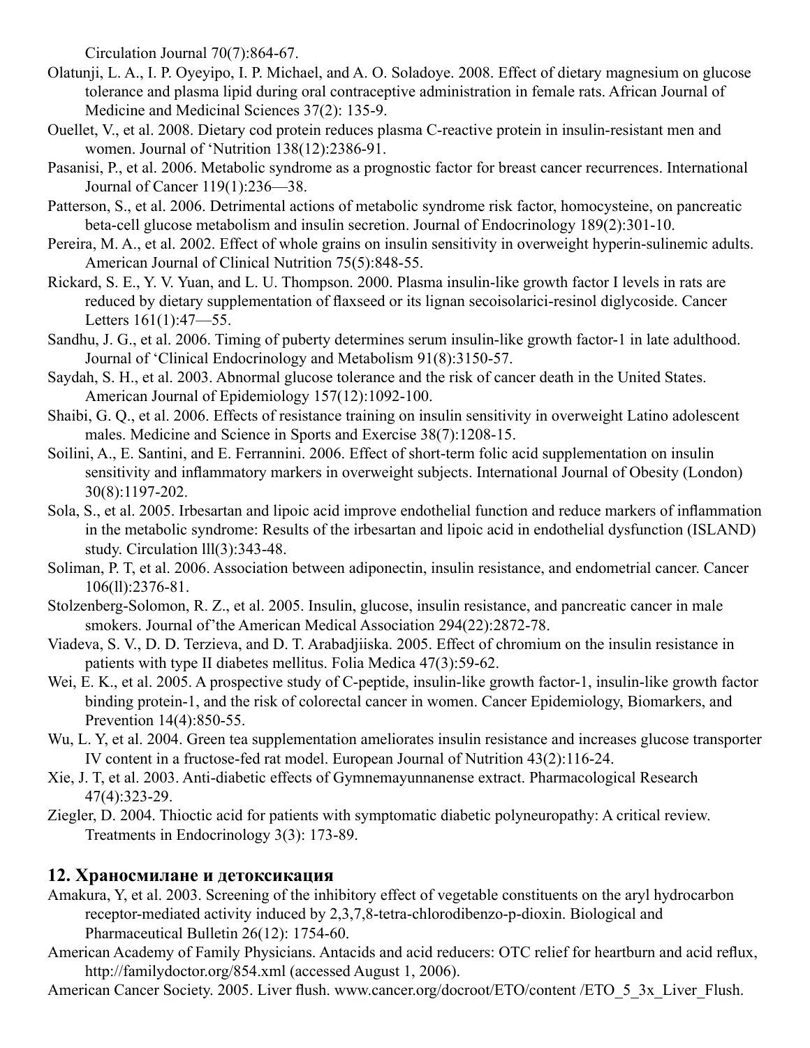Circulation Journal 70(7):864-67.

Olatunji, L. A., I. P. Oyeyipo, I. P. Michael, and A. O. Soladoye. 2008. Effect of dietary magnesium on glucose tolerance and plasma lipid during oral contraceptive administration in female rats. African Journal of Medicine and Medicinal Sciences 37(2): 135-9.

Ouellet, V., et al. 2008. Dietary cod protein reduces plasma C-reactive protein in insulin-resistant men and women. Journal of 'Nutrition 138(12):2386-91.

Pasanisi, P., et al. 2006. Metabolic syndrome as a prognostic factor for breast cancer recurrences. International Journal of Cancer 119(1):236—38.

Patterson, S., et al. 2006. Detrimental actions of metabolic syndrome risk factor, homocysteine, on pancreatic beta-cell glucose metabolism and insulin secretion. Journal of Endocrinology 189(2):301-10.

Pereira, M. A., et al. 2002. Effect of whole grains on insulin sensitivity in overweight hyperin-sulinemic adults. American Journal of Clinical Nutrition 75(5):848-55.

Rickard, S. E., Y. V. Yuan, and L. U. Thompson. 2000. Plasma insulin-like growth factor I levels in rats are reduced by dietary supplementation of flaxseed or its lignan secoisolarici-resinol diglycoside. Cancer Letters 161(1):47—55.

Sandhu, J. G., et al. 2006. Timing of puberty determines serum insulin-like growth factor-1 in late adulthood. Journal of 'Clinical Endocrinology and Metabolism 91(8):3150-57.

Saydah, S. H., et al. 2003. Abnormal glucose tolerance and the risk of cancer death in the United States. American Journal of Epidemiology 157(12):1092-100.

Shaibi, G. Q., et al. 2006. Effects of resistance training on insulin sensitivity in overweight Latino adolescent males. Medicine and Science in Sports and Exercise 38(7):1208-15.

Soilini, A., E. Santini, and E. Ferrannini. 2006. Effect of short-term folic acid supplementation on insulin sensitivity and inflammatory markers in overweight subjects. International Journal of Obesity (London) 30(8):1197-202.

Sola, S., et al. 2005. Irbesartan and lipoic acid improve endothelial function and reduce markers of inflammation in the metabolic syndrome: Results of the irbesartan and lipoic acid in endothelial dysfunction (ISLAND) study. Circulation lll(3):343-48.

Soliman, P. T, et al. 2006. Association between adiponectin, insulin resistance, and endometrial cancer. Cancer 106(ll):2376-81.

Stolzenberg-Solomon, R. Z., et al. 2005. Insulin, glucose, insulin resistance, and pancreatic cancer in male smokers. Journal of'the American Medical Association 294(22):2872-78.

Viadeva, S. V., D. D. Terzieva, and D. T. Arabadjiiska. 2005. Effect of chromium on the insulin resistance in patients with type II diabetes mellitus. Folia Medica 47(3):59-62.

Wei, E. K., et al. 2005. A prospective study of C-peptide, insulin-like growth factor-1, insulin-like growth factor binding protein-1, and the risk of colorectal cancer in women. Cancer Epidemiology, Biomarkers, and Prevention 14(4):850-55.

Wu, L. Y, et al. 2004. Green tea supplementation ameliorates insulin resistance and increases glucose transporter IV content in a fructose-fed rat model. European Journal of Nutrition 43(2):116-24.

Xie, J. T, et al. 2003. Anti-diabetic effects of Gymnemayunnanense extract. Pharmacological Research 47(4):323-29.

Ziegler, D. 2004. Thioctic acid for patients with symptomatic diabetic polyneuropathy: A critical review. Treatments in Endocrinology 3(3): 173-89.

## 12. Храносмилане и детоксикация

Amakura, Y, et al. 2003. Screening of the inhibitory effect of vegetable constituents on the aryl hydrocarbon receptor-mediated activity induced by 2,3,7,8-tetra-chlorodibenzo-p-dioxin. Biological and Pharmaceutical Bulletin 26(12): 1754-60.

American Academy of Family Physicians. Antacids and acid reducers: OTC relief for heartburn and acid reflux, http://familydoctor.org/854.xml (accessed August 1, 2006).

American Cancer Society. 2005. Liver flush. www.cancer.org/docroot/ETO/content /ETO_5_3x_Liver_Flush.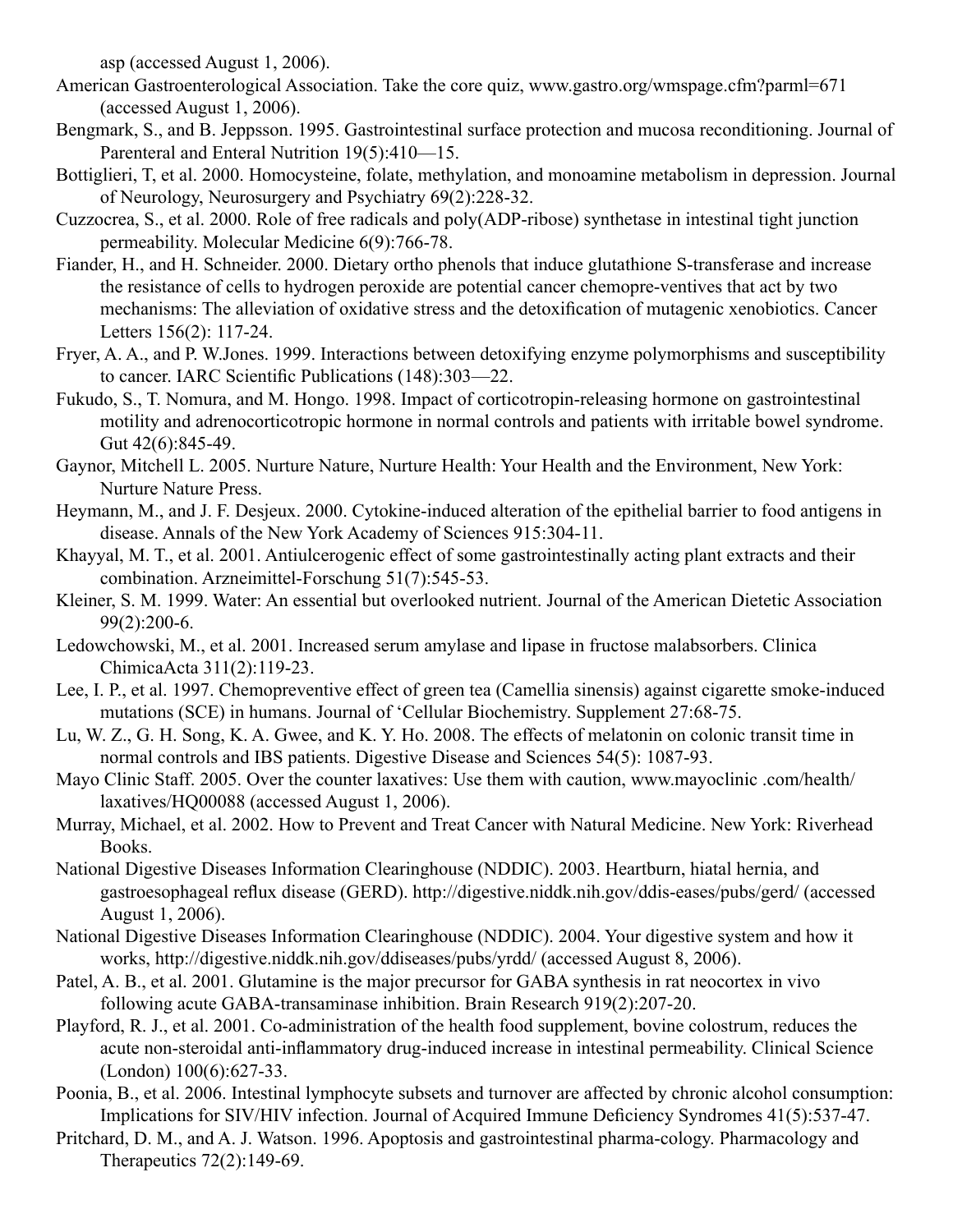asp (accessed August 1, 2006).

American Gastroenterological Association. Take the core quiz, www.gastro.org/wmspage.cfm?parml=671 (accessed August 1, 2006).

Bengmark, S., and B. Jeppsson. 1995. Gastrointestinal surface protection and mucosa reconditioning. Journal of Parenteral and Enteral Nutrition 19(5):410—15.

Bottiglieri, T, et al. 2000. Homocysteine, folate, methylation, and monoamine metabolism in depression. Journal of Neurology, Neurosurgery and Psychiatry 69(2):228-32.

Cuzzocrea, S., et al. 2000. Role of free radicals and poly(ADP-ribose) synthetase in intestinal tight junction permeability. Molecular Medicine 6(9):766-78.

Fiander, H., and H. Schneider. 2000. Dietary ortho phenols that induce glutathione S-transferase and increase the resistance of cells to hydrogen peroxide are potential cancer chemopre-ventives that act by two mechanisms: The alleviation of oxidative stress and the detoxification of mutagenic xenobiotics. Cancer Letters 156(2): 117-24.

Fryer, A. A., and P. W.Jones. 1999. Interactions between detoxifying enzyme polymorphisms and susceptibility to cancer. IARC Scientific Publications (148):303—22.

Fukudo, S., T. Nomura, and M. Hongo. 1998. Impact of corticotropin-releasing hormone on gastrointestinal motility and adrenocorticotropic hormone in normal controls and patients with irritable bowel syndrome. Gut 42(6):845-49.

Gaynor, Mitchell L. 2005. Nurture Nature, Nurture Health: Your Health and the Environment, New York: Nurture Nature Press.

Heymann, M., and J. F. Desjeux. 2000. Cytokine-induced alteration of the epithelial barrier to food antigens in disease. Annals of the New York Academy of Sciences 915:304-11.

Khayyal, M. T., et al. 2001. Antiulcerogenic effect of some gastrointestinally acting plant extracts and their combination. Arzneimittel-Forschung 51(7):545-53.

Kleiner, S. M. 1999. Water: An essential but overlooked nutrient. Journal of the American Dietetic Association 99(2):200-6.

Ledowchowski, M., et al. 2001. Increased serum amylase and lipase in fructose malabsorbers. Clinica ChimicaActa 311(2):119-23.

Lee, I. P., et al. 1997. Chemopreventive effect of green tea (Camellia sinensis) against cigarette smoke-induced mutations (SCE) in humans. Journal of 'Cellular Biochemistry. Supplement 27:68-75.

Lu, W. Z., G. H. Song, K. A. Gwee, and K. Y. Ho. 2008. The effects of melatonin on colonic transit time in normal controls and IBS patients. Digestive Disease and Sciences 54(5): 1087-93.

Mayo Clinic Staff. 2005. Over the counter laxatives: Use them with caution, www.mayoclinic .com/health/ laxatives/HQ00088 (accessed August 1, 2006).

Murray, Michael, et al. 2002. How to Prevent and Treat Cancer with Natural Medicine. New York: Riverhead Books.

National Digestive Diseases Information Clearinghouse (NDDIC). 2003. Heartburn, hiatal hernia, and gastroesophageal reflux disease (GERD). http://digestive.niddk.nih.gov/ddis-eases/pubs/gerd/ (accessed August 1, 2006).

National Digestive Diseases Information Clearinghouse (NDDIC). 2004. Your digestive system and how it works, http://digestive.niddk.nih.gov/ddiseases/pubs/yrdd/ (accessed August 8, 2006).

Patel, A. B., et al. 2001. Glutamine is the major precursor for GABA synthesis in rat neocortex in vivo following acute GABA-transaminase inhibition. Brain Research 919(2):207-20.

Playford, R. J., et al. 2001. Co-administration of the health food supplement, bovine colostrum, reduces the acute non-steroidal anti-inflammatory drug-induced increase in intestinal permeability. Clinical Science (London) 100(6):627-33.

Poonia, B., et al. 2006. Intestinal lymphocyte subsets and turnover are affected by chronic alcohol consumption: Implications for SIV/HIV infection. Journal of Acquired Immune Deficiency Syndromes 41(5):537-47.

Pritchard, D. M., and A. J. Watson. 1996. Apoptosis and gastrointestinal pharma-cology. Pharmacology and Therapeutics 72(2):149-69.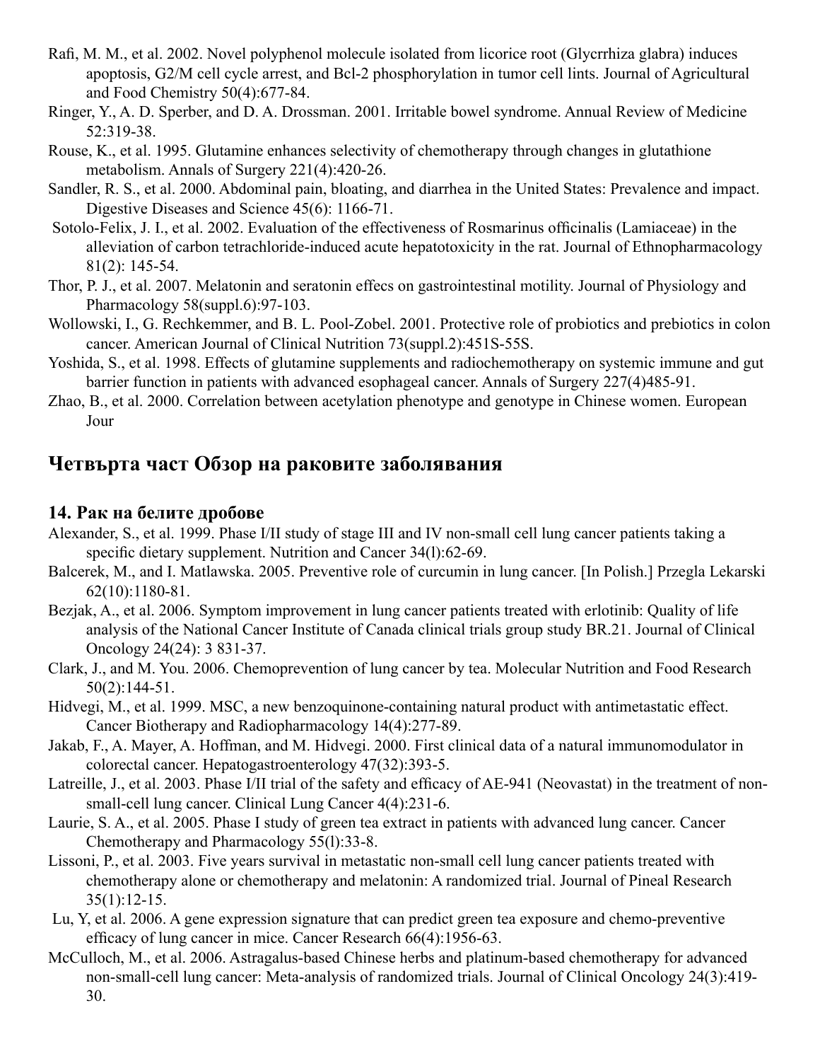Rafi, M. M., et al. 2002. Novel polyphenol molecule isolated from licorice root (Glycrrhiza glabra) induces apoptosis, G2/M cell cycle arrest, and Bcl-2 phosphorylation in tumor cell lints. Journal of Agricultural and Food Chemistry 50(4):677-84.

Ringer, Y., A. D. Sperber, and D. A. Drossman. 2001. Irritable bowel syndrome. Annual Review of Medicine 52:319-38.

Rouse, K., et al. 1995. Glutamine enhances selectivity of chemotherapy through changes in glutathione metabolism. Annals of Surgery 221(4):420-26.

Sandler, R. S., et al. 2000. Abdominal pain, bloating, and diarrhea in the United States: Prevalence and impact. Digestive Diseases and Science 45(6): 1166-71.

Sotolo-Felix, J. I., et al. 2002. Evaluation of the effectiveness of Rosmarinus officinalis (Lamiaceae) in the alleviation of carbon tetrachloride-induced acute hepatotoxicity in the rat. Journal of Ethnopharmacology 81(2): 145-54.

Thor, P. J., et al. 2007. Melatonin and seratonin effecs on gastrointestinal motility. Journal of Physiology and Pharmacology 58(suppl.6):97-103.

Wollowski, I., G. Rechkemmer, and B. L. Pool-Zobel. 2001. Protective role of probiotics and prebiotics in colon cancer. American Journal of Clinical Nutrition 73(suppl.2):451S-55S.

Yoshida, S., et al. 1998. Effects of glutamine supplements and radiochemotherapy on systemic immune and gut barrier function in patients with advanced esophageal cancer. Annals of Surgery 227(4)485-91.

Zhao, B., et al. 2000. Correlation between acetylation phenotype and genotype in Chinese women. European Jour

## Четвърта част Обзор на раковите заболявания

### 14. Рак на белите дробове

Alexander, S., et al. 1999. Phase I/II study of stage III and IV non-small cell lung cancer patients taking a specific dietary supplement. Nutrition and Cancer 34(l):62-69.

Balcerek, M., and I. Matlawska. 2005. Preventive role of curcumin in lung cancer. [In Polish.] Przegla Lekarski 62(10):1180-81.

Bezjak, A., et al. 2006. Symptom improvement in lung cancer patients treated with erlotinib: Quality of life analysis of the National Cancer Institute of Canada clinical trials group study BR.21. Journal of Clinical Oncology 24(24): 3 831-37.

Clark, J., and M. You. 2006. Chemoprevention of lung cancer by tea. Molecular Nutrition and Food Research 50(2):144-51.

Hidvegi, M., et al. 1999. MSC, a new benzoquinone-containing natural product with antimetastatic effect. Cancer Biotherapy and Radiopharmacology 14(4):277-89.

Jakab, F., A. Mayer, A. Hoffman, and M. Hidvegi. 2000. First clinical data of a natural immunomodulator in colorectal cancer. Hepatogastroenterology 47(32):393-5.

Latreille, J., et al. 2003. Phase I/II trial of the safety and efficacy of AE-941 (Neovastat) in the treatment of non-small-cell lung cancer. Clinical Lung Cancer 4(4):231-6.

Laurie, S. A., et al. 2005. Phase I study of green tea extract in patients with advanced lung cancer. Cancer Chemotherapy and Pharmacology 55(l):33-8.

Lissoni, P., et al. 2003. Five years survival in metastatic non-small cell lung cancer patients treated with chemotherapy alone or chemotherapy and melatonin: A randomized trial. Journal of Pineal Research 35(1):12-15.

Lu, Y, et al. 2006. A gene expression signature that can predict green tea exposure and chemo-preventive efficacy of lung cancer in mice. Cancer Research 66(4):1956-63.

McCulloch, M., et al. 2006. Astragalus-based Chinese herbs and platinum-based chemotherapy for advanced non-small-cell lung cancer: Meta-analysis of randomized trials. Journal of Clinical Oncology 24(3):419-30.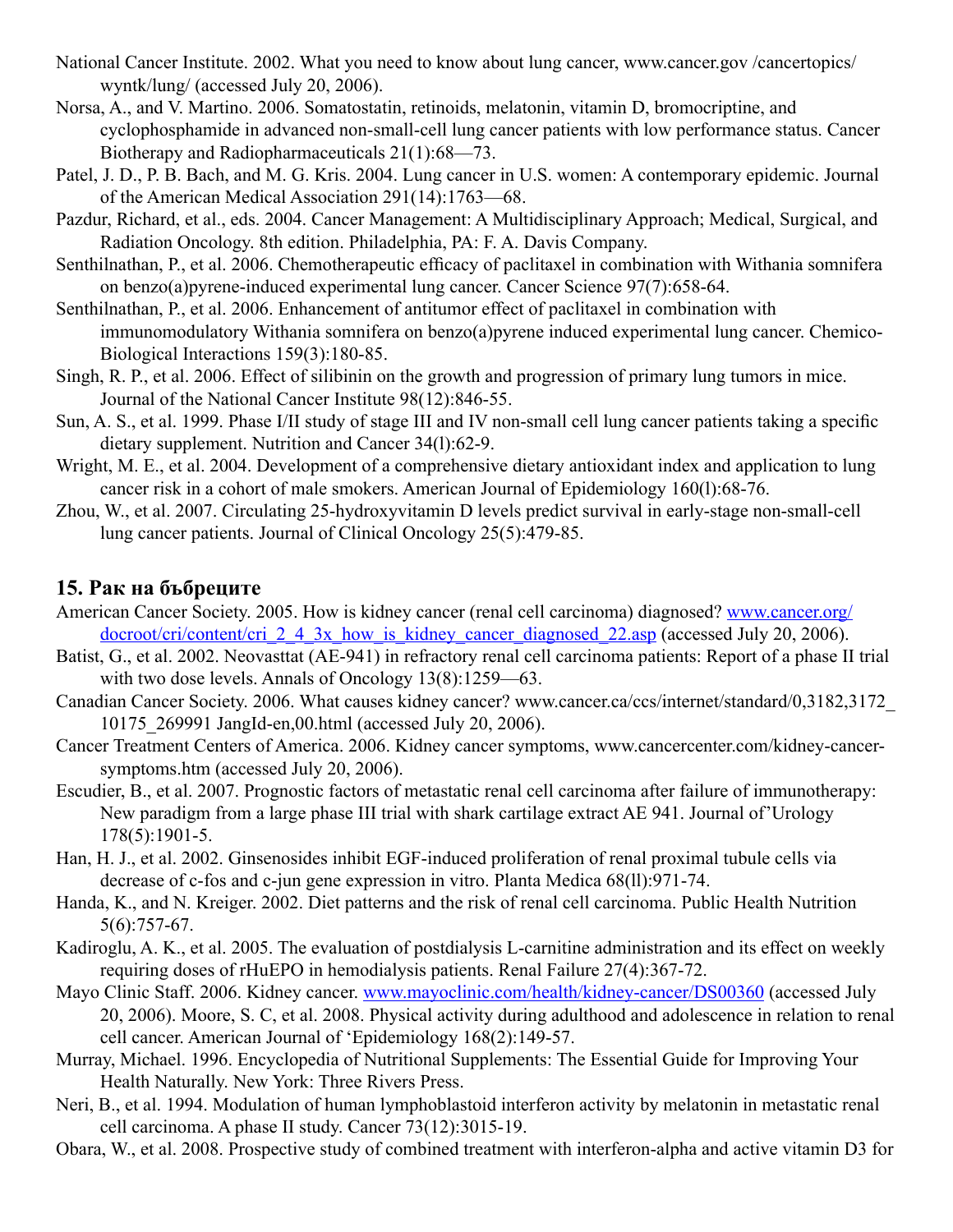National Cancer Institute. 2002. What you need to know about lung cancer, www.cancer.gov /cancertopics/ wyntk/lung/ (accessed July 20, 2006).

Norsa, A., and V. Martino. 2006. Somatostatin, retinoids, melatonin, vitamin D, bromocriptine, and cyclophosphamide in advanced non-small-cell lung cancer patients with low performance status. Cancer Biotherapy and Radiopharmaceuticals 21(1):68—73.

Patel, J. D., P. B. Bach, and M. G. Kris. 2004. Lung cancer in U.S. women: A contemporary epidemic. Journal of the American Medical Association 291(14):1763—68.

Pazdur, Richard, et al., eds. 2004. Cancer Management: A Multidisciplinary Approach; Medical, Surgical, and Radiation Oncology. 8th edition. Philadelphia, PA: F. A. Davis Company.

Senthilnathan, P., et al. 2006. Chemotherapeutic efficacy of paclitaxel in combination with Withania somnifera on benzo(a)pyrene-induced experimental lung cancer. Cancer Science 97(7):658-64.

Senthilnathan, P., et al. 2006. Enhancement of antitumor effect of paclitaxel in combination with immunomodulatory Withania somnifera on benzo(a)pyrene induced experimental lung cancer. Chemico-Biological Interactions 159(3):180-85.

Singh, R. P., et al. 2006. Effect of silibinin on the growth and progression of primary lung tumors in mice. Journal of the National Cancer Institute 98(12):846-55.

Sun, A. S., et al. 1999. Phase I/II study of stage III and IV non-small cell lung cancer patients taking a specific dietary supplement. Nutrition and Cancer 34(l):62-9.

Wright, M. E., et al. 2004. Development of a comprehensive dietary antioxidant index and application to lung cancer risk in a cohort of male smokers. American Journal of Epidemiology 160(l):68-76.

Zhou, W., et al. 2007. Circulating 25-hydroxyvitamin D levels predict survival in early-stage non-small-cell lung cancer patients. Journal of Clinical Oncology 25(5):479-85.

## 15. Рак на бъбреците

American Cancer Society. 2005. How is kidney cancer (renal cell carcinoma) diagnosed? www.cancer.org/docroot/cri/content/cri_2_4_3x_how_is_kidney_cancer_diagnosed_22.asp (accessed July 20, 2006).

Batist, G., et al. 2002. Neovasttat (AE-941) in refractory renal cell carcinoma patients: Report of a phase II trial with two dose levels. Annals of Oncology 13(8):1259—63.

Canadian Cancer Society. 2006. What causes kidney cancer? www.cancer.ca/ccs/internet/standard/0,3182,3172_10175_269991 JangId-en,00.html (accessed July 20, 2006).

Cancer Treatment Centers of America. 2006. Kidney cancer symptoms, www.cancercenter.com/kidney-cancer-symptoms.htm (accessed July 20, 2006).

Escudier, B., et al. 2007. Prognostic factors of metastatic renal cell carcinoma after failure of immunotherapy: New paradigm from a large phase III trial with shark cartilage extract AE 941. Journal of'Urology 178(5):1901-5.

Han, H. J., et al. 2002. Ginsenosides inhibit EGF-induced proliferation of renal proximal tubule cells via decrease of c-fos and c-jun gene expression in vitro. Planta Medica 68(ll):971-74.

Handa, K., and N. Kreiger. 2002. Diet patterns and the risk of renal cell carcinoma. Public Health Nutrition 5(6):757-67.

Kadiroglu, A. K., et al. 2005. The evaluation of postdialysis L-carnitine administration and its effect on weekly requiring doses of rHuEPO in hemodialysis patients. Renal Failure 27(4):367-72.

Mayo Clinic Staff. 2006. Kidney cancer. www.mayoclinic.com/health/kidney-cancer/DS00360 (accessed July 20, 2006). Moore, S. C, et al. 2008. Physical activity during adulthood and adolescence in relation to renal cell cancer. American Journal of 'Epidemiology 168(2):149-57.

Murray, Michael. 1996. Encyclopedia of Nutritional Supplements: The Essential Guide for Improving Your Health Naturally. New York: Three Rivers Press.

Neri, B., et al. 1994. Modulation of human lymphoblastoid interferon activity by melatonin in metastatic renal cell carcinoma. A phase II study. Cancer 73(12):3015-19.

Obara, W., et al. 2008. Prospective study of combined treatment with interferon-alpha and active vitamin D3 for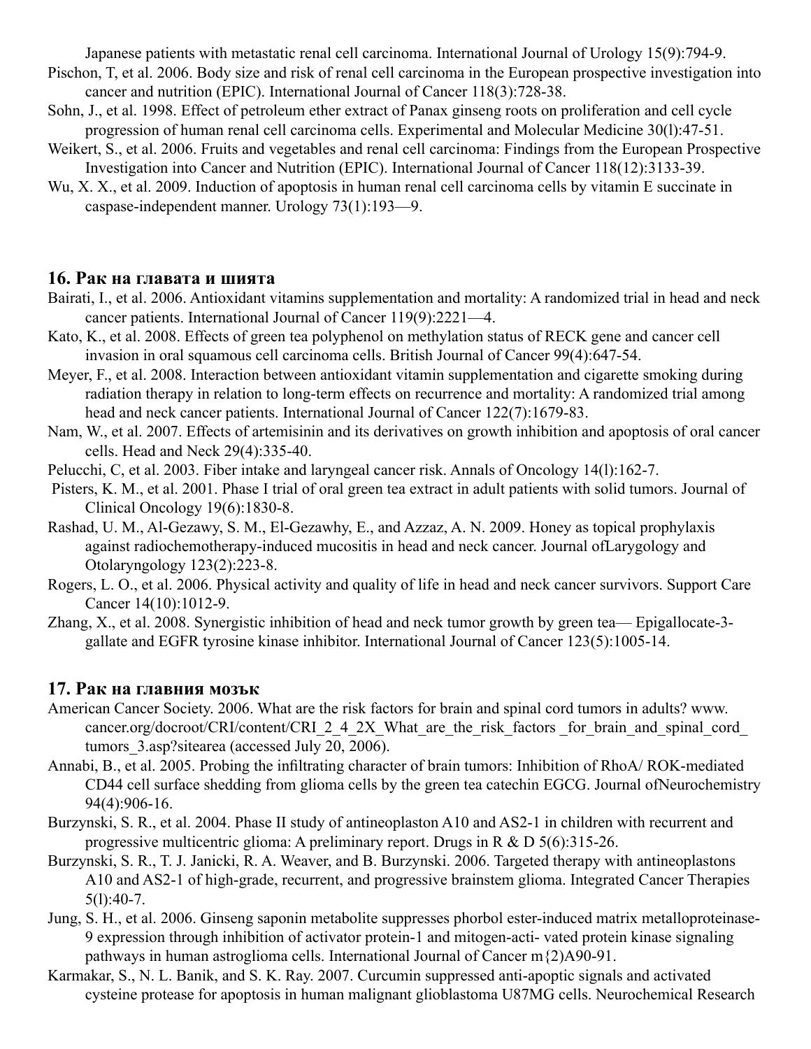Japanese patients with metastatic renal cell carcinoma. International Journal of Urology 15(9):794-9.

Pischon, T, et al. 2006. Body size and risk of renal cell carcinoma in the European prospective investigation into cancer and nutrition (EPIC). International Journal of Cancer 118(3):728-38.

Sohn, J., et al. 1998. Effect of petroleum ether extract of Panax ginseng roots on proliferation and cell cycle progression of human renal cell carcinoma cells. Experimental and Molecular Medicine 30(l):47-51.

Weikert, S., et al. 2006. Fruits and vegetables and renal cell carcinoma: Findings from the European Prospective Investigation into Cancer and Nutrition (EPIC). International Journal of Cancer 118(12):3133-39.

Wu, X. X., et al. 2009. Induction of apoptosis in human renal cell carcinoma cells by vitamin E succinate in caspase-independent manner. Urology 73(1):193—9.

## 16. Рак на главата и шията

Bairati, I., et al. 2006. Antioxidant vitamins supplementation and mortality: A randomized trial in head and neck cancer patients. International Journal of Cancer 119(9):2221—4.

Kato, K., et al. 2008. Effects of green tea polyphenol on methylation status of RECK gene and cancer cell invasion in oral squamous cell carcinoma cells. British Journal of Cancer 99(4):647-54.

Meyer, F., et al. 2008. Interaction between antioxidant vitamin supplementation and cigarette smoking during radiation therapy in relation to long-term effects on recurrence and mortality: A randomized trial among head and neck cancer patients. International Journal of Cancer 122(7):1679-83.

Nam, W., et al. 2007. Effects of artemisinin and its derivatives on growth inhibition and apoptosis of oral cancer cells. Head and Neck 29(4):335-40.

Pelucchi, C, et al. 2003. Fiber intake and laryngeal cancer risk. Annals of Oncology 14(l):162-7.

Pisters, K. M., et al. 2001. Phase I trial of oral green tea extract in adult patients with solid tumors. Journal of Clinical Oncology 19(6):1830-8.

Rashad, U. M., Al-Gezawy, S. M., El-Gezawhy, E., and Azzaz, A. N. 2009. Honey as topical prophylaxis against radiochemotherapy-induced mucositis in head and neck cancer. Journal ofLarygology and Otolaryngology 123(2):223-8.

Rogers, L. O., et al. 2006. Physical activity and quality of life in head and neck cancer survivors. Support Care Cancer 14(10):1012-9.

Zhang, X., et al. 2008. Synergistic inhibition of head and neck tumor growth by green tea— Epigallocate-3-gallate and EGFR tyrosine kinase inhibitor. International Journal of Cancer 123(5):1005-14.

## 17. Рак на главния мозък

American Cancer Society. 2006. What are the risk factors for brain and spinal cord tumors in adults? www.cancer.org/docroot/CRI/content/CRI_2_4_2X_What_are_the_risk_factors _for_brain_and_spinal_cord_tumors_3.asp?sitearea (accessed July 20, 2006).

Annabi, B., et al. 2005. Probing the infiltrating character of brain tumors: Inhibition of RhoA/ ROK-mediated CD44 cell surface shedding from glioma cells by the green tea catechin EGCG. Journal ofNeurochemistry 94(4):906-16.

Burzynski, S. R., et al. 2004. Phase II study of antineoplaston A10 and AS2-1 in children with recurrent and progressive multicentric glioma: A preliminary report. Drugs in R & D 5(6):315-26.

Burzynski, S. R., T. J. Janicki, R. A. Weaver, and B. Burzynski. 2006. Targeted therapy with antineoplastons A10 and AS2-1 of high-grade, recurrent, and progressive brainstem glioma. Integrated Cancer Therapies 5(l):40-7.

Jung, S. H., et al. 2006. Ginseng saponin metabolite suppresses phorbol ester-induced matrix metalloproteinase-9 expression through inhibition of activator protein-1 and mitogen-acti- vated protein kinase signaling pathways in human astroglioma cells. International Journal of Cancer m{2)A90-91.

Karmakar, S., N. L. Banik, and S. K. Ray. 2007. Curcumin suppressed anti-apoptic signals and activated cysteine protease for apoptosis in human malignant glioblastoma U87MG cells. Neurochemical Research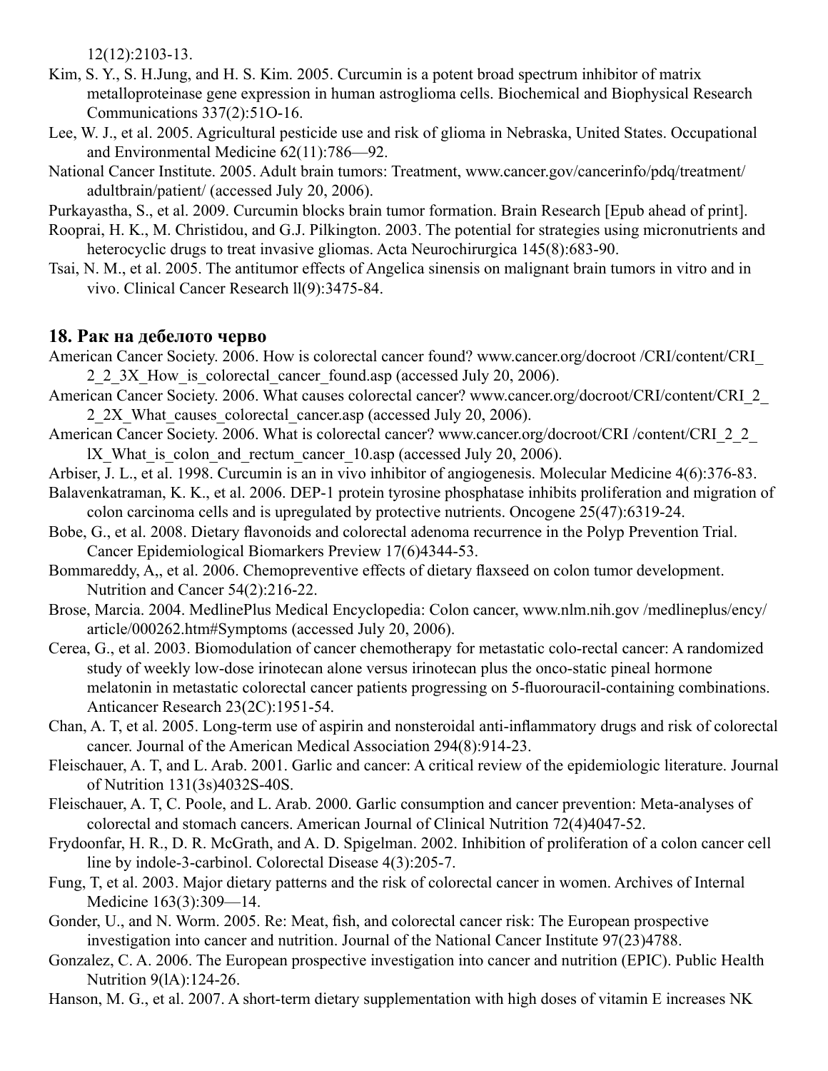12(12):2103-13.

Kim, S. Y., S. H.Jung, and H. S. Kim. 2005. Curcumin is a potent broad spectrum inhibitor of matrix metalloproteinase gene expression in human astroglioma cells. Biochemical and Biophysical Research Communications 337(2):51O-16.

Lee, W. J., et al. 2005. Agricultural pesticide use and risk of glioma in Nebraska, United States. Occupational and Environmental Medicine 62(11):786—92.

National Cancer Institute. 2005. Adult brain tumors: Treatment, www.cancer.gov/cancerinfo/pdq/treatment/adultbrain/patient/ (accessed July 20, 2006).

Purkayastha, S., et al. 2009. Curcumin blocks brain tumor formation. Brain Research [Epub ahead of print].

Rooprai, H. K., M. Christidou, and G.J. Pilkington. 2003. The potential for strategies using micronutrients and heterocyclic drugs to treat invasive gliomas. Acta Neurochirurgica 145(8):683-90.

Tsai, N. M., et al. 2005. The antitumor effects of Angelica sinensis on malignant brain tumors in vitro and in vivo. Clinical Cancer Research ll(9):3475-84.

## 18. Рак на дебелото черво

American Cancer Society. 2006. How is colorectal cancer found? www.cancer.org/docroot /CRI/content/CRI_2_2_3X_How_is_colorectal_cancer_found.asp (accessed July 20, 2006).

American Cancer Society. 2006. What causes colorectal cancer? www.cancer.org/docroot/CRI/content/CRI_2_2_2X_What_causes_colorectal_cancer.asp (accessed July 20, 2006).

American Cancer Society. 2006. What is colorectal cancer? www.cancer.org/docroot/CRI /content/CRI_2_2_lX_What_is_colon_and_rectum_cancer_10.asp (accessed July 20, 2006).

Arbiser, J. L., et al. 1998. Curcumin is an in vivo inhibitor of angiogenesis. Molecular Medicine 4(6):376-83.

Balavenkatraman, K. K., et al. 2006. DEP-1 protein tyrosine phosphatase inhibits proliferation and migration of colon carcinoma cells and is upregulated by protective nutrients. Oncogene 25(47):6319-24.

Bobe, G., et al. 2008. Dietary flavonoids and colorectal adenoma recurrence in the Polyp Prevention Trial. Cancer Epidemiological Biomarkers Preview 17(6)4344-53.

Bommareddy, A,, et al. 2006. Chemopreventive effects of dietary flaxseed on colon tumor development. Nutrition and Cancer 54(2):216-22.

Brose, Marcia. 2004. MedlinePlus Medical Encyclopedia: Colon cancer, www.nlm.nih.gov /medlineplus/ency/article/000262.htm#Symptoms (accessed July 20, 2006).

Cerea, G., et al. 2003. Biomodulation of cancer chemotherapy for metastatic colo-rectal cancer: A randomized study of weekly low-dose irinotecan alone versus irinotecan plus the onco-static pineal hormone melatonin in metastatic colorectal cancer patients progressing on 5-fluorouracil-containing combinations. Anticancer Research 23(2C):1951-54.

Chan, A. T, et al. 2005. Long-term use of aspirin and nonsteroidal anti-inflammatory drugs and risk of colorectal cancer. Journal of the American Medical Association 294(8):914-23.

Fleischauer, A. T, and L. Arab. 2001. Garlic and cancer: A critical review of the epidemiologic literature. Journal of Nutrition 131(3s)4032S-40S.

Fleischauer, A. T, C. Poole, and L. Arab. 2000. Garlic consumption and cancer prevention: Meta-analyses of colorectal and stomach cancers. American Journal of Clinical Nutrition 72(4)4047-52.

Frydoonfar, H. R., D. R. McGrath, and A. D. Spigelman. 2002. Inhibition of proliferation of a colon cancer cell line by indole-3-carbinol. Colorectal Disease 4(3):205-7.

Fung, T, et al. 2003. Major dietary patterns and the risk of colorectal cancer in women. Archives of Internal Medicine 163(3):309—14.

Gonder, U., and N. Worm. 2005. Re: Meat, fish, and colorectal cancer risk: The European prospective investigation into cancer and nutrition. Journal of the National Cancer Institute 97(23)4788.

Gonzalez, C. A. 2006. The European prospective investigation into cancer and nutrition (EPIC). Public Health Nutrition 9(lA):124-26.

Hanson, M. G., et al. 2007. A short-term dietary supplementation with high doses of vitamin E increases NK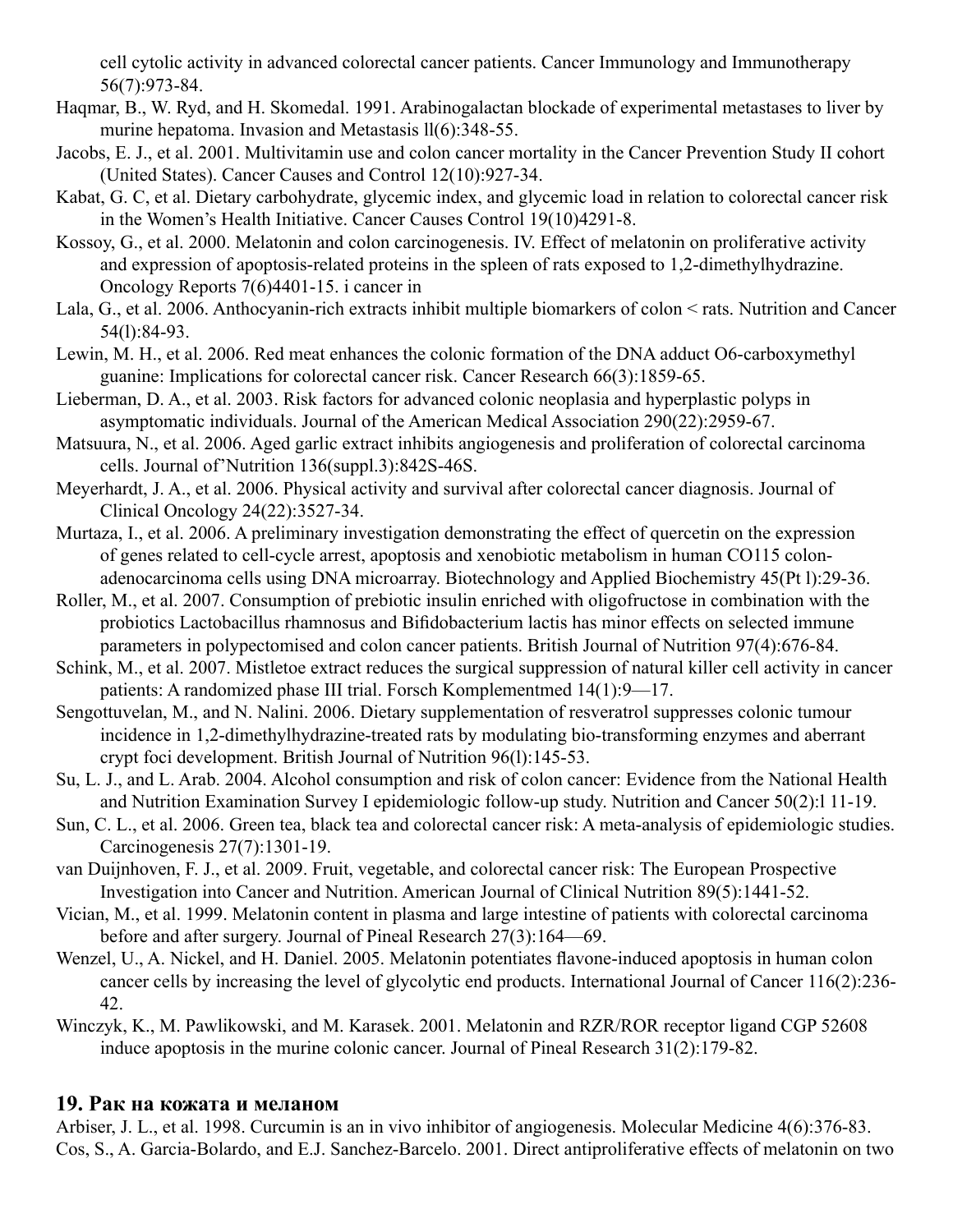cell cytolic activity in advanced colorectal cancer patients. Cancer Immunology and Immunotherapy 56(7):973-84.

Haqmar, B., W. Ryd, and H. Skomedal. 1991. Arabinogalactan blockade of experimental metastases to liver by murine hepatoma. Invasion and Metastasis ll(6):348-55.

Jacobs, E. J., et al. 2001. Multivitamin use and colon cancer mortality in the Cancer Prevention Study II cohort (United States). Cancer Causes and Control 12(10):927-34.

Kabat, G. C, et al. Dietary carbohydrate, glycemic index, and glycemic load in relation to colorectal cancer risk in the Women's Health Initiative. Cancer Causes Control 19(10)4291-8.

Kossoy, G., et al. 2000. Melatonin and colon carcinogenesis. IV. Effect of melatonin on proliferative activity and expression of apoptosis-related proteins in the spleen of rats exposed to 1,2-dimethylhydrazine. Oncology Reports 7(6)4401-15. i cancer in

Lala, G., et al. 2006. Anthocyanin-rich extracts inhibit multiple biomarkers of colon < rats. Nutrition and Cancer 54(l):84-93.

Lewin, M. H., et al. 2006. Red meat enhances the colonic formation of the DNA adduct O6-carboxymethyl guanine: Implications for colorectal cancer risk. Cancer Research 66(3):1859-65.

Lieberman, D. A., et al. 2003. Risk factors for advanced colonic neoplasia and hyperplastic polyps in asymptomatic individuals. Journal of the American Medical Association 290(22):2959-67.

Matsuura, N., et al. 2006. Aged garlic extract inhibits angiogenesis and proliferation of colorectal carcinoma cells. Journal of'Nutrition 136(suppl.3):842S-46S.

Meyerhardt, J. A., et al. 2006. Physical activity and survival after colorectal cancer diagnosis. Journal of Clinical Oncology 24(22):3527-34.

Murtaza, I., et al. 2006. A preliminary investigation demonstrating the effect of quercetin on the expression of genes related to cell-cycle arrest, apoptosis and xenobiotic metabolism in human CO115 colon-adenocarcinoma cells using DNA microarray. Biotechnology and Applied Biochemistry 45(Pt l):29-36.

Roller, M., et al. 2007. Consumption of prebiotic insulin enriched with oligofructose in combination with the probiotics Lactobacillus rhamnosus and Bifidobacterium lactis has minor effects on selected immune parameters in polypectomised and colon cancer patients. British Journal of Nutrition 97(4):676-84.

Schink, M., et al. 2007. Mistletoe extract reduces the surgical suppression of natural killer cell activity in cancer patients: A randomized phase III trial. Forsch Komplementmed 14(1):9—17.

Sengottuvelan, M., and N. Nalini. 2006. Dietary supplementation of resveratrol suppresses colonic tumour incidence in 1,2-dimethylhydrazine-treated rats by modulating bio-transforming enzymes and aberrant crypt foci development. British Journal of Nutrition 96(l):145-53.

Su, L. J., and L. Arab. 2004. Alcohol consumption and risk of colon cancer: Evidence from the National Health and Nutrition Examination Survey I epidemiologic follow-up study. Nutrition and Cancer 50(2):l 11-19.

Sun, C. L., et al. 2006. Green tea, black tea and colorectal cancer risk: A meta-analysis of epidemiologic studies. Carcinogenesis 27(7):1301-19.

van Duijnhoven, F. J., et al. 2009. Fruit, vegetable, and colorectal cancer risk: The European Prospective Investigation into Cancer and Nutrition. American Journal of Clinical Nutrition 89(5):1441-52.

Vician, M., et al. 1999. Melatonin content in plasma and large intestine of patients with colorectal carcinoma before and after surgery. Journal of Pineal Research 27(3):164—69.

Wenzel, U., A. Nickel, and H. Daniel. 2005. Melatonin potentiates flavone-induced apoptosis in human colon cancer cells by increasing the level of glycolytic end products. International Journal of Cancer 116(2):236-42.

Winczyk, K., M. Pawlikowski, and M. Karasek. 2001. Melatonin and RZR/ROR receptor ligand CGP 52608 induce apoptosis in the murine colonic cancer. Journal of Pineal Research 31(2):179-82.

## 19. Рак на кожата и меланом

Arbiser, J. L., et al. 1998. Curcumin is an in vivo inhibitor of angiogenesis. Molecular Medicine 4(6):376-83.

Cos, S., A. Garcia-Bolardo, and E.J. Sanchez-Barcelo. 2001. Direct antiproliferative effects of melatonin on two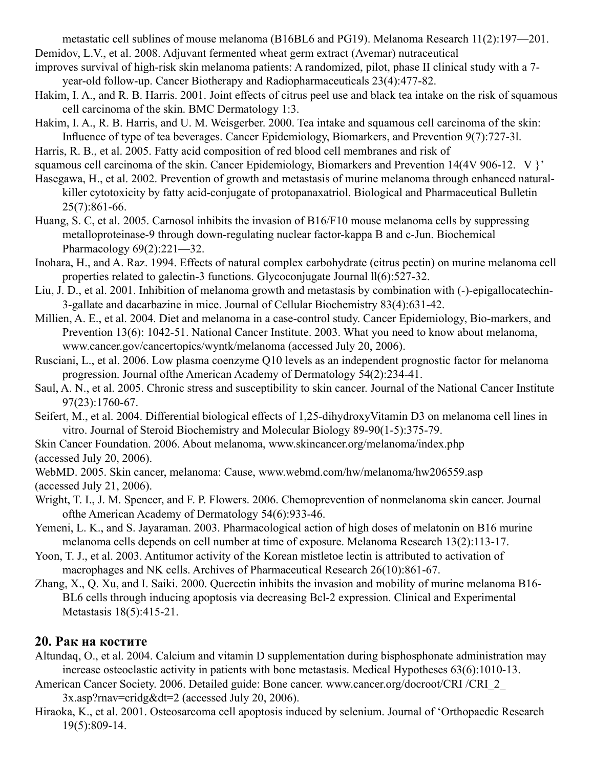metastatic cell sublines of mouse melanoma (B16BL6 and PG19). Melanoma Research 11(2):197—201.

Demidov, L.V., et al. 2008. Adjuvant fermented wheat germ extract (Avemar) nutraceutical improves survival of high-risk skin melanoma patients: A randomized, pilot, phase II clinical study with a 7-year-old follow-up. Cancer Biotherapy and Radiopharmaceuticals 23(4):477-82.

Hakim, I. A., and R. B. Harris. 2001. Joint effects of citrus peel use and black tea intake on the risk of squamous cell carcinoma of the skin. BMC Dermatology 1:3.

Hakim, I. A., R. B. Harris, and U. M. Weisgerber. 2000. Tea intake and squamous cell carcinoma of the skin: Influence of type of tea beverages. Cancer Epidemiology, Biomarkers, and Prevention 9(7):727-3l.

Harris, R. B., et al. 2005. Fatty acid composition of red blood cell membranes and risk of squamous cell carcinoma of the skin. Cancer Epidemiology, Biomarkers and Prevention 14(4V 906-12. V }'

Hasegawa, H., et al. 2002. Prevention of growth and metastasis of murine melanoma through enhanced natural-killer cytotoxicity by fatty acid-conjugate of protopanaxatriol. Biological and Pharmaceutical Bulletin 25(7):861-66.

Huang, S. C, et al. 2005. Carnosol inhibits the invasion of B16/F10 mouse melanoma cells by suppressing metalloproteinase-9 through down-regulating nuclear factor-kappa B and c-Jun. Biochemical Pharmacology 69(2):221—32.

Inohara, H., and A. Raz. 1994. Effects of natural complex carbohydrate (citrus pectin) on murine melanoma cell properties related to galectin-3 functions. Glycoconjugate Journal ll(6):527-32.

Liu, J. D., et al. 2001. Inhibition of melanoma growth and metastasis by combination with (-)-epigallocatechin-3-gallate and dacarbazine in mice. Journal of Cellular Biochemistry 83(4):631-42.

Millien, A. E., et al. 2004. Diet and melanoma in a case-control study. Cancer Epidemiology, Bio-markers, and Prevention 13(6): 1042-51. National Cancer Institute. 2003. What you need to know about melanoma, www.cancer.gov/cancertopics/wyntk/melanoma (accessed July 20, 2006).

Rusciani, L., et al. 2006. Low plasma coenzyme Q10 levels as an independent prognostic factor for melanoma progression. Journal ofthe American Academy of Dermatology 54(2):234-41.

Saul, A. N., et al. 2005. Chronic stress and susceptibility to skin cancer. Journal of the National Cancer Institute 97(23):1760-67.

Seifert, M., et al. 2004. Differential biological effects of 1,25-dihydroxyVitamin D3 on melanoma cell lines in vitro. Journal of Steroid Biochemistry and Molecular Biology 89-90(1-5):375-79.

Skin Cancer Foundation. 2006. About melanoma, www.skincancer.org/melanoma/index.php (accessed July 20, 2006).

WebMD. 2005. Skin cancer, melanoma: Cause, www.webmd.com/hw/melanoma/hw206559.asp (accessed July 21, 2006).

Wright, T. I., J. M. Spencer, and F. P. Flowers. 2006. Chemoprevention of nonmelanoma skin cancer. Journal ofthe American Academy of Dermatology 54(6):933-46.

Yemeni, L. K., and S. Jayaraman. 2003. Pharmacological action of high doses of melatonin on B16 murine melanoma cells depends on cell number at time of exposure. Melanoma Research 13(2):113-17.

Yoon, T. J., et al. 2003. Antitumor activity of the Korean mistletoe lectin is attributed to activation of macrophages and NK cells. Archives of Pharmaceutical Research 26(10):861-67.

Zhang, X., Q. Xu, and I. Saiki. 2000. Quercetin inhibits the invasion and mobility of murine melanoma B16-BL6 cells through inducing apoptosis via decreasing Bcl-2 expression. Clinical and Experimental Metastasis 18(5):415-21.

## 20. Рак на костите

Altundaq, O., et al. 2004. Calcium and vitamin D supplementation during bisphosphonate administration may increase osteoclastic activity in patients with bone metastasis. Medical Hypotheses 63(6):1010-13.

American Cancer Society. 2006. Detailed guide: Bone cancer. www.cancer.org/docroot/CRI /CRI_2_ 3x.asp?rnav=cridg&dt=2 (accessed July 20, 2006).

Hiraoka, K., et al. 2001. Osteosarcoma cell apoptosis induced by selenium. Journal of 'Orthopaedic Research 19(5):809-14.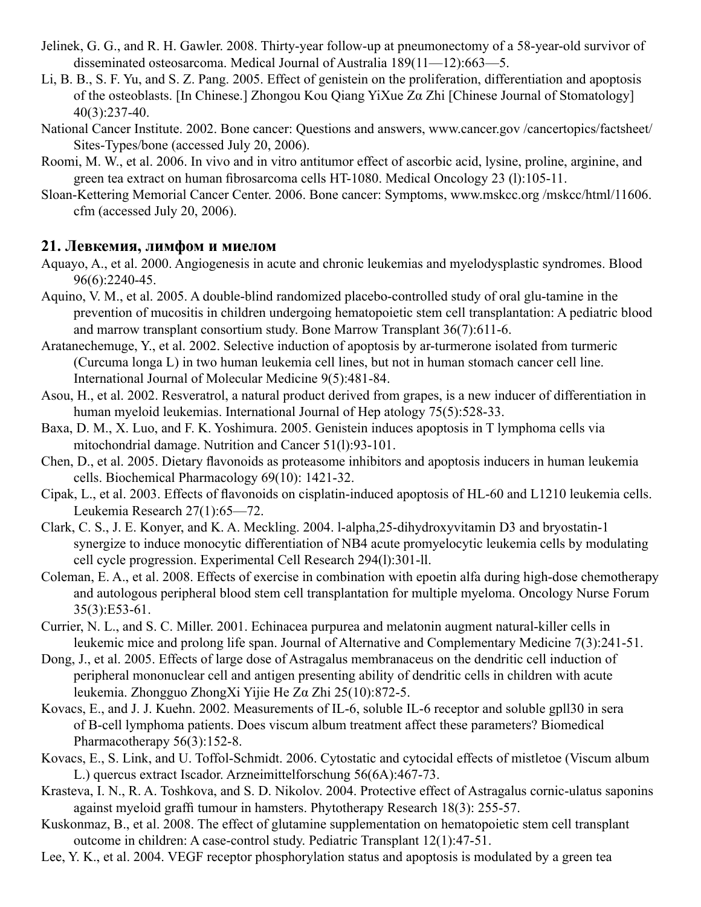Jelinek, G. G., and R. H. Gawler. 2008. Thirty-year follow-up at pneumonectomy of a 58-year-old survivor of disseminated osteosarcoma. Medical Journal of Australia 189(11—12):663—5.

Li, B. B., S. F. Yu, and S. Z. Pang. 2005. Effect of genistein on the proliferation, differentiation and apoptosis of the osteoblasts. [In Chinese.] Zhongou Kou Qiang YiXue Zα Zhi [Chinese Journal of Stomatology] 40(3):237-40.

National Cancer Institute. 2002. Bone cancer: Questions and answers, www.cancer.gov /cancertopics/factsheet/ Sites-Types/bone (accessed July 20, 2006).

Roomi, M. W., et al. 2006. In vivo and in vitro antitumor effect of ascorbic acid, lysine, proline, arginine, and green tea extract on human fibrosarcoma cells HT-1080. Medical Oncology 23 (l):105-11.

Sloan-Kettering Memorial Cancer Center. 2006. Bone cancer: Symptoms, www.mskcc.org /mskcc/html/11606. cfm (accessed July 20, 2006).

## 21. Левкемия, лимфом и миелом

Aquayo, A., et al. 2000. Angiogenesis in acute and chronic leukemias and myelodysplastic syndromes. Blood 96(6):2240-45.

Aquino, V. M., et al. 2005. A double-blind randomized placebo-controlled study of oral glu-tamine in the prevention of mucositis in children undergoing hematopoietic stem cell transplantation: A pediatric blood and marrow transplant consortium study. Bone Marrow Transplant 36(7):611-6.

Aratanechemuge, Y., et al. 2002. Selective induction of apoptosis by ar-turmerone isolated from turmeric (Curcuma longa L) in two human leukemia cell lines, but not in human stomach cancer cell line. International Journal of Molecular Medicine 9(5):481-84.

Asou, H., et al. 2002. Resveratrol, a natural product derived from grapes, is a new inducer of differentiation in human myeloid leukemias. International Journal of Hep atology 75(5):528-33.

Baxa, D. M., X. Luo, and F. K. Yoshimura. 2005. Genistein induces apoptosis in T lymphoma cells via mitochondrial damage. Nutrition and Cancer 51(l):93-101.

Chen, D., et al. 2005. Dietary flavonoids as proteasome inhibitors and apoptosis inducers in human leukemia cells. Biochemical Pharmacology 69(10): 1421-32.

Cipak, L., et al. 2003. Effects of flavonoids on cisplatin-induced apoptosis of HL-60 and L1210 leukemia cells. Leukemia Research 27(1):65—72.

Clark, C. S., J. E. Konyer, and K. A. Meckling. 2004. l-alpha,25-dihydroxyvitamin D3 and bryostatin-1 synergize to induce monocytic differentiation of NB4 acute promyelocytic leukemia cells by modulating cell cycle progression. Experimental Cell Research 294(l):301-ll.

Coleman, E. A., et al. 2008. Effects of exercise in combination with epoetin alfa during high-dose chemotherapy and autologous peripheral blood stem cell transplantation for multiple myeloma. Oncology Nurse Forum 35(3):E53-61.

Currier, N. L., and S. C. Miller. 2001. Echinacea purpurea and melatonin augment natural-killer cells in leukemic mice and prolong life span. Journal of Alternative and Complementary Medicine 7(3):241-51.

Dong, J., et al. 2005. Effects of large dose of Astragalus membranaceus on the dendritic cell induction of peripheral mononuclear cell and antigen presenting ability of dendritic cells in children with acute leukemia. Zhongguo ZhongXi Yijie He Zα Zhi 25(10):872-5.

Kovacs, E., and J. J. Kuehn. 2002. Measurements of IL-6, soluble IL-6 receptor and soluble gpll30 in sera of B-cell lymphoma patients. Does viscum album treatment affect these parameters? Biomedical Pharmacotherapy 56(3):152-8.

Kovacs, E., S. Link, and U. Toffol-Schmidt. 2006. Cytostatic and cytocidal effects of mistletoe (Viscum album L.) quercus extract Iscador. Arzneimittelforschung 56(6A):467-73.

Krasteva, I. N., R. A. Toshkova, and S. D. Nikolov. 2004. Protective effect of Astragalus cornic-ulatus saponins against myeloid graffi tumour in hamsters. Phytotherapy Research 18(3): 255-57.

Kuskonmaz, B., et al. 2008. The effect of glutamine supplementation on hematopoietic stem cell transplant outcome in children: A case-control study. Pediatric Transplant 12(1):47-51.

Lee, Y. K., et al. 2004. VEGF receptor phosphorylation status and apoptosis is modulated by a green tea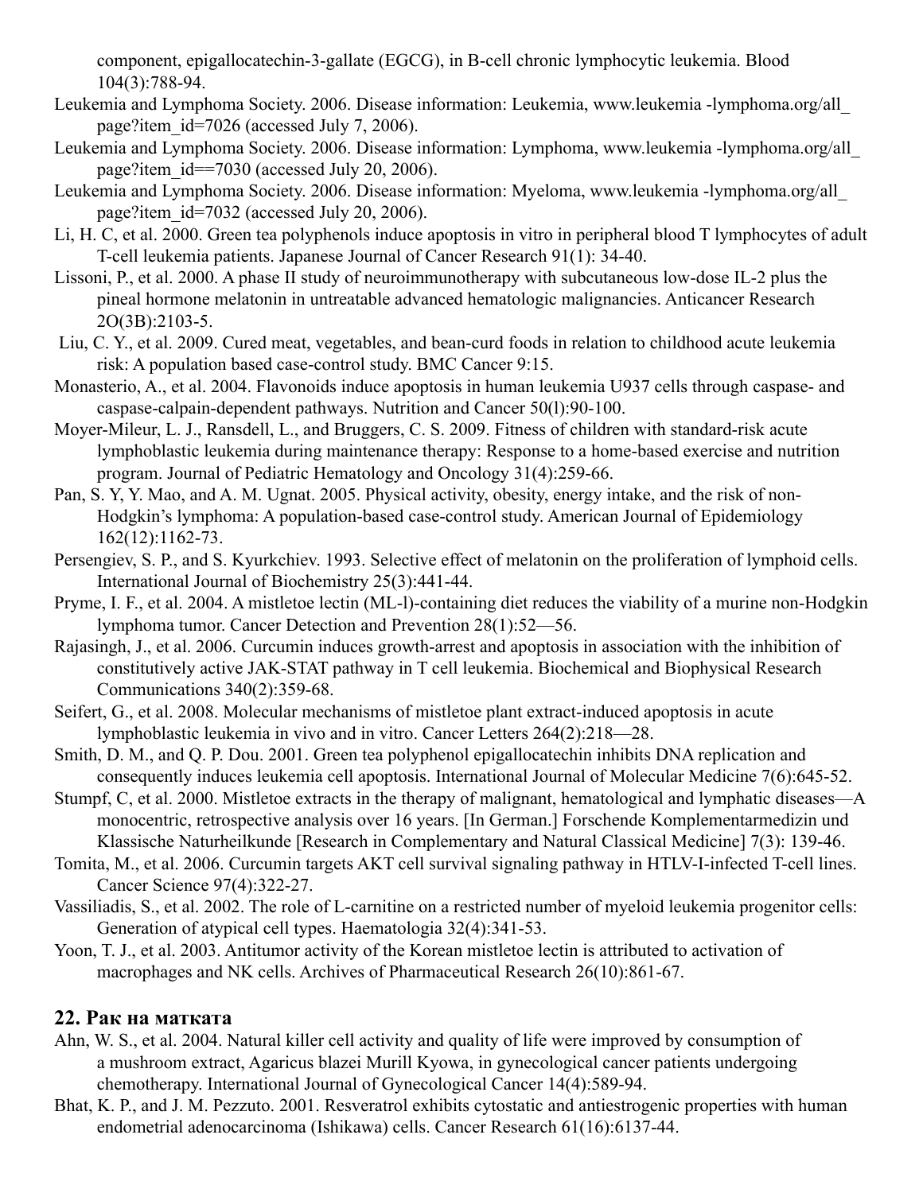component, epigallocatechin-3-gallate (EGCG), in B-cell chronic lymphocytic leukemia. Blood 104(3):788-94.

Leukemia and Lymphoma Society. 2006. Disease information: Leukemia, www.leukemia -lymphoma.org/all_ page?item_id=7026 (accessed July 7, 2006).

Leukemia and Lymphoma Society. 2006. Disease information: Lymphoma, www.leukemia -lymphoma.org/all_ page?item_id==7030 (accessed July 20, 2006).

Leukemia and Lymphoma Society. 2006. Disease information: Myeloma, www.leukemia -lymphoma.org/all_ page?item_id=7032 (accessed July 20, 2006).

Li, H. C, et al. 2000. Green tea polyphenols induce apoptosis in vitro in peripheral blood T lymphocytes of adult T-cell leukemia patients. Japanese Journal of Cancer Research 91(1): 34-40.

Lissoni, P., et al. 2000. A phase II study of neuroimmunotherapy with subcutaneous low-dose IL-2 plus the pineal hormone melatonin in untreatable advanced hematologic malignancies. Anticancer Research 2O(3B):2103-5.

Liu, C. Y., et al. 2009. Cured meat, vegetables, and bean-curd foods in relation to childhood acute leukemia risk: A population based case-control study. BMC Cancer 9:15.

Monasterio, A., et al. 2004. Flavonoids induce apoptosis in human leukemia U937 cells through caspase- and caspase-calpain-dependent pathways. Nutrition and Cancer 50(l):90-100.

Moyer-Mileur, L. J., Ransdell, L., and Bruggers, C. S. 2009. Fitness of children with standard-risk acute lymphoblastic leukemia during maintenance therapy: Response to a home-based exercise and nutrition program. Journal of Pediatric Hematology and Oncology 31(4):259-66.

Pan, S. Y, Y. Mao, and A. M. Ugnat. 2005. Physical activity, obesity, energy intake, and the risk of non-Hodgkin's lymphoma: A population-based case-control study. American Journal of Epidemiology 162(12):1162-73.

Persengiev, S. P., and S. Kyurkchiev. 1993. Selective effect of melatonin on the proliferation of lymphoid cells. International Journal of Biochemistry 25(3):441-44.

Pryme, I. F., et al. 2004. A mistletoe lectin (ML-l)-containing diet reduces the viability of a murine non-Hodgkin lymphoma tumor. Cancer Detection and Prevention 28(1):52—56.

Rajasingh, J., et al. 2006. Curcumin induces growth-arrest and apoptosis in association with the inhibition of constitutively active JAK-STAT pathway in T cell leukemia. Biochemical and Biophysical Research Communications 340(2):359-68.

Seifert, G., et al. 2008. Molecular mechanisms of mistletoe plant extract-induced apoptosis in acute lymphoblastic leukemia in vivo and in vitro. Cancer Letters 264(2):218—28.

Smith, D. M., and Q. P. Dou. 2001. Green tea polyphenol epigallocatechin inhibits DNA replication and consequently induces leukemia cell apoptosis. International Journal of Molecular Medicine 7(6):645-52.

Stumpf, C, et al. 2000. Mistletoe extracts in the therapy of malignant, hematological and lymphatic diseases—A monocentric, retrospective analysis over 16 years. [In German.] Forschende Komplementarmedizin und Klassische Naturheilkunde [Research in Complementary and Natural Classical Medicine] 7(3): 139-46.

Tomita, M., et al. 2006. Curcumin targets AKT cell survival signaling pathway in HTLV-I-infected T-cell lines. Cancer Science 97(4):322-27.

Vassiliadis, S., et al. 2002. The role of L-carnitine on a restricted number of myeloid leukemia progenitor cells: Generation of atypical cell types. Haematologia 32(4):341-53.

Yoon, T. J., et al. 2003. Antitumor activity of the Korean mistletoe lectin is attributed to activation of macrophages and NK cells. Archives of Pharmaceutical Research 26(10):861-67.

## 22. Рак на матката

Ahn, W. S., et al. 2004. Natural killer cell activity and quality of life were improved by consumption of a mushroom extract, Agaricus blazei Murill Kyowa, in gynecological cancer patients undergoing chemotherapy. International Journal of Gynecological Cancer 14(4):589-94.

Bhat, K. P., and J. M. Pezzuto. 2001. Resveratrol exhibits cytostatic and antiestrogenic properties with human endometrial adenocarcinoma (Ishikawa) cells. Cancer Research 61(16):6137-44.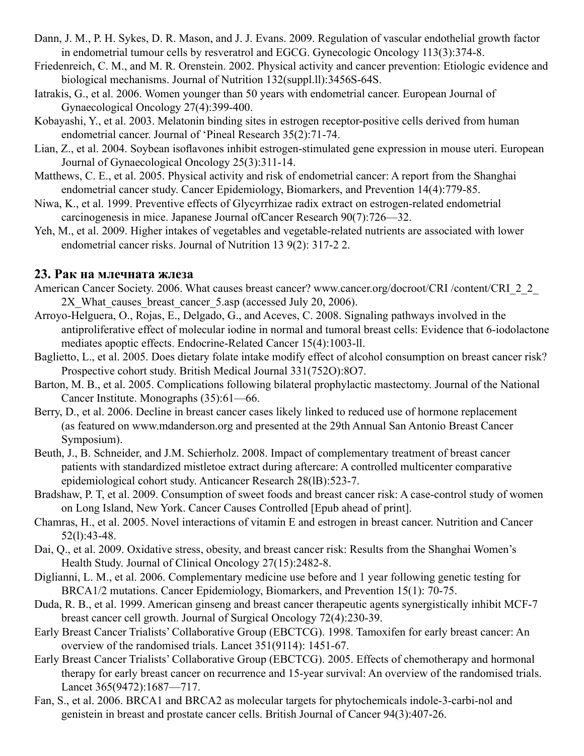Dann, J. M., P. H. Sykes, D. R. Mason, and J. J. Evans. 2009. Regulation of vascular endothelial growth factor in endometrial tumour cells by resveratrol and EGCG. Gynecologic Oncology 113(3):374-8.

Friedenreich, C. M., and M. R. Orenstein. 2002. Physical activity and cancer prevention: Etiologic evidence and biological mechanisms. Journal of Nutrition 132(suppl.ll):3456S-64S.

Iatrakis, G., et al. 2006. Women younger than 50 years with endometrial cancer. European Journal of Gynaecological Oncology 27(4):399-400.

Kobayashi, Y., et al. 2003. Melatonin binding sites in estrogen receptor-positive cells derived from human endometrial cancer. Journal of 'Pineal Research 35(2):71-74.

Lian, Z., et al. 2004. Soybean isoflavones inhibit estrogen-stimulated gene expression in mouse uteri. European Journal of Gynaecological Oncology 25(3):311-14.

Matthews, C. E., et al. 2005. Physical activity and risk of endometrial cancer: A report from the Shanghai endometrial cancer study. Cancer Epidemiology, Biomarkers, and Prevention 14(4):779-85.

Niwa, K., et al. 1999. Preventive effects of Glycyrrhizae radix extract on estrogen-related endometrial carcinogenesis in mice. Japanese Journal ofCancer Research 90(7):726—32.

Yeh, M., et al. 2009. Higher intakes of vegetables and vegetable-related nutrients are associated with lower endometrial cancer risks. Journal of Nutrition 13 9(2): 317-2 2.

## 23. Рак на млечната жлеза

American Cancer Society. 2006. What causes breast cancer? www.cancer.org/docroot/CRI /content/CRI_2_2_2X_What_causes_breast_cancer_5.asp (accessed July 20, 2006).

Arroyo-Helguera, O., Rojas, E., Delgado, G., and Aceves, C. 2008. Signaling pathways involved in the antiproliferative effect of molecular iodine in normal and tumoral breast cells: Evidence that 6-iodolactone mediates apoptic effects. Endocrine-Related Cancer 15(4):1003-ll.

Baglietto, L., et al. 2005. Does dietary folate intake modify effect of alcohol consumption on breast cancer risk? Prospective cohort study. British Medical Journal 331(752O):8O7.

Barton, M. B., et al. 2005. Complications following bilateral prophylactic mastectomy. Journal of the National Cancer Institute. Monographs (35):61—66.

Berry, D., et al. 2006. Decline in breast cancer cases likely linked to reduced use of hormone replacement (as featured on www.mdanderson.org and presented at the 29th Annual San Antonio Breast Cancer Symposium).

Beuth, J., B. Schneider, and J.M. Schierholz. 2008. Impact of complementary treatment of breast cancer patients with standardized mistletoe extract during aftercare: A controlled multicenter comparative epidemiological cohort study. Anticancer Research 28(lB):523-7.

Bradshaw, P. T, et al. 2009. Consumption of sweet foods and breast cancer risk: A case-control study of women on Long Island, New York. Cancer Causes Controlled [Epub ahead of print].

Chamras, H., et al. 2005. Novel interactions of vitamin E and estrogen in breast cancer. Nutrition and Cancer 52(l):43-48.

Dai, Q., et al. 2009. Oxidative stress, obesity, and breast cancer risk: Results from the Shanghai Women's Health Study. Journal of Clinical Oncology 27(15):2482-8.

Diglianni, L. M., et al. 2006. Complementary medicine use before and 1 year following genetic testing for BRCA1/2 mutations. Cancer Epidemiology, Biomarkers, and Prevention 15(1): 70-75.

Duda, R. B., et al. 1999. American ginseng and breast cancer therapeutic agents synergistically inhibit MCF-7 breast cancer cell growth. Journal of Surgical Oncology 72(4):230-39.

Early Breast Cancer Trialists' Collaborative Group (EBCTCG). 1998. Tamoxifen for early breast cancer: An overview of the randomised trials. Lancet 351(9114): 1451-67.

Early Breast Cancer Trialists' Collaborative Group (EBCTCG). 2005. Effects of chemotherapy and hormonal therapy for early breast cancer on recurrence and 15-year survival: An overview of the randomised trials. Lancet 365(9472):1687—717.

Fan, S., et al. 2006. BRCA1 and BRCA2 as molecular targets for phytochemicals indole-3-carbi-nol and genistein in breast and prostate cancer cells. British Journal of Cancer 94(3):407-26.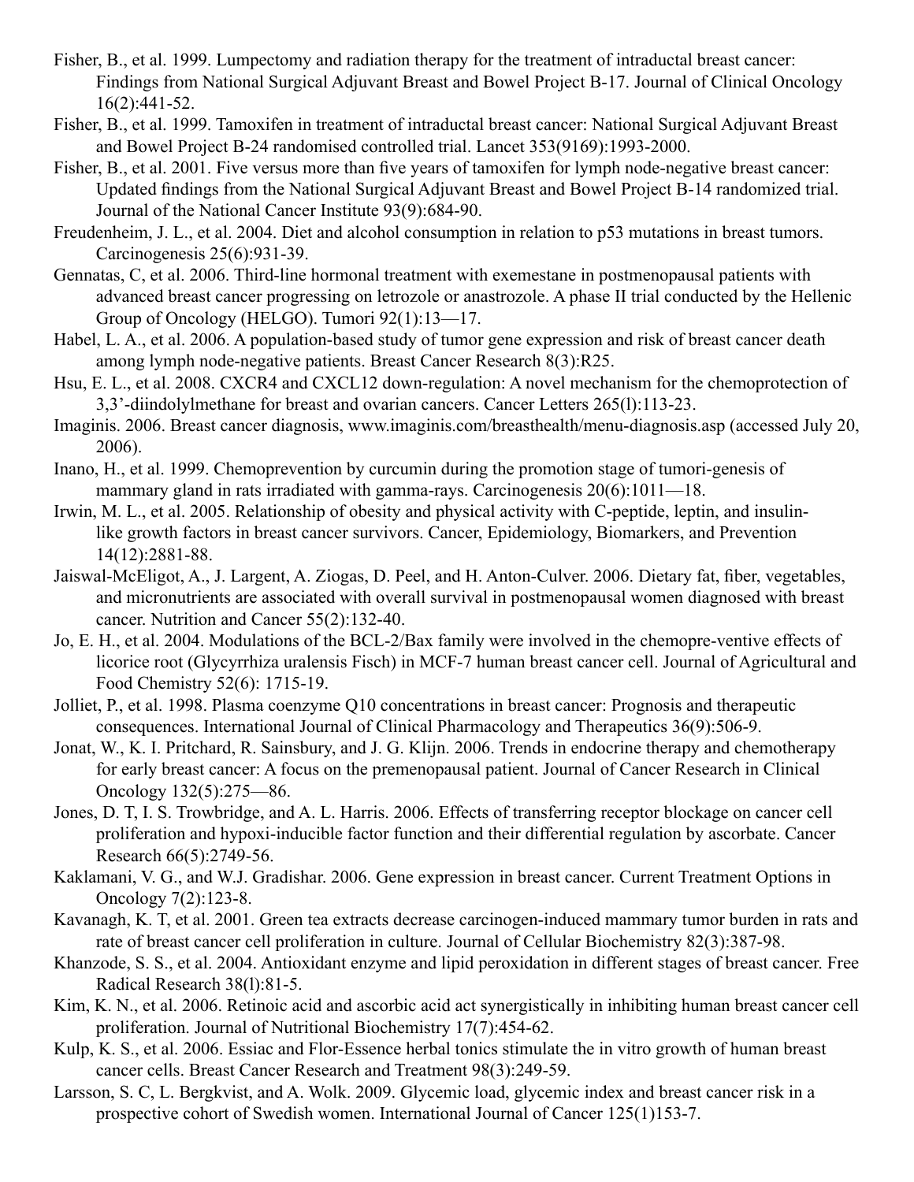Fisher, B., et al. 1999. Lumpectomy and radiation therapy for the treatment of intraductal breast cancer: Findings from National Surgical Adjuvant Breast and Bowel Project B-17. Journal of Clinical Oncology 16(2):441-52.

Fisher, B., et al. 1999. Tamoxifen in treatment of intraductal breast cancer: National Surgical Adjuvant Breast and Bowel Project B-24 randomised controlled trial. Lancet 353(9169):1993-2000.

Fisher, B., et al. 2001. Five versus more than five years of tamoxifen for lymph node-negative breast cancer: Updated findings from the National Surgical Adjuvant Breast and Bowel Project B-14 randomized trial. Journal of the National Cancer Institute 93(9):684-90.

Freudenheim, J. L., et al. 2004. Diet and alcohol consumption in relation to p53 mutations in breast tumors. Carcinogenesis 25(6):931-39.

Gennatas, C, et al. 2006. Third-line hormonal treatment with exemestane in postmenopausal patients with advanced breast cancer progressing on letrozole or anastrozole. A phase II trial conducted by the Hellenic Group of Oncology (HELGO). Tumori 92(1):13—17.

Habel, L. A., et al. 2006. A population-based study of tumor gene expression and risk of breast cancer death among lymph node-negative patients. Breast Cancer Research 8(3):R25.

Hsu, E. L., et al. 2008. CXCR4 and CXCL12 down-regulation: A novel mechanism for the chemoprotection of 3,3'-diindolylmethane for breast and ovarian cancers. Cancer Letters 265(l):113-23.

Imaginis. 2006. Breast cancer diagnosis, www.imaginis.com/breasthealth/menu-diagnosis.asp (accessed July 20, 2006).

Inano, H., et al. 1999. Chemoprevention by curcumin during the promotion stage of tumori-genesis of mammary gland in rats irradiated with gamma-rays. Carcinogenesis 20(6):1011—18.

Irwin, M. L., et al. 2005. Relationship of obesity and physical activity with C-peptide, leptin, and insulin-like growth factors in breast cancer survivors. Cancer, Epidemiology, Biomarkers, and Prevention 14(12):2881-88.

Jaiswal-McEligot, A., J. Largent, A. Ziogas, D. Peel, and H. Anton-Culver. 2006. Dietary fat, fiber, vegetables, and micronutrients are associated with overall survival in postmenopausal women diagnosed with breast cancer. Nutrition and Cancer 55(2):132-40.

Jo, E. H., et al. 2004. Modulations of the BCL-2/Bax family were involved in the chemopre-ventive effects of licorice root (Glycyrrhiza uralensis Fisch) in MCF-7 human breast cancer cell. Journal of Agricultural and Food Chemistry 52(6): 1715-19.

Jolliet, P., et al. 1998. Plasma coenzyme Q10 concentrations in breast cancer: Prognosis and therapeutic consequences. International Journal of Clinical Pharmacology and Therapeutics 36(9):506-9.

Jonat, W., K. I. Pritchard, R. Sainsbury, and J. G. Klijn. 2006. Trends in endocrine therapy and chemotherapy for early breast cancer: A focus on the premenopausal patient. Journal of Cancer Research in Clinical Oncology 132(5):275—86.

Jones, D. T, I. S. Trowbridge, and A. L. Harris. 2006. Effects of transferring receptor blockage on cancer cell proliferation and hypoxi-inducible factor function and their differential regulation by ascorbate. Cancer Research 66(5):2749-56.

Kaklamani, V. G., and W.J. Gradishar. 2006. Gene expression in breast cancer. Current Treatment Options in Oncology 7(2):123-8.

Kavanagh, K. T, et al. 2001. Green tea extracts decrease carcinogen-induced mammary tumor burden in rats and rate of breast cancer cell proliferation in culture. Journal of Cellular Biochemistry 82(3):387-98.

Khanzode, S. S., et al. 2004. Antioxidant enzyme and lipid peroxidation in different stages of breast cancer. Free Radical Research 38(l):81-5.

Kim, K. N., et al. 2006. Retinoic acid and ascorbic acid act synergistically in inhibiting human breast cancer cell proliferation. Journal of Nutritional Biochemistry 17(7):454-62.

Kulp, K. S., et al. 2006. Essiac and Flor-Essence herbal tonics stimulate the in vitro growth of human breast cancer cells. Breast Cancer Research and Treatment 98(3):249-59.

Larsson, S. C, L. Bergkvist, and A. Wolk. 2009. Glycemic load, glycemic index and breast cancer risk in a prospective cohort of Swedish women. International Journal of Cancer 125(1)153-7.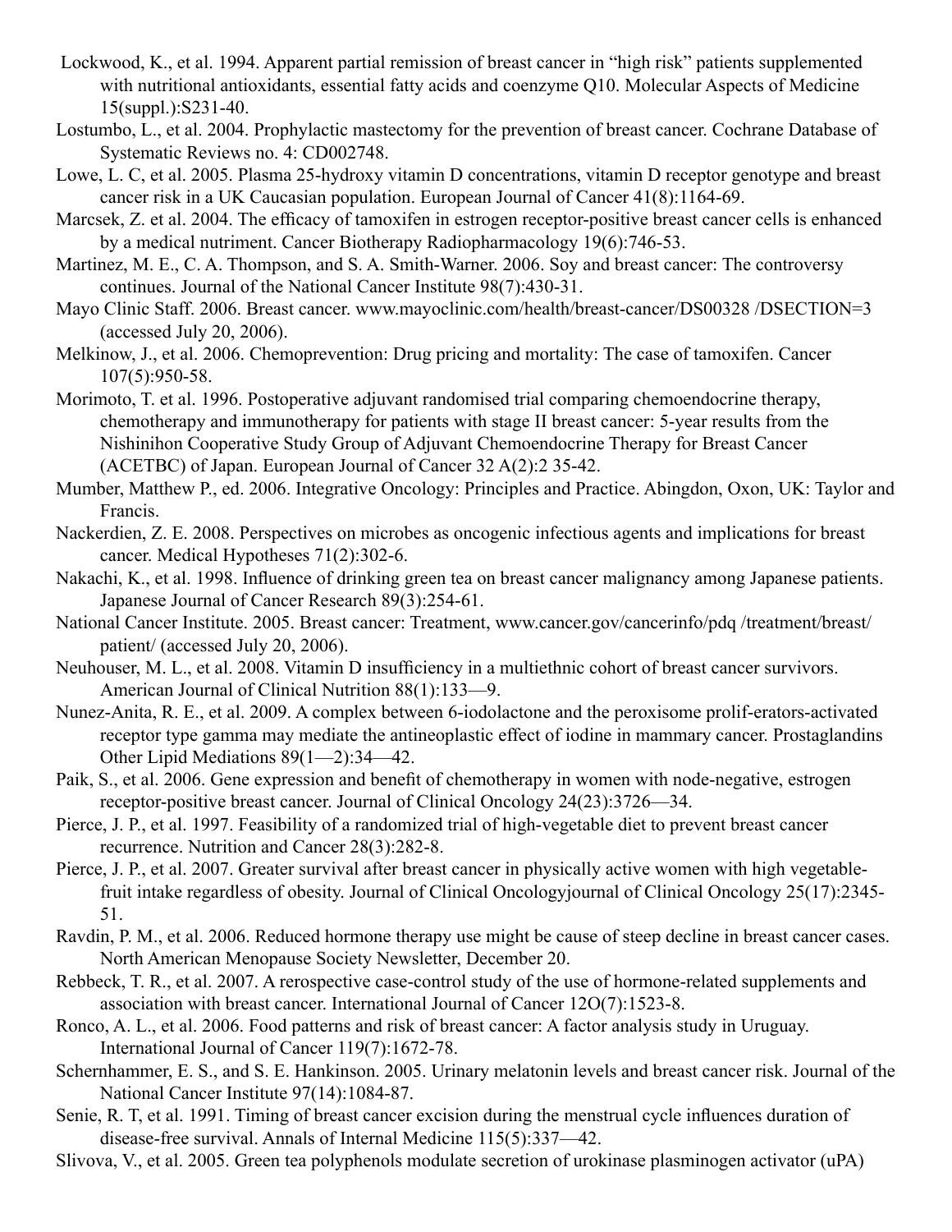Lockwood, K., et al. 1994. Apparent partial remission of breast cancer in "high risk" patients supplemented with nutritional antioxidants, essential fatty acids and coenzyme Q10. Molecular Aspects of Medicine 15(suppl.):S231-40.

Lostumbo, L., et al. 2004. Prophylactic mastectomy for the prevention of breast cancer. Cochrane Database of Systematic Reviews no. 4: CD002748.

Lowe, L. C, et al. 2005. Plasma 25-hydroxy vitamin D concentrations, vitamin D receptor genotype and breast cancer risk in a UK Caucasian population. European Journal of Cancer 41(8):1164-69.

Marcsek, Z. et al. 2004. The efficacy of tamoxifen in estrogen receptor-positive breast cancer cells is enhanced by a medical nutriment. Cancer Biotherapy Radiopharmacology 19(6):746-53.

Martinez, M. E., C. A. Thompson, and S. A. Smith-Warner. 2006. Soy and breast cancer: The controversy continues. Journal of the National Cancer Institute 98(7):430-31.

Mayo Clinic Staff. 2006. Breast cancer. www.mayoclinic.com/health/breast-cancer/DS00328 /DSECTION=3 (accessed July 20, 2006).

Melkinow, J., et al. 2006. Chemoprevention: Drug pricing and mortality: The case of tamoxifen. Cancer 107(5):950-58.

Morimoto, T. et al. 1996. Postoperative adjuvant randomised trial comparing chemoendocrine therapy, chemotherapy and immunotherapy for patients with stage II breast cancer: 5-year results from the Nishinihon Cooperative Study Group of Adjuvant Chemoendocrine Therapy for Breast Cancer (ACETBC) of Japan. European Journal of Cancer 32 A(2):2 35-42.

Mumber, Matthew P., ed. 2006. Integrative Oncology: Principles and Practice. Abingdon, Oxon, UK: Taylor and Francis.

Nackerdien, Z. E. 2008. Perspectives on microbes as oncogenic infectious agents and implications for breast cancer. Medical Hypotheses 71(2):302-6.

Nakachi, K., et al. 1998. Influence of drinking green tea on breast cancer malignancy among Japanese patients. Japanese Journal of Cancer Research 89(3):254-61.

National Cancer Institute. 2005. Breast cancer: Treatment, www.cancer.gov/cancerinfo/pdq /treatment/breast/ patient/ (accessed July 20, 2006).

Neuhouser, M. L., et al. 2008. Vitamin D insufficiency in a multiethnic cohort of breast cancer survivors. American Journal of Clinical Nutrition 88(1):133—9.

Nunez-Anita, R. E., et al. 2009. A complex between 6-iodolactone and the peroxisome prolif-erators-activated receptor type gamma may mediate the antineoplastic effect of iodine in mammary cancer. Prostaglandins Other Lipid Mediations 89(1—2):34—42.

Paik, S., et al. 2006. Gene expression and benefit of chemotherapy in women with node-negative, estrogen receptor-positive breast cancer. Journal of Clinical Oncology 24(23):3726—34.

Pierce, J. P., et al. 1997. Feasibility of a randomized trial of high-vegetable diet to prevent breast cancer recurrence. Nutrition and Cancer 28(3):282-8.

Pierce, J. P., et al. 2007. Greater survival after breast cancer in physically active women with high vegetable-fruit intake regardless of obesity. Journal of Clinical Oncologyjournal of Clinical Oncology 25(17):2345-51.

Ravdin, P. M., et al. 2006. Reduced hormone therapy use might be cause of steep decline in breast cancer cases. North American Menopause Society Newsletter, December 20.

Rebbeck, T. R., et al. 2007. A rerospective case-control study of the use of hormone-related supplements and association with breast cancer. International Journal of Cancer 12O(7):1523-8.

Ronco, A. L., et al. 2006. Food patterns and risk of breast cancer: A factor analysis study in Uruguay. International Journal of Cancer 119(7):1672-78.

Schernhammer, E. S., and S. E. Hankinson. 2005. Urinary melatonin levels and breast cancer risk. Journal of the National Cancer Institute 97(14):1084-87.

Senie, R. T, et al. 1991. Timing of breast cancer excision during the menstrual cycle influences duration of disease-free survival. Annals of Internal Medicine 115(5):337—42.

Slivova, V., et al. 2005. Green tea polyphenols modulate secretion of urokinase plasminogen activator (uPA)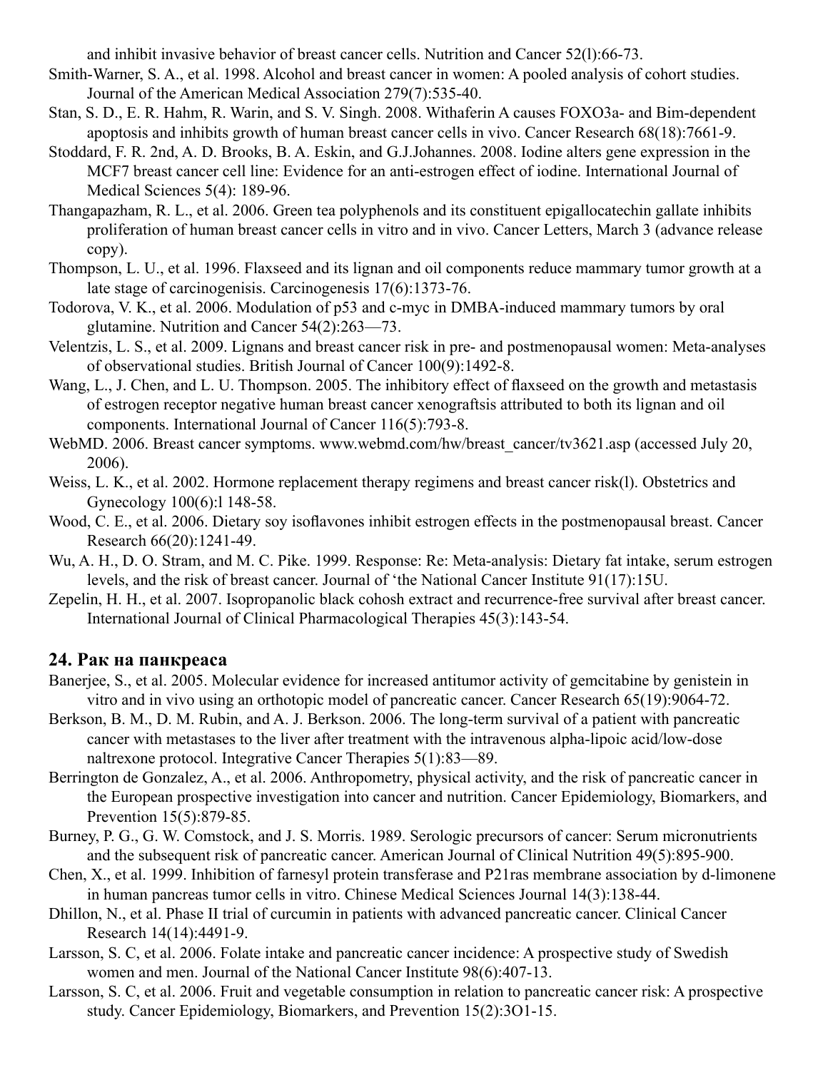and inhibit invasive behavior of breast cancer cells. Nutrition and Cancer 52(l):66-73.

Smith-Warner, S. A., et al. 1998. Alcohol and breast cancer in women: A pooled analysis of cohort studies. Journal of the American Medical Association 279(7):535-40.

Stan, S. D., E. R. Hahm, R. Warin, and S. V. Singh. 2008. Withaferin A causes FOXO3a- and Bim-dependent apoptosis and inhibits growth of human breast cancer cells in vivo. Cancer Research 68(18):7661-9.

Stoddard, F. R. 2nd, A. D. Brooks, B. A. Eskin, and G.J.Johannes. 2008. Iodine alters gene expression in the MCF7 breast cancer cell line: Evidence for an anti-estrogen effect of iodine. International Journal of Medical Sciences 5(4): 189-96.

Thangapazham, R. L., et al. 2006. Green tea polyphenols and its constituent epigallocatechin gallate inhibits proliferation of human breast cancer cells in vitro and in vivo. Cancer Letters, March 3 (advance release copy).

Thompson, L. U., et al. 1996. Flaxseed and its lignan and oil components reduce mammary tumor growth at a late stage of carcinogenisis. Carcinogenesis 17(6):1373-76.

Todorova, V. K., et al. 2006. Modulation of p53 and c-myc in DMBA-induced mammary tumors by oral glutamine. Nutrition and Cancer 54(2):263—73.

Velentzis, L. S., et al. 2009. Lignans and breast cancer risk in pre- and postmenopausal women: Meta-analyses of observational studies. British Journal of Cancer 100(9):1492-8.

Wang, L., J. Chen, and L. U. Thompson. 2005. The inhibitory effect of flaxseed on the growth and metastasis of estrogen receptor negative human breast cancer xenograftsis attributed to both its lignan and oil components. International Journal of Cancer 116(5):793-8.

WebMD. 2006. Breast cancer symptoms. www.webmd.com/hw/breast_cancer/tv3621.asp (accessed July 20, 2006).

Weiss, L. K., et al. 2002. Hormone replacement therapy regimens and breast cancer risk(l). Obstetrics and Gynecology 100(6):l 148-58.

Wood, C. E., et al. 2006. Dietary soy isoflavones inhibit estrogen effects in the postmenopausal breast. Cancer Research 66(20):1241-49.

Wu, A. H., D. O. Stram, and M. C. Pike. 1999. Response: Re: Meta-analysis: Dietary fat intake, serum estrogen levels, and the risk of breast cancer. Journal of ‘the National Cancer Institute 91(17):15U.

Zepelin, H. H., et al. 2007. Isopropanolic black cohosh extract and recurrence-free survival after breast cancer. International Journal of Clinical Pharmacological Therapies 45(3):143-54.

## 24. Рак на панкреаса

Banerjee, S., et al. 2005. Molecular evidence for increased antitumor activity of gemcitabine by genistein in vitro and in vivo using an orthotopic model of pancreatic cancer. Cancer Research 65(19):9064-72.

Berkson, B. M., D. M. Rubin, and A. J. Berkson. 2006. The long-term survival of a patient with pancreatic cancer with metastases to the liver after treatment with the intravenous alpha-lipoic acid/low-dose naltrexone protocol. Integrative Cancer Therapies 5(1):83—89.

Berrington de Gonzalez, A., et al. 2006. Anthropometry, physical activity, and the risk of pancreatic cancer in the European prospective investigation into cancer and nutrition. Cancer Epidemiology, Biomarkers, and Prevention 15(5):879-85.

Burney, P. G., G. W. Comstock, and J. S. Morris. 1989. Serologic precursors of cancer: Serum micronutrients and the subsequent risk of pancreatic cancer. American Journal of Clinical Nutrition 49(5):895-900.

Chen, X., et al. 1999. Inhibition of farnesyl protein transferase and P21ras membrane association by d-limonene in human pancreas tumor cells in vitro. Chinese Medical Sciences Journal 14(3):138-44.

Dhillon, N., et al. Phase II trial of curcumin in patients with advanced pancreatic cancer. Clinical Cancer Research 14(14):4491-9.

Larsson, S. C, et al. 2006. Folate intake and pancreatic cancer incidence: A prospective study of Swedish women and men. Journal of the National Cancer Institute 98(6):407-13.

Larsson, S. C, et al. 2006. Fruit and vegetable consumption in relation to pancreatic cancer risk: A prospective study. Cancer Epidemiology, Biomarkers, and Prevention 15(2):3O1-15.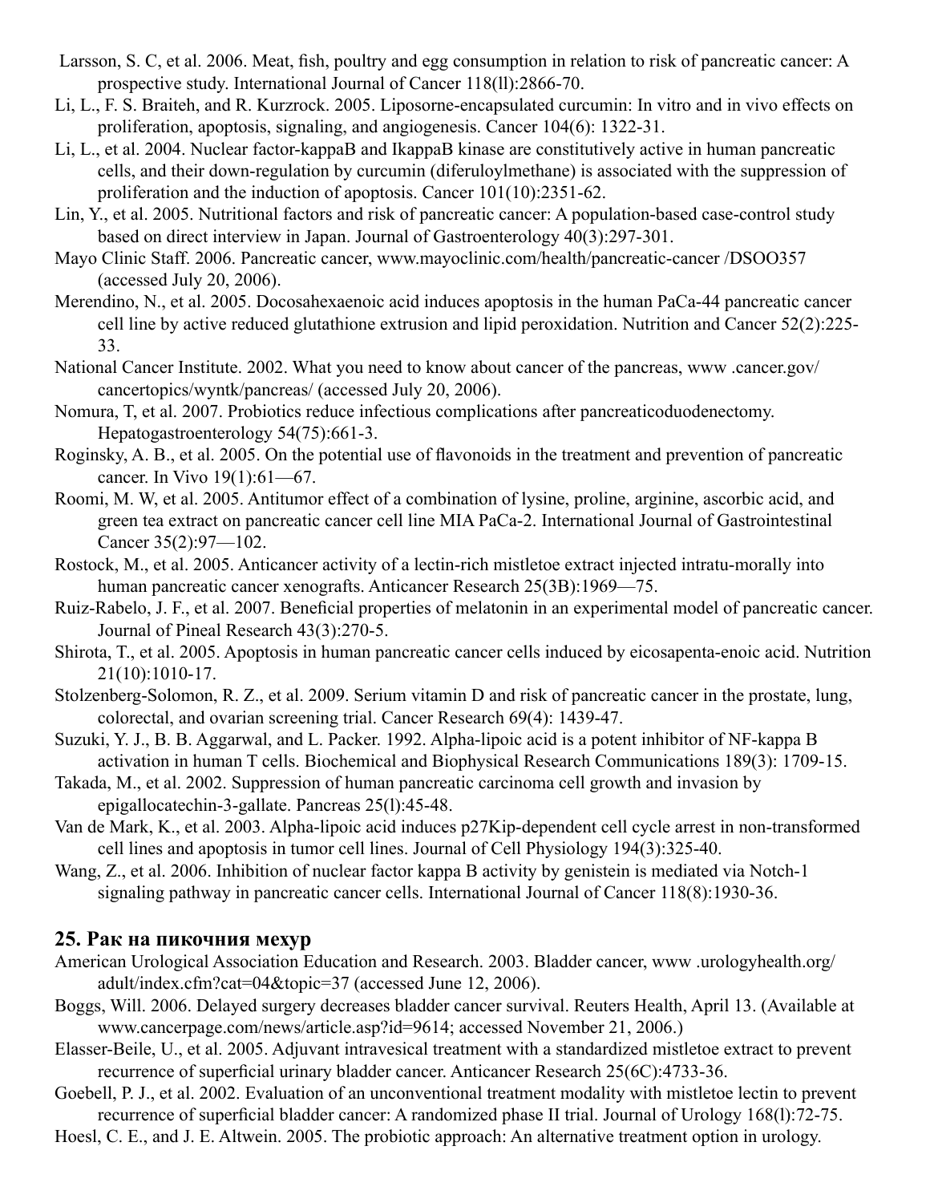Larsson, S. C, et al. 2006. Meat, fish, poultry and egg consumption in relation to risk of pancreatic cancer: A prospective study. International Journal of Cancer 118(ll):2866-70.

Li, L., F. S. Braiteh, and R. Kurzrock. 2005. Liposorne-encapsulated curcumin: In vitro and in vivo effects on proliferation, apoptosis, signaling, and angiogenesis. Cancer 104(6): 1322-31.

Li, L., et al. 2004. Nuclear factor-kappaB and IkappaB kinase are constitutively active in human pancreatic cells, and their down-regulation by curcumin (diferuloylmethane) is associated with the suppression of proliferation and the induction of apoptosis. Cancer 101(10):2351-62.

Lin, Y., et al. 2005. Nutritional factors and risk of pancreatic cancer: A population-based case-control study based on direct interview in Japan. Journal of Gastroenterology 40(3):297-301.

Mayo Clinic Staff. 2006. Pancreatic cancer, www.mayoclinic.com/health/pancreatic-cancer /DSOO357 (accessed July 20, 2006).

Merendino, N., et al. 2005. Docosahexaenoic acid induces apoptosis in the human PaCa-44 pancreatic cancer cell line by active reduced glutathione extrusion and lipid peroxidation. Nutrition and Cancer 52(2):225-33.

National Cancer Institute. 2002. What you need to know about cancer of the pancreas, www .cancer.gov/ cancertopics/wyntk/pancreas/ (accessed July 20, 2006).

Nomura, T, et al. 2007. Probiotics reduce infectious complications after pancreaticoduodenectomy. Hepatogastroenterology 54(75):661-3.

Roginsky, A. B., et al. 2005. On the potential use of flavonoids in the treatment and prevention of pancreatic cancer. In Vivo 19(1):61—67.

Roomi, M. W, et al. 2005. Antitumor effect of a combination of lysine, proline, arginine, ascorbic acid, and green tea extract on pancreatic cancer cell line MIA PaCa-2. International Journal of Gastrointestinal Cancer 35(2):97—102.

Rostock, M., et al. 2005. Anticancer activity of a lectin-rich mistletoe extract injected intratu-morally into human pancreatic cancer xenografts. Anticancer Research 25(3B):1969—75.

Ruiz-Rabelo, J. F., et al. 2007. Beneficial properties of melatonin in an experimental model of pancreatic cancer. Journal of Pineal Research 43(3):270-5.

Shirota, T., et al. 2005. Apoptosis in human pancreatic cancer cells induced by eicosapenta-enoic acid. Nutrition 21(10):1010-17.

Stolzenberg-Solomon, R. Z., et al. 2009. Serium vitamin D and risk of pancreatic cancer in the prostate, lung, colorectal, and ovarian screening trial. Cancer Research 69(4): 1439-47.

Suzuki, Y. J., B. B. Aggarwal, and L. Packer. 1992. Alpha-lipoic acid is a potent inhibitor of NF-kappa B activation in human T cells. Biochemical and Biophysical Research Communications 189(3): 1709-15.

Takada, M., et al. 2002. Suppression of human pancreatic carcinoma cell growth and invasion by epigallocatechin-3-gallate. Pancreas 25(l):45-48.

Van de Mark, K., et al. 2003. Alpha-lipoic acid induces p27Kip-dependent cell cycle arrest in non-transformed cell lines and apoptosis in tumor cell lines. Journal of Cell Physiology 194(3):325-40.

Wang, Z., et al. 2006. Inhibition of nuclear factor kappa B activity by genistein is mediated via Notch-1 signaling pathway in pancreatic cancer cells. International Journal of Cancer 118(8):1930-36.

## 25. Рак на пикочния мехур

American Urological Association Education and Research. 2003. Bladder cancer, www .urologyhealth.org/ adult/index.cfm?cat=04&topic=37 (accessed June 12, 2006).

Boggs, Will. 2006. Delayed surgery decreases bladder cancer survival. Reuters Health, April 13. (Available at www.cancerpage.com/news/article.asp?id=9614; accessed November 21, 2006.)

Elasser-Beile, U., et al. 2005. Adjuvant intravesical treatment with a standardized mistletoe extract to prevent recurrence of superficial urinary bladder cancer. Anticancer Research 25(6C):4733-36.

Goebell, P. J., et al. 2002. Evaluation of an unconventional treatment modality with mistletoe lectin to prevent recurrence of superficial bladder cancer: A randomized phase II trial. Journal of Urology 168(l):72-75.

Hoesl, C. E., and J. E. Altwein. 2005. The probiotic approach: An alternative treatment option in urology.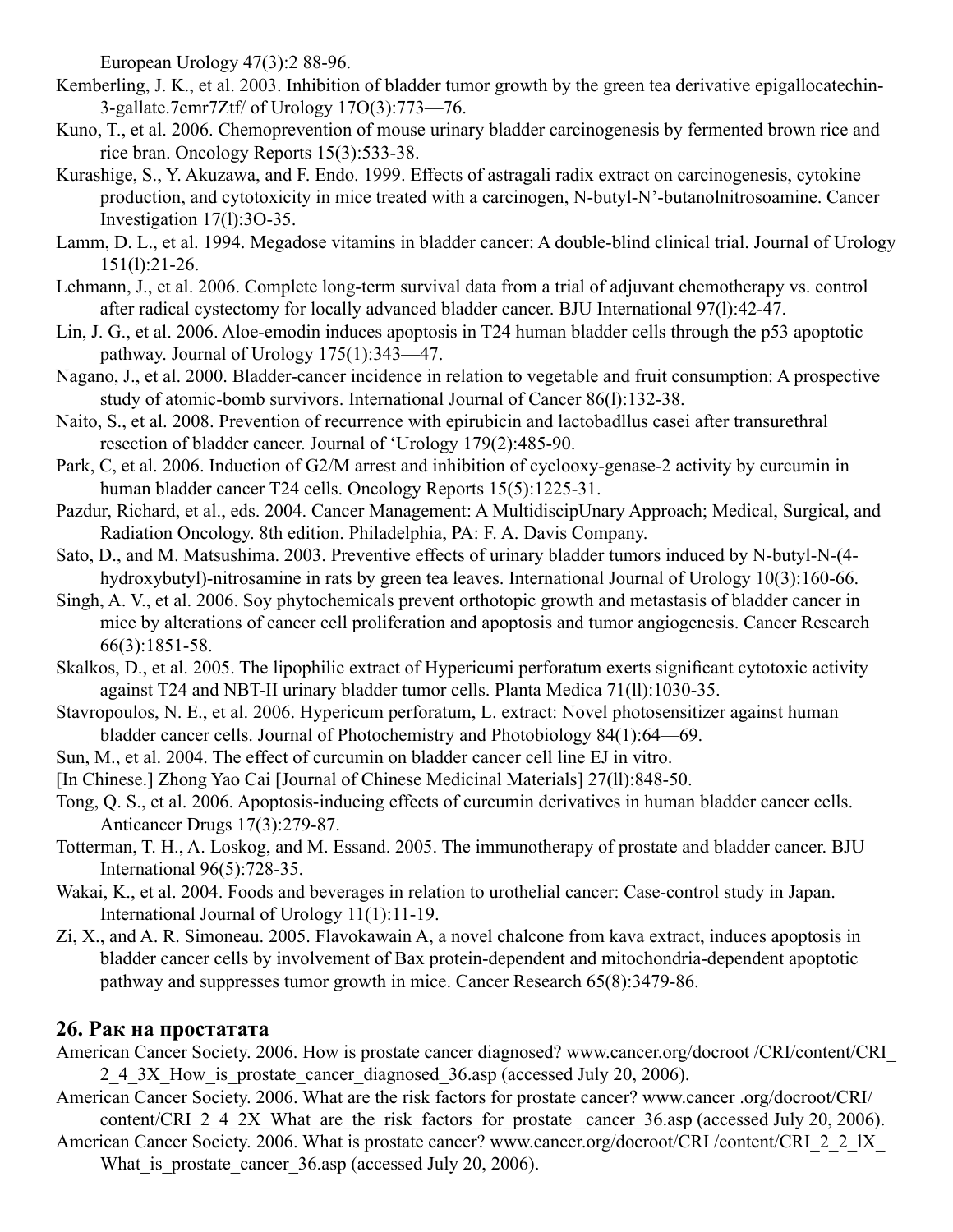European Urology 47(3):2 88-96.

Kemberling, J. K., et al. 2003. Inhibition of bladder tumor growth by the green tea derivative epigallocatechin-3-gallate.7emr7Ztf/ of Urology 17O(3):773—76.

Kuno, T., et al. 2006. Chemoprevention of mouse urinary bladder carcinogenesis by fermented brown rice and rice bran. Oncology Reports 15(3):533-38.

Kurashige, S., Y. Akuzawa, and F. Endo. 1999. Effects of astragali radix extract on carcinogenesis, cytokine production, and cytotoxicity in mice treated with a carcinogen, N-butyl-N'-butanolnitrosoamine. Cancer Investigation 17(l):3O-35.

Lamm, D. L., et al. 1994. Megadose vitamins in bladder cancer: A double-blind clinical trial. Journal of Urology 151(l):21-26.

Lehmann, J., et al. 2006. Complete long-term survival data from a trial of adjuvant chemotherapy vs. control after radical cystectomy for locally advanced bladder cancer. BJU International 97(l):42-47.

Lin, J. G., et al. 2006. Aloe-emodin induces apoptosis in T24 human bladder cells through the p53 apoptotic pathway. Journal of Urology 175(1):343—47.

Nagano, J., et al. 2000. Bladder-cancer incidence in relation to vegetable and fruit consumption: A prospective study of atomic-bomb survivors. International Journal of Cancer 86(l):132-38.

Naito, S., et al. 2008. Prevention of recurrence with epirubicin and lactobadllus casei after transurethral resection of bladder cancer. Journal of 'Urology 179(2):485-90.

Park, C, et al. 2006. Induction of G2/M arrest and inhibition of cyclooxy-genase-2 activity by curcumin in human bladder cancer T24 cells. Oncology Reports 15(5):1225-31.

Pazdur, Richard, et al., eds. 2004. Cancer Management: A MultidiscipUnary Approach; Medical, Surgical, and Radiation Oncology. 8th edition. Philadelphia, PA: F. A. Davis Company.

Sato, D., and M. Matsushima. 2003. Preventive effects of urinary bladder tumors induced by N-butyl-N-(4-hydroxybutyl)-nitrosamine in rats by green tea leaves. International Journal of Urology 10(3):160-66.

Singh, A. V., et al. 2006. Soy phytochemicals prevent orthotopic growth and metastasis of bladder cancer in mice by alterations of cancer cell proliferation and apoptosis and tumor angiogenesis. Cancer Research 66(3):1851-58.

Skalkos, D., et al. 2005. The lipophilic extract of Hypericumi perforatum exerts significant cytotoxic activity against T24 and NBT-II urinary bladder tumor cells. Planta Medica 71(ll):1030-35.

Stavropoulos, N. E., et al. 2006. Hypericum perforatum, L. extract: Novel photosensitizer against human bladder cancer cells. Journal of Photochemistry and Photobiology 84(1):64—69.

Sun, M., et al. 2004. The effect of curcumin on bladder cancer cell line EJ in vitro.

[In Chinese.] Zhong Yao Cai [Journal of Chinese Medicinal Materials] 27(ll):848-50.

Tong, Q. S., et al. 2006. Apoptosis-inducing effects of curcumin derivatives in human bladder cancer cells. Anticancer Drugs 17(3):279-87.

Totterman, T. H., A. Loskog, and M. Essand. 2005. The immunotherapy of prostate and bladder cancer. BJU International 96(5):728-35.

Wakai, K., et al. 2004. Foods and beverages in relation to urothelial cancer: Case-control study in Japan. International Journal of Urology 11(1):11-19.

Zi, X., and A. R. Simoneau. 2005. Flavokawain A, a novel chalcone from kava extract, induces apoptosis in bladder cancer cells by involvement of Bax protein-dependent and mitochondria-dependent apoptotic pathway and suppresses tumor growth in mice. Cancer Research 65(8):3479-86.

## 26. Рак на простатата

American Cancer Society. 2006. How is prostate cancer diagnosed? www.cancer.org/docroot /CRI/content/CRI_2_4_3X_How_is_prostate_cancer_diagnosed_36.asp (accessed July 20, 2006).

American Cancer Society. 2006. What are the risk factors for prostate cancer? www.cancer .org/docroot/CRI/content/CRI_2_4_2X_What_are_the_risk_factors_for_prostate _cancer_36.asp (accessed July 20, 2006).

American Cancer Society. 2006. What is prostate cancer? www.cancer.org/docroot/CRI /content/CRI_2_2_lX_What_is_prostate_cancer_36.asp (accessed July 20, 2006).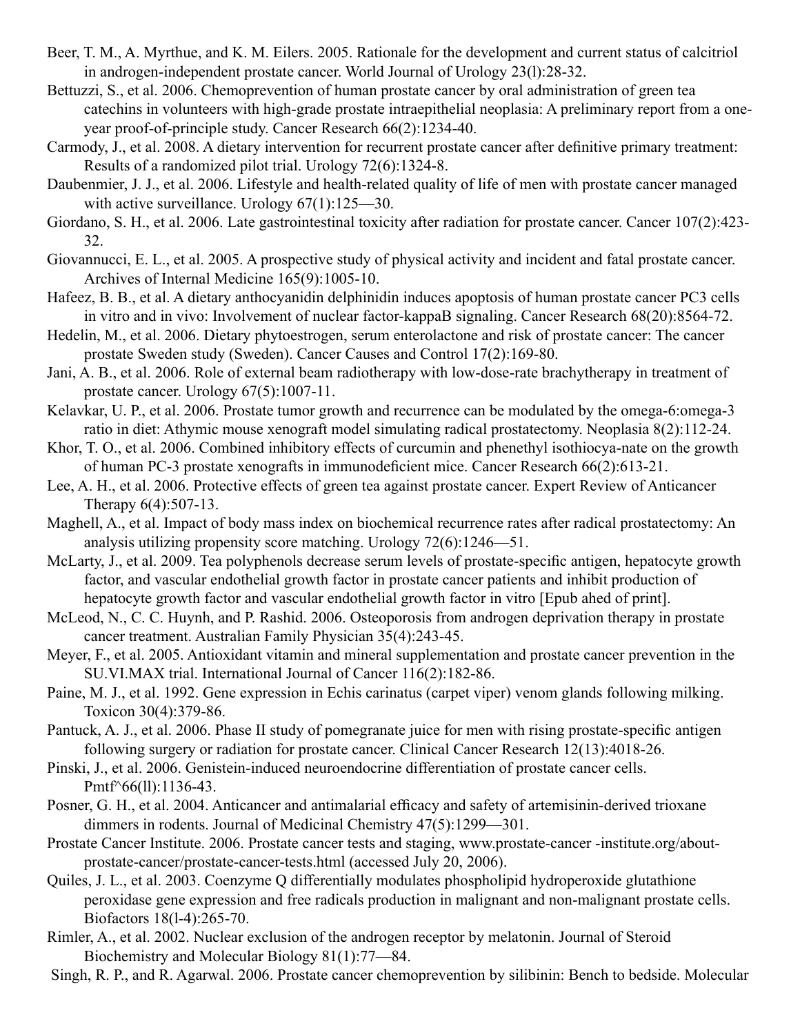Beer, T. M., A. Myrthue, and K. M. Eilers. 2005. Rationale for the development and current status of calcitriol in androgen-independent prostate cancer. World Journal of Urology 23(l):28-32.

Bettuzzi, S., et al. 2006. Chemoprevention of human prostate cancer by oral administration of green tea catechins in volunteers with high-grade prostate intraepithelial neoplasia: A preliminary report from a one-year proof-of-principle study. Cancer Research 66(2):1234-40.

Carmody, J., et al. 2008. A dietary intervention for recurrent prostate cancer after definitive primary treatment: Results of a randomized pilot trial. Urology 72(6):1324-8.

Daubenmier, J. J., et al. 2006. Lifestyle and health-related quality of life of men with prostate cancer managed with active surveillance. Urology 67(1):125—30.

Giordano, S. H., et al. 2006. Late gastrointestinal toxicity after radiation for prostate cancer. Cancer 107(2):423-32.

Giovannucci, E. L., et al. 2005. A prospective study of physical activity and incident and fatal prostate cancer. Archives of Internal Medicine 165(9):1005-10.

Hafeez, B. B., et al. A dietary anthocyanidin delphinidin induces apoptosis of human prostate cancer PC3 cells in vitro and in vivo: Involvement of nuclear factor-kappaB signaling. Cancer Research 68(20):8564-72.

Hedelin, M., et al. 2006. Dietary phytoestrogen, serum enterolactone and risk of prostate cancer: The cancer prostate Sweden study (Sweden). Cancer Causes and Control 17(2):169-80.

Jani, A. B., et al. 2006. Role of external beam radiotherapy with low-dose-rate brachytherapy in treatment of prostate cancer. Urology 67(5):1007-11.

Kelavkar, U. P., et al. 2006. Prostate tumor growth and recurrence can be modulated by the omega-6:omega-3 ratio in diet: Athymic mouse xenograft model simulating radical prostatectomy. Neoplasia 8(2):112-24.

Khor, T. O., et al. 2006. Combined inhibitory effects of curcumin and phenethyl isothiocya-nate on the growth of human PC-3 prostate xenografts in immunodeficient mice. Cancer Research 66(2):613-21.

Lee, A. H., et al. 2006. Protective effects of green tea against prostate cancer. Expert Review of Anticancer Therapy 6(4):507-13.

Maghell, A., et al. Impact of body mass index on biochemical recurrence rates after radical prostatectomy: An analysis utilizing propensity score matching. Urology 72(6):1246—51.

McLarty, J., et al. 2009. Tea polyphenols decrease serum levels of prostate-specific antigen, hepatocyte growth factor, and vascular endothelial growth factor in prostate cancer patients and inhibit production of hepatocyte growth factor and vascular endothelial growth factor in vitro [Epub ahed of print].

McLeod, N., C. C. Huynh, and P. Rashid. 2006. Osteoporosis from androgen deprivation therapy in prostate cancer treatment. Australian Family Physician 35(4):243-45.

Meyer, F., et al. 2005. Antioxidant vitamin and mineral supplementation and prostate cancer prevention in the SU.VI.MAX trial. International Journal of Cancer 116(2):182-86.

Paine, M. J., et al. 1992. Gene expression in Echis carinatus (carpet viper) venom glands following milking. Toxicon 30(4):379-86.

Pantuck, A. J., et al. 2006. Phase II study of pomegranate juice for men with rising prostate-specific antigen following surgery or radiation for prostate cancer. Clinical Cancer Research 12(13):4018-26.

Pinski, J., et al. 2006. Genistein-induced neuroendocrine differentiation of prostate cancer cells. Pmtf^66(ll):1136-43.

Posner, G. H., et al. 2004. Anticancer and antimalarial efficacy and safety of artemisinin-derived trioxane dimmers in rodents. Journal of Medicinal Chemistry 47(5):1299—301.

Prostate Cancer Institute. 2006. Prostate cancer tests and staging, www.prostate-cancer -institute.org/about-prostate-cancer/prostate-cancer-tests.html (accessed July 20, 2006).

Quiles, J. L., et al. 2003. Coenzyme Q differentially modulates phospholipid hydroperoxide glutathione peroxidase gene expression and free radicals production in malignant and non-malignant prostate cells. Biofactors 18(l-4):265-70.

Rimler, A., et al. 2002. Nuclear exclusion of the androgen receptor by melatonin. Journal of Steroid Biochemistry and Molecular Biology 81(1):77—84.

Singh, R. P., and R. Agarwal. 2006. Prostate cancer chemoprevention by silibinin: Bench to bedside. Molecular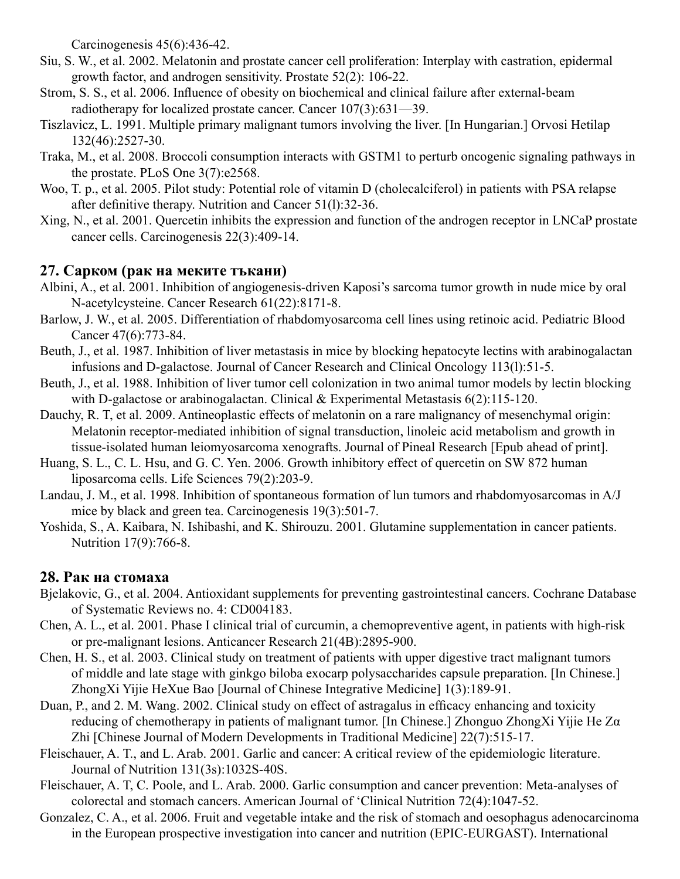Carcinogenesis 45(6):436-42.

Siu, S. W., et al. 2002. Melatonin and prostate cancer cell proliferation: Interplay with castration, epidermal growth factor, and androgen sensitivity. Prostate 52(2): 106-22.

Strom, S. S., et al. 2006. Influence of obesity on biochemical and clinical failure after external-beam radiotherapy for localized prostate cancer. Cancer 107(3):631—39.

Tiszlavicz, L. 1991. Multiple primary malignant tumors involving the liver. [In Hungarian.] Orvosi Hetilap 132(46):2527-30.

Traka, M., et al. 2008. Broccoli consumption interacts with GSTM1 to perturb oncogenic signaling pathways in the prostate. PLoS One 3(7):e2568.

Woo, T. p., et al. 2005. Pilot study: Potential role of vitamin D (cholecalciferol) in patients with PSA relapse after definitive therapy. Nutrition and Cancer 51(l):32-36.

Xing, N., et al. 2001. Quercetin inhibits the expression and function of the androgen receptor in LNCaP prostate cancer cells. Carcinogenesis 22(3):409-14.

## 27. Сарком (рак на меките тъкани)

Albini, A., et al. 2001. Inhibition of angiogenesis-driven Kaposi's sarcoma tumor growth in nude mice by oral N-acetylcysteine. Cancer Research 61(22):8171-8.

Barlow, J. W., et al. 2005. Differentiation of rhabdomyosarcoma cell lines using retinoic acid. Pediatric Blood Cancer 47(6):773-84.

Beuth, J., et al. 1987. Inhibition of liver metastasis in mice by blocking hepatocyte lectins with arabinogalactan infusions and D-galactose. Journal of Cancer Research and Clinical Oncology 113(l):51-5.

Beuth, J., et al. 1988. Inhibition of liver tumor cell colonization in two animal tumor models by lectin blocking with D-galactose or arabinogalactan. Clinical & Experimental Metastasis 6(2):115-120.

Dauchy, R. T, et al. 2009. Antineoplastic effects of melatonin on a rare malignancy of mesenchymal origin: Melatonin receptor-mediated inhibition of signal transduction, linoleic acid metabolism and growth in tissue-isolated human leiomyosarcoma xenografts. Journal of Pineal Research [Epub ahead of print].

Huang, S. L., C. L. Hsu, and G. C. Yen. 2006. Growth inhibitory effect of quercetin on SW 872 human liposarcoma cells. Life Sciences 79(2):203-9.

Landau, J. M., et al. 1998. Inhibition of spontaneous formation of lun tumors and rhabdomyosarcomas in A/J mice by black and green tea. Carcinogenesis 19(3):501-7.

Yoshida, S., A. Kaibara, N. Ishibashi, and K. Shirouzu. 2001. Glutamine supplementation in cancer patients. Nutrition 17(9):766-8.

## 28. Рак на стомаха

Bjelakovic, G., et al. 2004. Antioxidant supplements for preventing gastrointestinal cancers. Cochrane Database of Systematic Reviews no. 4: CD004183.

Chen, A. L., et al. 2001. Phase I clinical trial of curcumin, a chemopreventive agent, in patients with high-risk or pre-malignant lesions. Anticancer Research 21(4B):2895-900.

Chen, H. S., et al. 2003. Clinical study on treatment of patients with upper digestive tract malignant tumors of middle and late stage with ginkgo biloba exocarp polysaccharides capsule preparation. [In Chinese.] ZhongXi Yijie HeXue Bao [Journal of Chinese Integrative Medicine] 1(3):189-91.

Duan, P., and 2. M. Wang. 2002. Clinical study on effect of astragalus in efficacy enhancing and toxicity reducing of chemotherapy in patients of malignant tumor. [In Chinese.] Zhonguo ZhongXi Yijie He Zα Zhi [Chinese Journal of Modern Developments in Traditional Medicine] 22(7):515-17.

Fleischauer, A. T., and L. Arab. 2001. Garlic and cancer: A critical review of the epidemiologic literature. Journal of Nutrition 131(3s):1032S-40S.

Fleischauer, A. T, C. Poole, and L. Arab. 2000. Garlic consumption and cancer prevention: Meta-analyses of colorectal and stomach cancers. American Journal of 'Clinical Nutrition 72(4):1047-52.

Gonzalez, C. A., et al. 2006. Fruit and vegetable intake and the risk of stomach and oesophagus adenocarcinoma in the European prospective investigation into cancer and nutrition (EPIC-EURGAST). International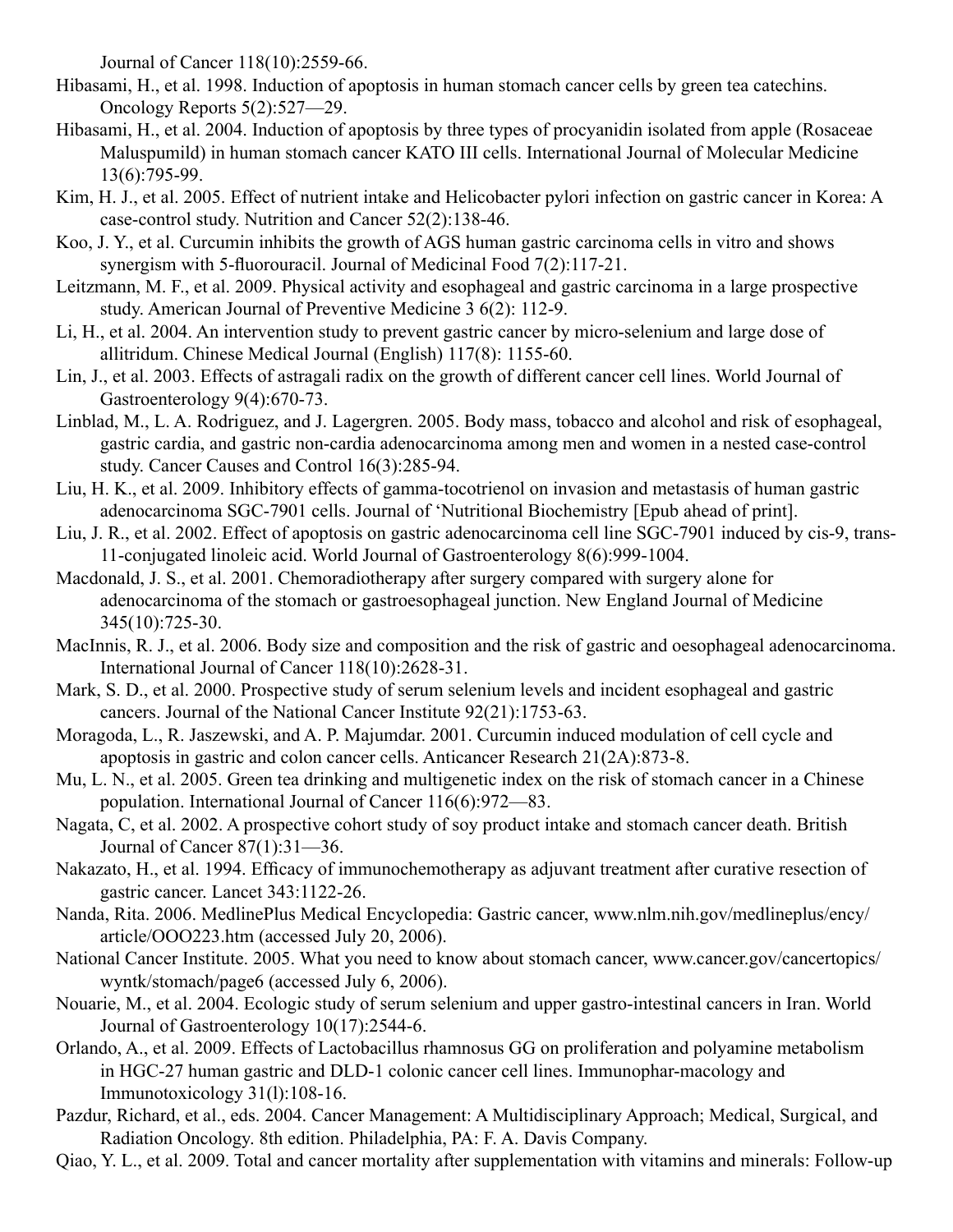Journal of Cancer 118(10):2559-66.

Hibasami, H., et al. 1998. Induction of apoptosis in human stomach cancer cells by green tea catechins. Oncology Reports 5(2):527—29.

Hibasami, H., et al. 2004. Induction of apoptosis by three types of procyanidin isolated from apple (Rosaceae Maluspumild) in human stomach cancer KATO III cells. International Journal of Molecular Medicine 13(6):795-99.

Kim, H. J., et al. 2005. Effect of nutrient intake and Helicobacter pylori infection on gastric cancer in Korea: A case-control study. Nutrition and Cancer 52(2):138-46.

Koo, J. Y., et al. Curcumin inhibits the growth of AGS human gastric carcinoma cells in vitro and shows synergism with 5-fluorouracil. Journal of Medicinal Food 7(2):117-21.

Leitzmann, M. F., et al. 2009. Physical activity and esophageal and gastric carcinoma in a large prospective study. American Journal of Preventive Medicine 3 6(2): 112-9.

Li, H., et al. 2004. An intervention study to prevent gastric cancer by micro-selenium and large dose of allitridum. Chinese Medical Journal (English) 117(8): 1155-60.

Lin, J., et al. 2003. Effects of astragali radix on the growth of different cancer cell lines. World Journal of Gastroenterology 9(4):670-73.

Linblad, M., L. A. Rodriguez, and J. Lagergren. 2005. Body mass, tobacco and alcohol and risk of esophageal, gastric cardia, and gastric non-cardia adenocarcinoma among men and women in a nested case-control study. Cancer Causes and Control 16(3):285-94.

Liu, H. K., et al. 2009. Inhibitory effects of gamma-tocotrienol on invasion and metastasis of human gastric adenocarcinoma SGC-7901 cells. Journal of 'Nutritional Biochemistry [Epub ahead of print].

Liu, J. R., et al. 2002. Effect of apoptosis on gastric adenocarcinoma cell line SGC-7901 induced by cis-9, trans-11-conjugated linoleic acid. World Journal of Gastroenterology 8(6):999-1004.

Macdonald, J. S., et al. 2001. Chemoradiotherapy after surgery compared with surgery alone for adenocarcinoma of the stomach or gastroesophageal junction. New England Journal of Medicine 345(10):725-30.

MacInnis, R. J., et al. 2006. Body size and composition and the risk of gastric and oesophageal adenocarcinoma. International Journal of Cancer 118(10):2628-31.

Mark, S. D., et al. 2000. Prospective study of serum selenium levels and incident esophageal and gastric cancers. Journal of the National Cancer Institute 92(21):1753-63.

Moragoda, L., R. Jaszewski, and A. P. Majumdar. 2001. Curcumin induced modulation of cell cycle and apoptosis in gastric and colon cancer cells. Anticancer Research 21(2A):873-8.

Mu, L. N., et al. 2005. Green tea drinking and multigenetic index on the risk of stomach cancer in a Chinese population. International Journal of Cancer 116(6):972—83.

Nagata, C, et al. 2002. A prospective cohort study of soy product intake and stomach cancer death. British Journal of Cancer 87(1):31—36.

Nakazato, H., et al. 1994. Efficacy of immunochemotherapy as adjuvant treatment after curative resection of gastric cancer. Lancet 343:1122-26.

Nanda, Rita. 2006. MedlinePlus Medical Encyclopedia: Gastric cancer, www.nlm.nih.gov/medlineplus/ency/article/OOO223.htm (accessed July 20, 2006).

National Cancer Institute. 2005. What you need to know about stomach cancer, www.cancer.gov/cancertopics/wyntk/stomach/page6 (accessed July 6, 2006).

Nouarie, M., et al. 2004. Ecologic study of serum selenium and upper gastro-intestinal cancers in Iran. World Journal of Gastroenterology 10(17):2544-6.

Orlando, A., et al. 2009. Effects of Lactobacillus rhamnosus GG on proliferation and polyamine metabolism in HGC-27 human gastric and DLD-1 colonic cancer cell lines. Immunophar-macology and Immunotoxicology 31(l):108-16.

Pazdur, Richard, et al., eds. 2004. Cancer Management: A Multidisciplinary Approach; Medical, Surgical, and Radiation Oncology. 8th edition. Philadelphia, PA: F. A. Davis Company.

Qiao, Y. L., et al. 2009. Total and cancer mortality after supplementation with vitamins and minerals: Follow-up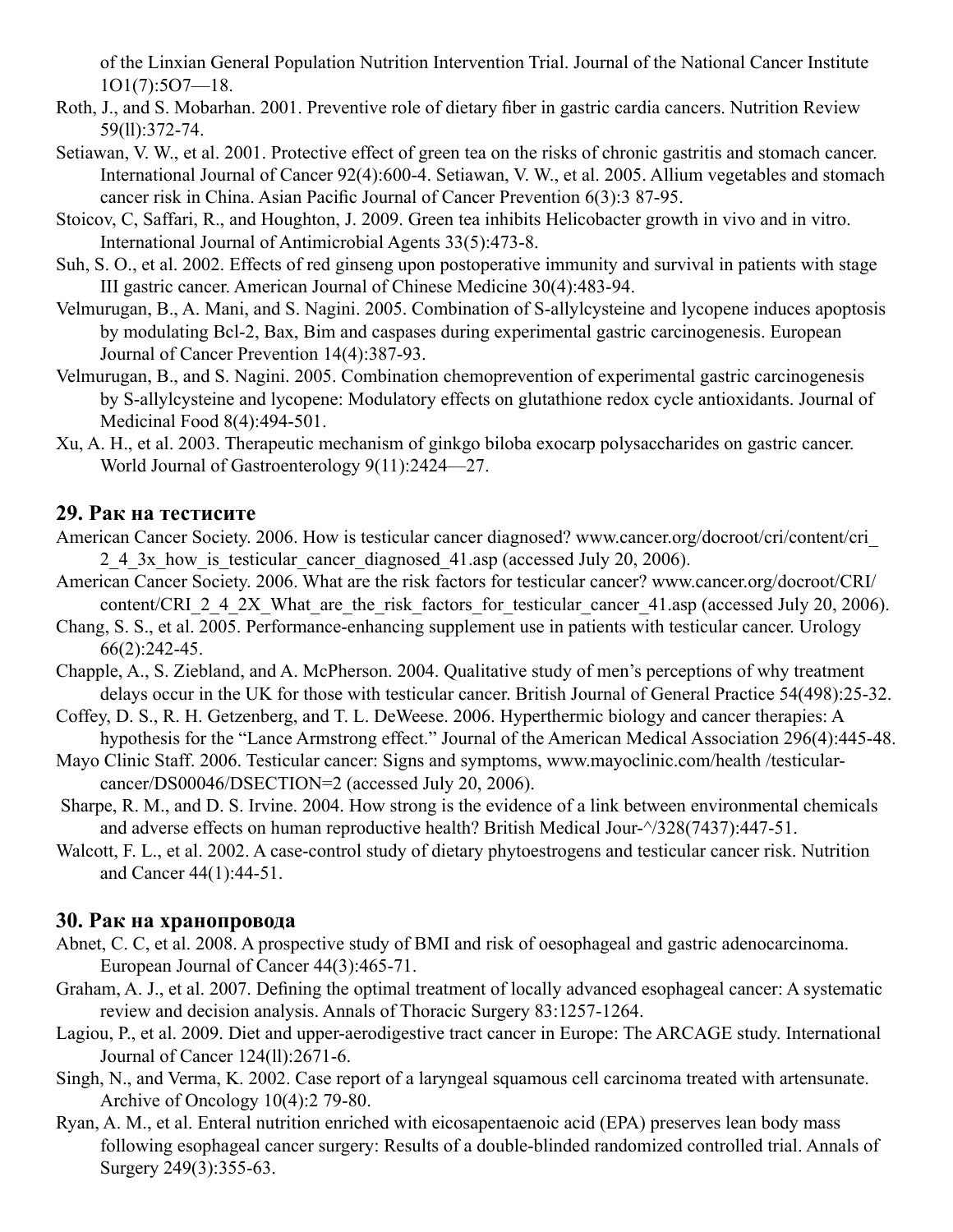of the Linxian General Population Nutrition Intervention Trial. Journal of the National Cancer Institute 1O1(7):5O7—18.

Roth, J., and S. Mobarhan. 2001. Preventive role of dietary fiber in gastric cardia cancers. Nutrition Review 59(ll):372-74.

Setiawan, V. W., et al. 2001. Protective effect of green tea on the risks of chronic gastritis and stomach cancer. International Journal of Cancer 92(4):600-4. Setiawan, V. W., et al. 2005. Allium vegetables and stomach cancer risk in China. Asian Pacific Journal of Cancer Prevention 6(3):3 87-95.

Stoicov, C, Saffari, R., and Houghton, J. 2009. Green tea inhibits Helicobacter growth in vivo and in vitro. International Journal of Antimicrobial Agents 33(5):473-8.

Suh, S. O., et al. 2002. Effects of red ginseng upon postoperative immunity and survival in patients with stage III gastric cancer. American Journal of Chinese Medicine 30(4):483-94.

Velmurugan, B., A. Mani, and S. Nagini. 2005. Combination of S-allylcysteine and lycopene induces apoptosis by modulating Bcl-2, Bax, Bim and caspases during experimental gastric carcinogenesis. European Journal of Cancer Prevention 14(4):387-93.

Velmurugan, B., and S. Nagini. 2005. Combination chemoprevention of experimental gastric carcinogenesis by S-allylcysteine and lycopene: Modulatory effects on glutathione redox cycle antioxidants. Journal of Medicinal Food 8(4):494-501.

Xu, A. H., et al. 2003. Therapeutic mechanism of ginkgo biloba exocarp polysaccharides on gastric cancer. World Journal of Gastroenterology 9(11):2424—27.

## 29. Рак на тестисите

American Cancer Society. 2006. How is testicular cancer diagnosed? www.cancer.org/docroot/cri/content/cri_2_4_3x_how_is_testicular_cancer_diagnosed_41.asp (accessed July 20, 2006).

American Cancer Society. 2006. What are the risk factors for testicular cancer? www.cancer.org/docroot/CRI/content/CRI_2_4_2X_What_are_the_risk_factors_for_testicular_cancer_41.asp (accessed July 20, 2006).

Chang, S. S., et al. 2005. Performance-enhancing supplement use in patients with testicular cancer. Urology 66(2):242-45.

Chapple, A., S. Ziebland, and A. McPherson. 2004. Qualitative study of men's perceptions of why treatment delays occur in the UK for those with testicular cancer. British Journal of General Practice 54(498):25-32.

Coffey, D. S., R. H. Getzenberg, and T. L. DeWeese. 2006. Hyperthermic biology and cancer therapies: A hypothesis for the "Lance Armstrong effect." Journal of the American Medical Association 296(4):445-48.

Mayo Clinic Staff. 2006. Testicular cancer: Signs and symptoms, www.mayoclinic.com/health /testicular-cancer/DS00046/DSECTION=2 (accessed July 20, 2006).

Sharpe, R. M., and D. S. Irvine. 2004. How strong is the evidence of a link between environmental chemicals and adverse effects on human reproductive health? British Medical Jour-^/328(7437):447-51.

Walcott, F. L., et al. 2002. A case-control study of dietary phytoestrogens and testicular cancer risk. Nutrition and Cancer 44(1):44-51.

## 30. Рак на хранопровода

Abnet, C. C, et al. 2008. A prospective study of BMI and risk of oesophageal and gastric adenocarcinoma. European Journal of Cancer 44(3):465-71.

Graham, A. J., et al. 2007. Defining the optimal treatment of locally advanced esophageal cancer: A systematic review and decision analysis. Annals of Thoracic Surgery 83:1257-1264.

Lagiou, P., et al. 2009. Diet and upper-aerodigestive tract cancer in Europe: The ARCAGE study. International Journal of Cancer 124(ll):2671-6.

Singh, N., and Verma, K. 2002. Case report of a laryngeal squamous cell carcinoma treated with artensunate. Archive of Oncology 10(4):2 79-80.

Ryan, A. M., et al. Enteral nutrition enriched with eicosapentaenoic acid (EPA) preserves lean body mass following esophageal cancer surgery: Results of a double-blinded randomized controlled trial. Annals of Surgery 249(3):355-63.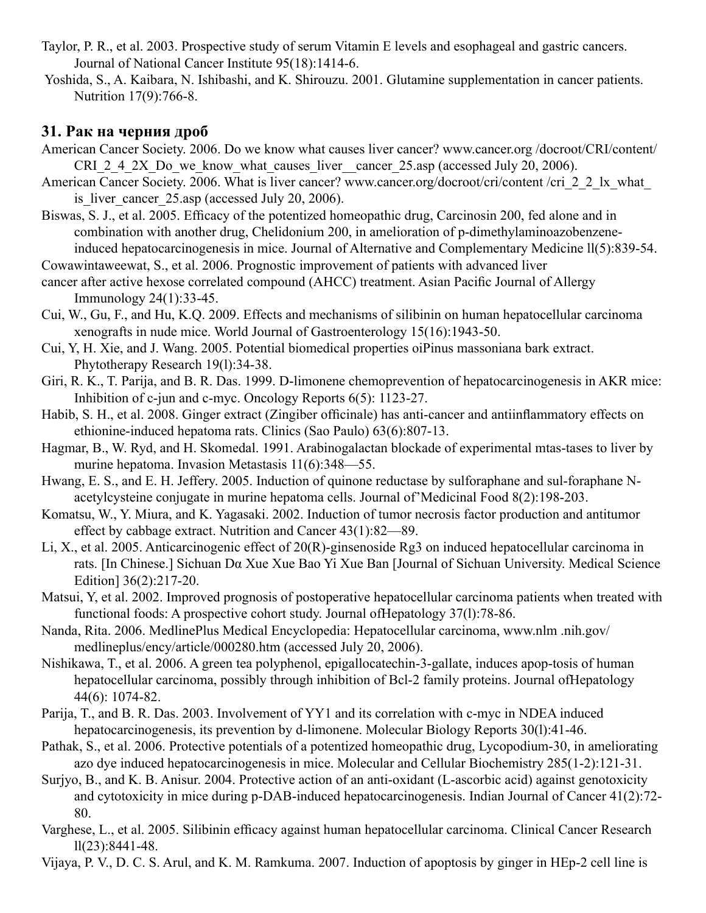Taylor, P. R., et al. 2003. Prospective study of serum Vitamin E levels and esophageal and gastric cancers. Journal of National Cancer Institute 95(18):1414-6.

Yoshida, S., A. Kaibara, N. Ishibashi, and K. Shirouzu. 2001. Glutamine supplementation in cancer patients. Nutrition 17(9):766-8.

## 31. Рак на черния дроб

American Cancer Society. 2006. Do we know what causes liver cancer? www.cancer.org /docroot/CRI/content/ CRI_2_4_2X_Do_we_know_what_causes_liver__cancer_25.asp (accessed July 20, 2006).

American Cancer Society. 2006. What is liver cancer? www.cancer.org/docroot/cri/content /cri_2_2_lx_what_ is_liver_cancer_25.asp (accessed July 20, 2006).

Biswas, S. J., et al. 2005. Efficacy of the potentized homeopathic drug, Carcinosin 200, fed alone and in combination with another drug, Chelidonium 200, in amelioration of p-dimethylaminoazobenzene-induced hepatocarcinogenesis in mice. Journal of Alternative and Complementary Medicine ll(5):839-54.

Cowawintaweewat, S., et al. 2006. Prognostic improvement of patients with advanced liver cancer after active hexose correlated compound (AHCC) treatment. Asian Pacific Journal of Allergy Immunology 24(1):33-45.

Cui, W., Gu, F., and Hu, K.Q. 2009. Effects and mechanisms of silibinin on human hepatocellular carcinoma xenografts in nude mice. World Journal of Gastroenterology 15(16):1943-50.

Cui, Y, H. Xie, and J. Wang. 2005. Potential biomedical properties oiPinus massoniana bark extract. Phytotherapy Research 19(l):34-38.

Giri, R. K., T. Parija, and B. R. Das. 1999. D-limonene chemoprevention of hepatocarcinogenesis in AKR mice: Inhibition of c-jun and c-myc. Oncology Reports 6(5): 1123-27.

Habib, S. H., et al. 2008. Ginger extract (Zingiber officinale) has anti-cancer and antiinflammatory effects on ethionine-induced hepatoma rats. Clinics (Sao Paulo) 63(6):807-13.

Hagmar, B., W. Ryd, and H. Skomedal. 1991. Arabinogalactan blockade of experimental mtas-tases to liver by murine hepatoma. Invasion Metastasis 11(6):348—55.

Hwang, E. S., and E. H. Jeffery. 2005. Induction of quinone reductase by sulforaphane and sul-foraphane N-acetylcysteine conjugate in murine hepatoma cells. Journal of'Medicinal Food 8(2):198-203.

Komatsu, W., Y. Miura, and K. Yagasaki. 2002. Induction of tumor necrosis factor production and antitumor effect by cabbage extract. Nutrition and Cancer 43(1):82—89.

Li, X., et al. 2005. Anticarcinogenic effect of 20(R)-ginsenoside Rg3 on induced hepatocellular carcinoma in rats. [In Chinese.] Sichuan Dα Xue Xue Bao Yi Xue Ban [Journal of Sichuan University. Medical Science Edition] 36(2):217-20.

Matsui, Y, et al. 2002. Improved prognosis of postoperative hepatocellular carcinoma patients when treated with functional foods: A prospective cohort study. Journal ofHepatology 37(l):78-86.

Nanda, Rita. 2006. MedlinePlus Medical Encyclopedia: Hepatocellular carcinoma, www.nlm .nih.gov/ medlineplus/ency/article/000280.htm (accessed July 20, 2006).

Nishikawa, T., et al. 2006. A green tea polyphenol, epigallocatechin-3-gallate, induces apop-tosis of human hepatocellular carcinoma, possibly through inhibition of Bcl-2 family proteins. Journal ofHepatology 44(6): 1074-82.

Parija, T., and B. R. Das. 2003. Involvement of YY1 and its correlation with c-myc in NDEA induced hepatocarcinogenesis, its prevention by d-limonene. Molecular Biology Reports 30(l):41-46.

Pathak, S., et al. 2006. Protective potentials of a potentized homeopathic drug, Lycopodium-30, in ameliorating azo dye induced hepatocarcinogenesis in mice. Molecular and Cellular Biochemistry 285(1-2):121-31.

Surjyo, B., and K. B. Anisur. 2004. Protective action of an anti-oxidant (L-ascorbic acid) against genotoxicity and cytotoxicity in mice during p-DAB-induced hepatocarcinogenesis. Indian Journal of Cancer 41(2):72-80.

Varghese, L., et al. 2005. Silibinin efficacy against human hepatocellular carcinoma. Clinical Cancer Research ll(23):8441-48.

Vijaya, P. V., D. C. S. Arul, and K. M. Ramkuma. 2007. Induction of apoptosis by ginger in HEp-2 cell line is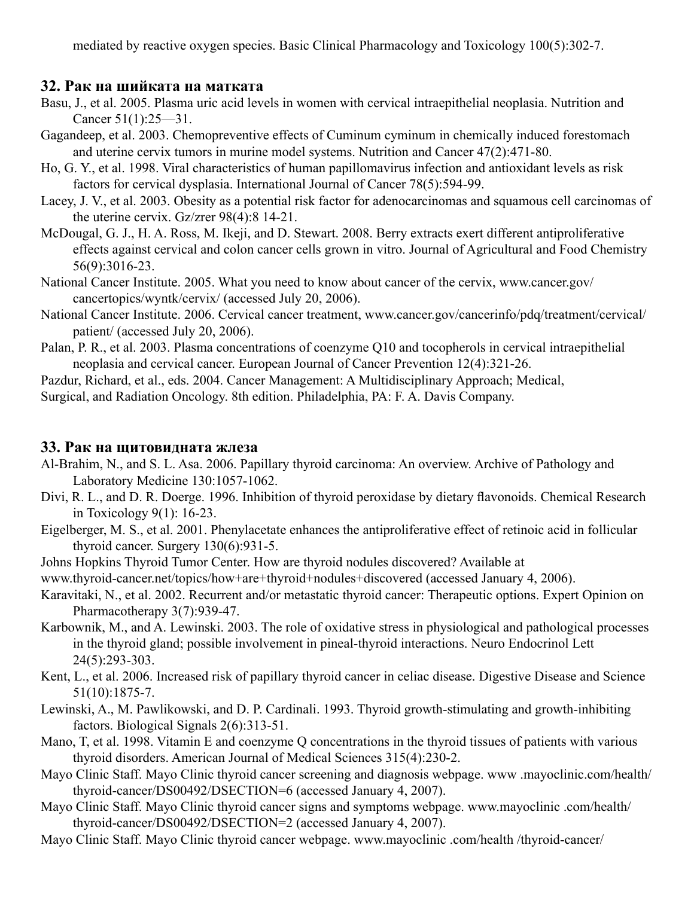mediated by reactive oxygen species. Basic Clinical Pharmacology and Toxicology 100(5):302-7.

## 32. Рак на шийката на матката

Basu, J., et al. 2005. Plasma uric acid levels in women with cervical intraepithelial neoplasia. Nutrition and Cancer 51(1):25—31.

Gagandeep, et al. 2003. Chemopreventive effects of Cuminum cyminum in chemically induced forestomach and uterine cervix tumors in murine model systems. Nutrition and Cancer 47(2):471-80.

Ho, G. Y., et al. 1998. Viral characteristics of human papillomavirus infection and antioxidant levels as risk factors for cervical dysplasia. International Journal of Cancer 78(5):594-99.

Lacey, J. V., et al. 2003. Obesity as a potential risk factor for adenocarcinomas and squamous cell carcinomas of the uterine cervix. Gz/zrer 98(4):8 14-21.

McDougal, G. J., H. A. Ross, M. Ikeji, and D. Stewart. 2008. Berry extracts exert different antiproliferative effects against cervical and colon cancer cells grown in vitro. Journal of Agricultural and Food Chemistry 56(9):3016-23.

National Cancer Institute. 2005. What you need to know about cancer of the cervix, www.cancer.gov/cancertopics/wyntk/cervix/ (accessed July 20, 2006).

National Cancer Institute. 2006. Cervical cancer treatment, www.cancer.gov/cancerinfo/pdq/treatment/cervical/patient/ (accessed July 20, 2006).

Palan, P. R., et al. 2003. Plasma concentrations of coenzyme Q10 and tocopherols in cervical intraepithelial neoplasia and cervical cancer. European Journal of Cancer Prevention 12(4):321-26.

Pazdur, Richard, et al., eds. 2004. Cancer Management: A Multidisciplinary Approach; Medical, Surgical, and Radiation Oncology. 8th edition. Philadelphia, PA: F. A. Davis Company.

## 33. Рак на щитовидната жлеза

Al-Brahim, N., and S. L. Asa. 2006. Papillary thyroid carcinoma: An overview. Archive of Pathology and Laboratory Medicine 130:1057-1062.

Divi, R. L., and D. R. Doerge. 1996. Inhibition of thyroid peroxidase by dietary flavonoids. Chemical Research in Toxicology 9(1): 16-23.

Eigelberger, M. S., et al. 2001. Phenylacetate enhances the antiproliferative effect of retinoic acid in follicular thyroid cancer. Surgery 130(6):931-5.

Johns Hopkins Thyroid Tumor Center. How are thyroid nodules discovered? Available at www.thyroid-cancer.net/topics/how+are+thyroid+nodules+discovered (accessed January 4, 2006).

Karavitaki, N., et al. 2002. Recurrent and/or metastatic thyroid cancer: Therapeutic options. Expert Opinion on Pharmacotherapy 3(7):939-47.

Karbownik, M., and A. Lewinski. 2003. The role of oxidative stress in physiological and pathological processes in the thyroid gland; possible involvement in pineal-thyroid interactions. Neuro Endocrinol Lett 24(5):293-303.

Kent, L., et al. 2006. Increased risk of papillary thyroid cancer in celiac disease. Digestive Disease and Science 51(10):1875-7.

Lewinski, A., M. Pawlikowski, and D. P. Cardinali. 1993. Thyroid growth-stimulating and growth-inhibiting factors. Biological Signals 2(6):313-51.

Mano, T, et al. 1998. Vitamin E and coenzyme Q concentrations in the thyroid tissues of patients with various thyroid disorders. American Journal of Medical Sciences 315(4):230-2.

Mayo Clinic Staff. Mayo Clinic thyroid cancer screening and diagnosis webpage. www .mayoclinic.com/health/thyroid-cancer/DS00492/DSECTION=6 (accessed January 4, 2007).

Mayo Clinic Staff. Mayo Clinic thyroid cancer signs and symptoms webpage. www.mayoclinic .com/health/thyroid-cancer/DS00492/DSECTION=2 (accessed January 4, 2007).

Mayo Clinic Staff. Mayo Clinic thyroid cancer webpage. www.mayoclinic .com/health /thyroid-cancer/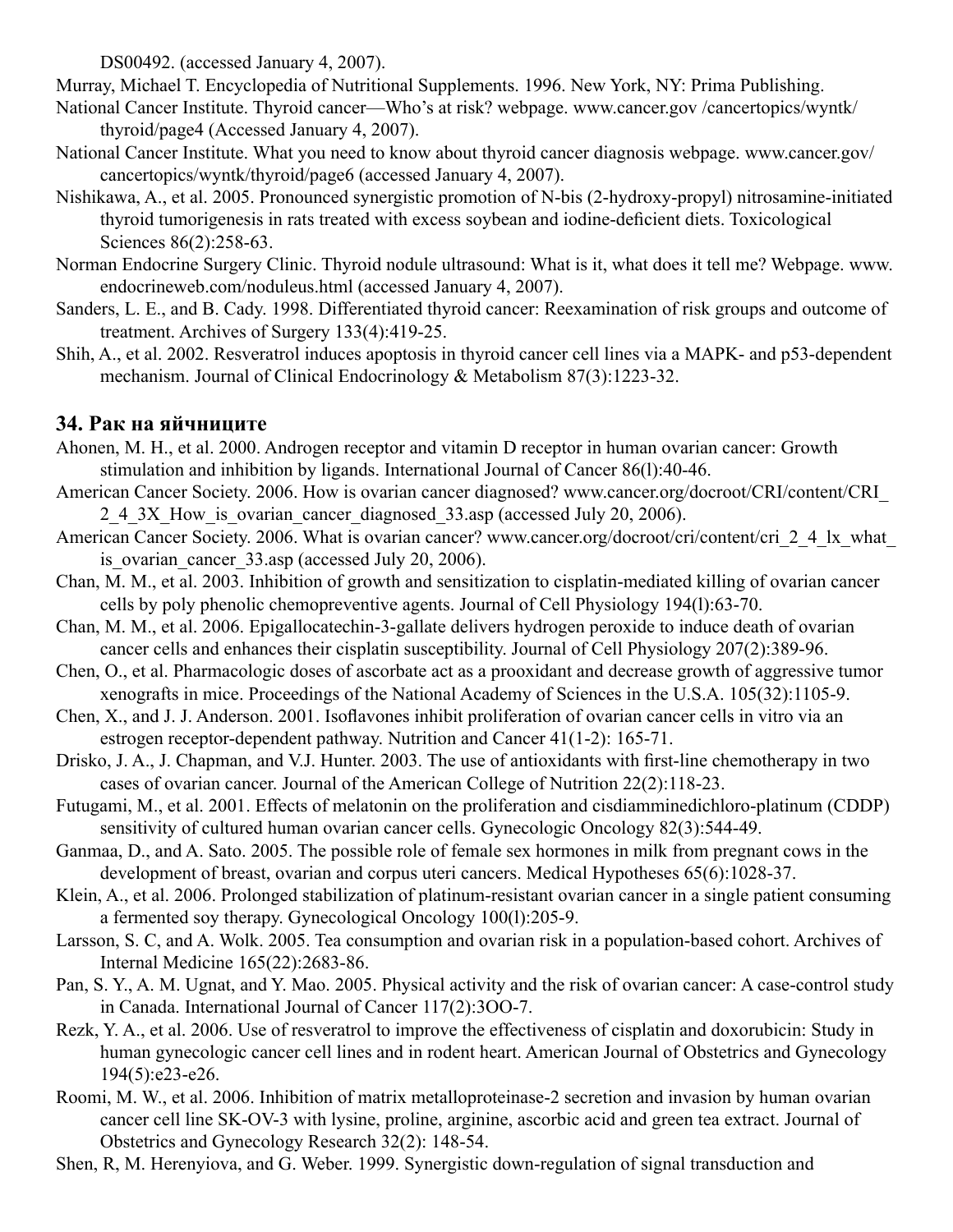DS00492. (accessed January 4, 2007).

Murray, Michael T. Encyclopedia of Nutritional Supplements. 1996. New York, NY: Prima Publishing.

National Cancer Institute. Thyroid cancer—Who's at risk? webpage. www.cancer.gov /cancertopics/wyntk/thyroid/page4 (Accessed January 4, 2007).

National Cancer Institute. What you need to know about thyroid cancer diagnosis webpage. www.cancer.gov/cancertopics/wyntk/thyroid/page6 (accessed January 4, 2007).

Nishikawa, A., et al. 2005. Pronounced synergistic promotion of N-bis (2-hydroxy-propyl) nitrosamine-initiated thyroid tumorigenesis in rats treated with excess soybean and iodine-deficient diets. Toxicological Sciences 86(2):258-63.

Norman Endocrine Surgery Clinic. Thyroid nodule ultrasound: What is it, what does it tell me? Webpage. www.endocrineweb.com/noduleus.html (accessed January 4, 2007).

Sanders, L. E., and B. Cady. 1998. Differentiated thyroid cancer: Reexamination of risk groups and outcome of treatment. Archives of Surgery 133(4):419-25.

Shih, A., et al. 2002. Resveratrol induces apoptosis in thyroid cancer cell lines via a MAPK- and p53-dependent mechanism. Journal of Clinical Endocrinology & Metabolism 87(3):1223-32.

## 34. Рак на яйчниците

Ahonen, M. H., et al. 2000. Androgen receptor and vitamin D receptor in human ovarian cancer: Growth stimulation and inhibition by ligands. International Journal of Cancer 86(l):40-46.

American Cancer Society. 2006. How is ovarian cancer diagnosed? www.cancer.org/docroot/CRI/content/CRI_2_4_3X_How_is_ovarian_cancer_diagnosed_33.asp (accessed July 20, 2006).

American Cancer Society. 2006. What is ovarian cancer? www.cancer.org/docroot/cri/content/cri_2_4_lx_what_is_ovarian_cancer_33.asp (accessed July 20, 2006).

Chan, M. M., et al. 2003. Inhibition of growth and sensitization to cisplatin-mediated killing of ovarian cancer cells by poly phenolic chemopreventive agents. Journal of Cell Physiology 194(l):63-70.

Chan, M. M., et al. 2006. Epigallocatechin-3-gallate delivers hydrogen peroxide to induce death of ovarian cancer cells and enhances their cisplatin susceptibility. Journal of Cell Physiology 207(2):389-96.

Chen, O., et al. Pharmacologic doses of ascorbate act as a prooxidant and decrease growth of aggressive tumor xenografts in mice. Proceedings of the National Academy of Sciences in the U.S.A. 105(32):1105-9.

Chen, X., and J. J. Anderson. 2001. Isoflavones inhibit proliferation of ovarian cancer cells in vitro via an estrogen receptor-dependent pathway. Nutrition and Cancer 41(1-2): 165-71.

Drisko, J. A., J. Chapman, and V.J. Hunter. 2003. The use of antioxidants with first-line chemotherapy in two cases of ovarian cancer. Journal of the American College of Nutrition 22(2):118-23.

Futugami, M., et al. 2001. Effects of melatonin on the proliferation and cisdiamminedichloro-platinum (CDDP) sensitivity of cultured human ovarian cancer cells. Gynecologic Oncology 82(3):544-49.

Ganmaa, D., and A. Sato. 2005. The possible role of female sex hormones in milk from pregnant cows in the development of breast, ovarian and corpus uteri cancers. Medical Hypotheses 65(6):1028-37.

Klein, A., et al. 2006. Prolonged stabilization of platinum-resistant ovarian cancer in a single patient consuming a fermented soy therapy. Gynecological Oncology 100(l):205-9.

Larsson, S. C, and A. Wolk. 2005. Tea consumption and ovarian risk in a population-based cohort. Archives of Internal Medicine 165(22):2683-86.

Pan, S. Y., A. M. Ugnat, and Y. Mao. 2005. Physical activity and the risk of ovarian cancer: A case-control study in Canada. International Journal of Cancer 117(2):3OO-7.

Rezk, Y. A., et al. 2006. Use of resveratrol to improve the effectiveness of cisplatin and doxorubicin: Study in human gynecologic cancer cell lines and in rodent heart. American Journal of Obstetrics and Gynecology 194(5):e23-e26.

Roomi, M. W., et al. 2006. Inhibition of matrix metalloproteinase-2 secretion and invasion by human ovarian cancer cell line SK-OV-3 with lysine, proline, arginine, ascorbic acid and green tea extract. Journal of Obstetrics and Gynecology Research 32(2): 148-54.

Shen, R, M. Herenyiova, and G. Weber. 1999. Synergistic down-regulation of signal transduction and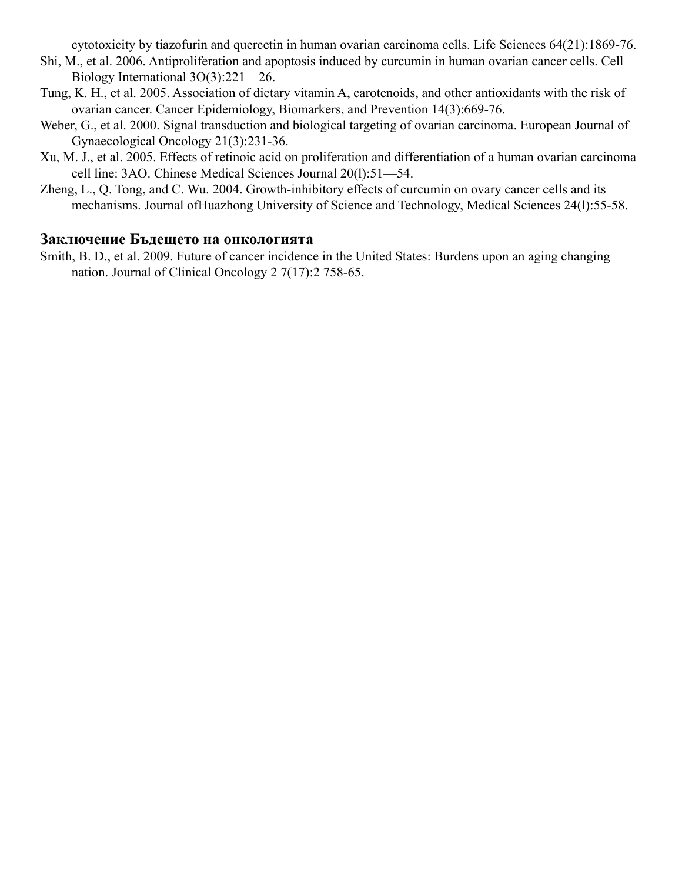cytotoxicity by tiazofurin and quercetin in human ovarian carcinoma cells. Life Sciences 64(21):1869-76.

Shi, M., et al. 2006. Antiproliferation and apoptosis induced by curcumin in human ovarian cancer cells. Cell Biology International 3O(3):221—26.

Tung, K. H., et al. 2005. Association of dietary vitamin A, carotenoids, and other antioxidants with the risk of ovarian cancer. Cancer Epidemiology, Biomarkers, and Prevention 14(3):669-76.

Weber, G., et al. 2000. Signal transduction and biological targeting of ovarian carcinoma. European Journal of Gynaecological Oncology 21(3):231-36.

Xu, M. J., et al. 2005. Effects of retinoic acid on proliferation and differentiation of a human ovarian carcinoma cell line: 3AO. Chinese Medical Sciences Journal 20(l):51—54.

Zheng, L., Q. Tong, and C. Wu. 2004. Growth-inhibitory effects of curcumin on ovary cancer cells and its mechanisms. Journal ofHuazhong University of Science and Technology, Medical Sciences 24(l):55-58.

## Заключение Бъдещето на онкологията

Smith, B. D., et al. 2009. Future of cancer incidence in the United States: Burdens upon an aging changing nation. Journal of Clinical Oncology 2 7(17):2 758-65.